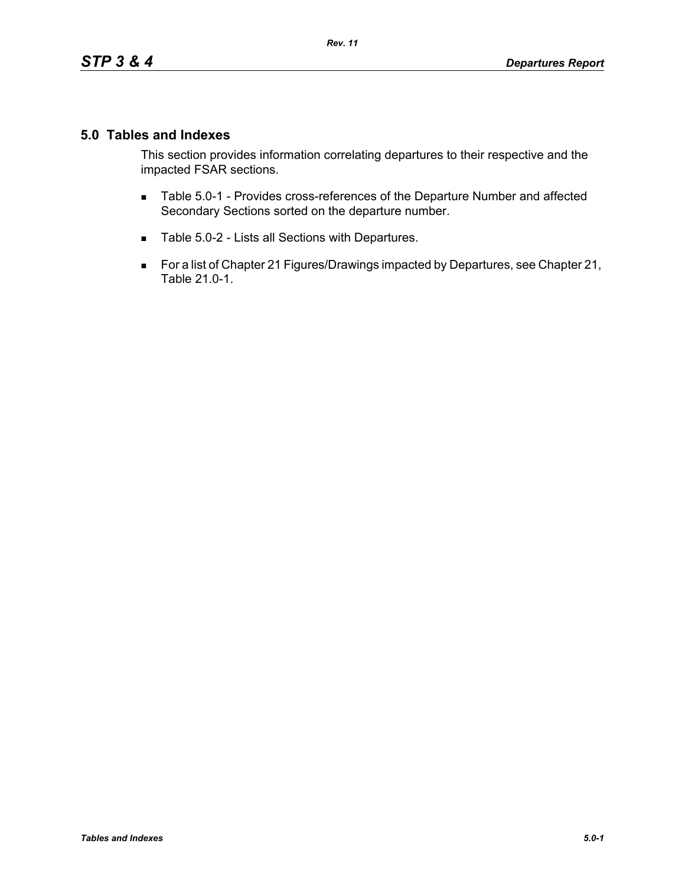# 5.0 Tables and Indexes

This section provides information correlating departures to their respective and the impacted FSAR sections.

- Table 5.0-1 - Provides cross-references of the Departure Number and affected Secondary Sections sorted on the departure number.
- Table 5.0-2 - Lists all Sections with Departures.
- For a list of Chapter 21 Figures/Drawings impacted by Departures, see Chapter 21, Table 21.0-1.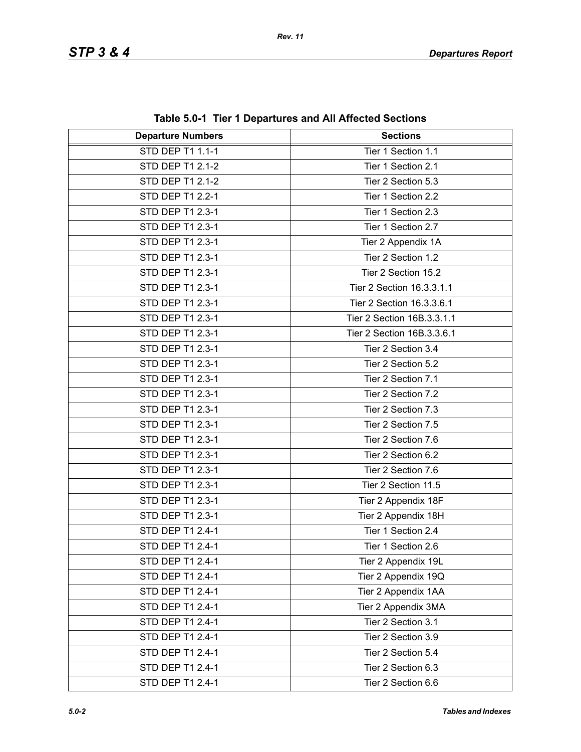**Table 5.0-1 Tier 1 Departures and All Affected Sections**

| Departure Numbers | Sections |
|---|---|
| STD DEP T1 1.1-1 | Tier 1 Section 1.1 |
| STD DEP T1 2.1-2 | Tier 1 Section 2.1 |
| STD DEP T1 2.1-2 | Tier 2 Section 5.3 |
| STD DEP T1 2.2-1 | Tier 1 Section 2.2 |
| STD DEP T1 2.3-1 | Tier 1 Section 2.3 |
| STD DEP T1 2.3-1 | Tier 1 Section 2.7 |
| STD DEP T1 2.3-1 | Tier 2 Appendix 1A |
| STD DEP T1 2.3-1 | Tier 2 Section 1.2 |
| STD DEP T1 2.3-1 | Tier 2 Section 15.2 |
| STD DEP T1 2.3-1 | Tier 2 Section 16.3.3.1.1 |
| STD DEP T1 2.3-1 | Tier 2 Section 16.3.3.6.1 |
| STD DEP T1 2.3-1 | Tier 2 Section 16B.3.3.1.1 |
| STD DEP T1 2.3-1 | Tier 2 Section 16B.3.3.6.1 |
| STD DEP T1 2.3-1 | Tier 2 Section 3.4 |
| STD DEP T1 2.3-1 | Tier 2 Section 5.2 |
| STD DEP T1 2.3-1 | Tier 2 Section 7.1 |
| STD DEP T1 2.3-1 | Tier 2 Section 7.2 |
| STD DEP T1 2.3-1 | Tier 2 Section 7.3 |
| STD DEP T1 2.3-1 | Tier 2 Section 7.5 |
| STD DEP T1 2.3-1 | Tier 2 Section 7.6 |
| STD DEP T1 2.3-1 | Tier 2 Section 6.2 |
| STD DEP T1 2.3-1 | Tier 2 Section 7.6 |
| STD DEP T1 2.3-1 | Tier 2 Section 11.5 |
| STD DEP T1 2.3-1 | Tier 2 Appendix 18F |
| STD DEP T1 2.3-1 | Tier 2 Appendix 18H |
| STD DEP T1 2.4-1 | Tier 1 Section 2.4 |
| STD DEP T1 2.4-1 | Tier 1 Section 2.6 |
| STD DEP T1 2.4-1 | Tier 2 Appendix 19L |
| STD DEP T1 2.4-1 | Tier 2 Appendix 19Q |
| STD DEP T1 2.4-1 | Tier 2 Appendix 1AA |
| STD DEP T1 2.4-1 | Tier 2 Appendix 3MA |
| STD DEP T1 2.4-1 | Tier 2 Section 3.1 |
| STD DEP T1 2.4-1 | Tier 2 Section 3.9 |
| STD DEP T1 2.4-1 | Tier 2 Section 5.4 |
| STD DEP T1 2.4-1 | Tier 2 Section 6.3 |
| STD DEP T1 2.4-1 | Tier 2 Section 6.6 |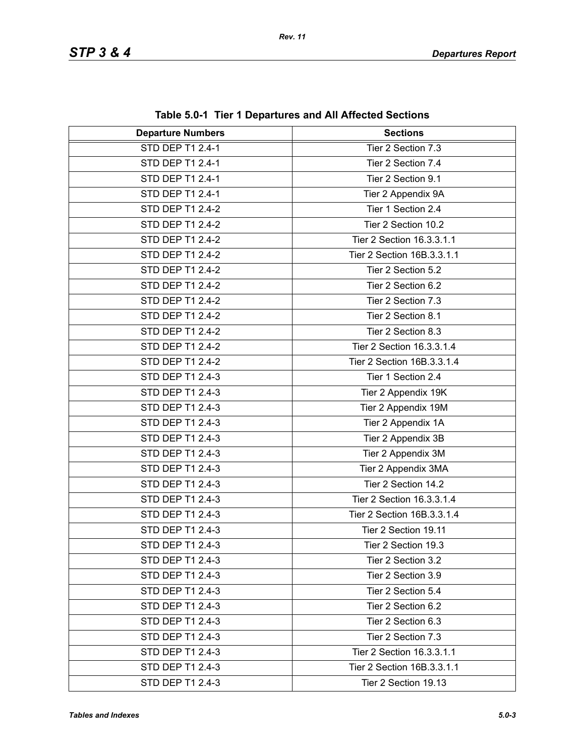**Table 5.0-1 Tier 1 Departures and All Affected Sections**

| Departure Numbers | Sections |
|---|---|
| STD DEP T1 2.4-1 | Tier 2 Section 7.3 |
| STD DEP T1 2.4-1 | Tier 2 Section 7.4 |
| STD DEP T1 2.4-1 | Tier 2 Section 9.1 |
| STD DEP T1 2.4-1 | Tier 2 Appendix 9A |
| STD DEP T1 2.4-2 | Tier 1 Section 2.4 |
| STD DEP T1 2.4-2 | Tier 2 Section 10.2 |
| STD DEP T1 2.4-2 | Tier 2 Section 16.3.3.1.1 |
| STD DEP T1 2.4-2 | Tier 2 Section 16B.3.3.1.1 |
| STD DEP T1 2.4-2 | Tier 2 Section 5.2 |
| STD DEP T1 2.4-2 | Tier 2 Section 6.2 |
| STD DEP T1 2.4-2 | Tier 2 Section 7.3 |
| STD DEP T1 2.4-2 | Tier 2 Section 8.1 |
| STD DEP T1 2.4-2 | Tier 2 Section 8.3 |
| STD DEP T1 2.4-2 | Tier 2 Section 16.3.3.1.4 |
| STD DEP T1 2.4-2 | Tier 2 Section 16B.3.3.1.4 |
| STD DEP T1 2.4-3 | Tier 1 Section 2.4 |
| STD DEP T1 2.4-3 | Tier 2 Appendix 19K |
| STD DEP T1 2.4-3 | Tier 2 Appendix 19M |
| STD DEP T1 2.4-3 | Tier 2 Appendix 1A |
| STD DEP T1 2.4-3 | Tier 2 Appendix 3B |
| STD DEP T1 2.4-3 | Tier 2 Appendix 3M |
| STD DEP T1 2.4-3 | Tier 2 Appendix 3MA |
| STD DEP T1 2.4-3 | Tier 2 Section 14.2 |
| STD DEP T1 2.4-3 | Tier 2 Section 16.3.3.1.4 |
| STD DEP T1 2.4-3 | Tier 2 Section 16B.3.3.1.4 |
| STD DEP T1 2.4-3 | Tier 2 Section 19.11 |
| STD DEP T1 2.4-3 | Tier 2 Section 19.3 |
| STD DEP T1 2.4-3 | Tier 2 Section 3.2 |
| STD DEP T1 2.4-3 | Tier 2 Section 3.9 |
| STD DEP T1 2.4-3 | Tier 2 Section 5.4 |
| STD DEP T1 2.4-3 | Tier 2 Section 6.2 |
| STD DEP T1 2.4-3 | Tier 2 Section 6.3 |
| STD DEP T1 2.4-3 | Tier 2 Section 7.3 |
| STD DEP T1 2.4-3 | Tier 2 Section 16.3.3.1.1 |
| STD DEP T1 2.4-3 | Tier 2 Section 16B.3.3.1.1 |
| STD DEP T1 2.4-3 | Tier 2 Section 19.13 |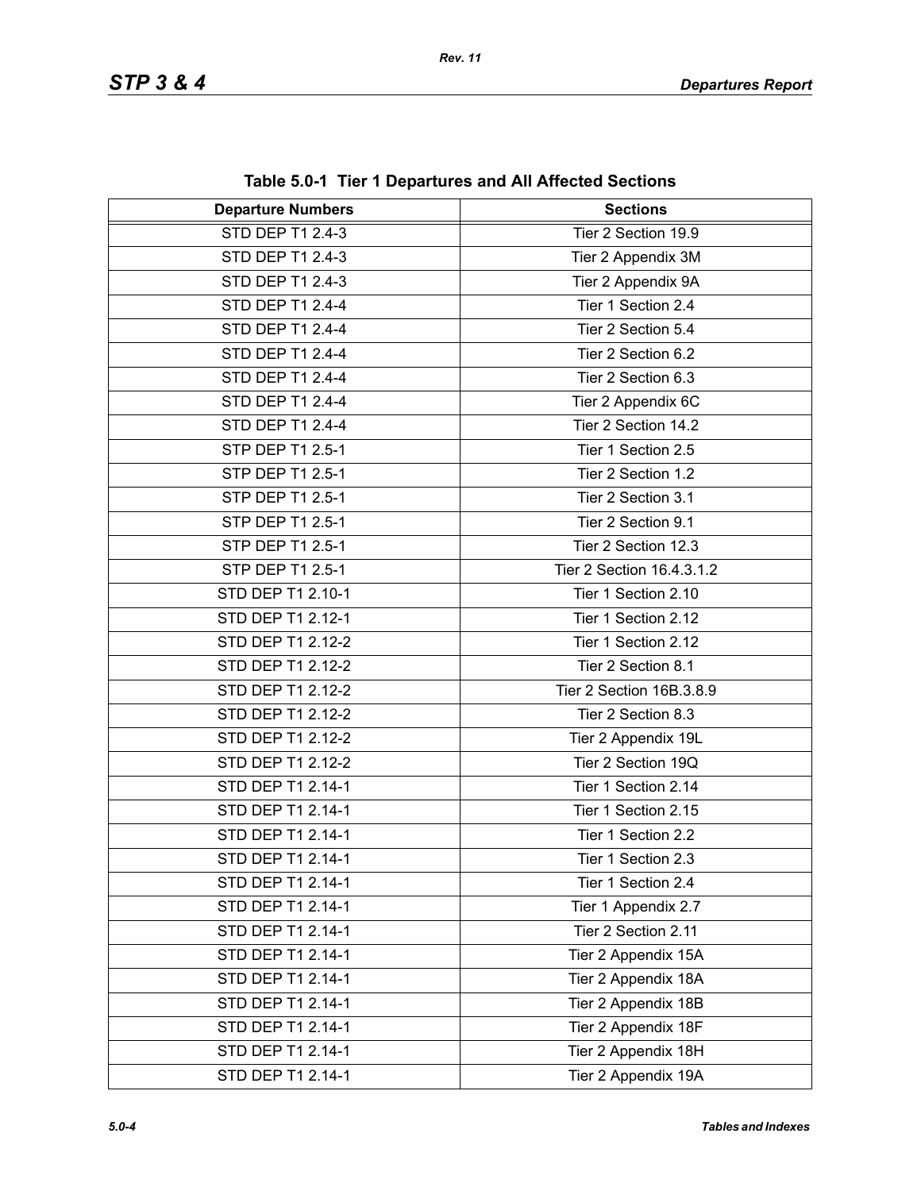**Table 5.0-1 Tier 1 Departures and All Affected Sections**

| Departure Numbers | Sections |
| --- | --- |
| STD DEP T1 2.4-3 | Tier 2 Section 19.9 |
| STD DEP T1 2.4-3 | Tier 2 Appendix 3M |
| STD DEP T1 2.4-3 | Tier 2 Appendix 9A |
| STD DEP T1 2.4-4 | Tier 1 Section 2.4 |
| STD DEP T1 2.4-4 | Tier 2 Section 5.4 |
| STD DEP T1 2.4-4 | Tier 2 Section 6.2 |
| STD DEP T1 2.4-4 | Tier 2 Section 6.3 |
| STD DEP T1 2.4-4 | Tier 2 Appendix 6C |
| STD DEP T1 2.4-4 | Tier 2 Section 14.2 |
| STP DEP T1 2.5-1 | Tier 1 Section 2.5 |
| STP DEP T1 2.5-1 | Tier 2 Section 1.2 |
| STP DEP T1 2.5-1 | Tier 2 Section 3.1 |
| STP DEP T1 2.5-1 | Tier 2 Section 9.1 |
| STP DEP T1 2.5-1 | Tier 2 Section 12.3 |
| STP DEP T1 2.5-1 | Tier 2 Section 16.4.3.1.2 |
| STD DEP T1 2.10-1 | Tier 1 Section 2.10 |
| STD DEP T1 2.12-1 | Tier 1 Section 2.12 |
| STD DEP T1 2.12-2 | Tier 1 Section 2.12 |
| STD DEP T1 2.12-2 | Tier 2 Section 8.1 |
| STD DEP T1 2.12-2 | Tier 2 Section 16B.3.8.9 |
| STD DEP T1 2.12-2 | Tier 2 Section 8.3 |
| STD DEP T1 2.12-2 | Tier 2 Appendix 19L |
| STD DEP T1 2.12-2 | Tier 2 Section 19Q |
| STD DEP T1 2.14-1 | Tier 1 Section 2.14 |
| STD DEP T1 2.14-1 | Tier 1 Section 2.15 |
| STD DEP T1 2.14-1 | Tier 1 Section 2.2 |
| STD DEP T1 2.14-1 | Tier 1 Section 2.3 |
| STD DEP T1 2.14-1 | Tier 1 Section 2.4 |
| STD DEP T1 2.14-1 | Tier 1 Appendix 2.7 |
| STD DEP T1 2.14-1 | Tier 2 Section 2.11 |
| STD DEP T1 2.14-1 | Tier 2 Appendix 15A |
| STD DEP T1 2.14-1 | Tier 2 Appendix 18A |
| STD DEP T1 2.14-1 | Tier 2 Appendix 18B |
| STD DEP T1 2.14-1 | Tier 2 Appendix 18F |
| STD DEP T1 2.14-1 | Tier 2 Appendix 18H |
| STD DEP T1 2.14-1 | Tier 2 Appendix 19A |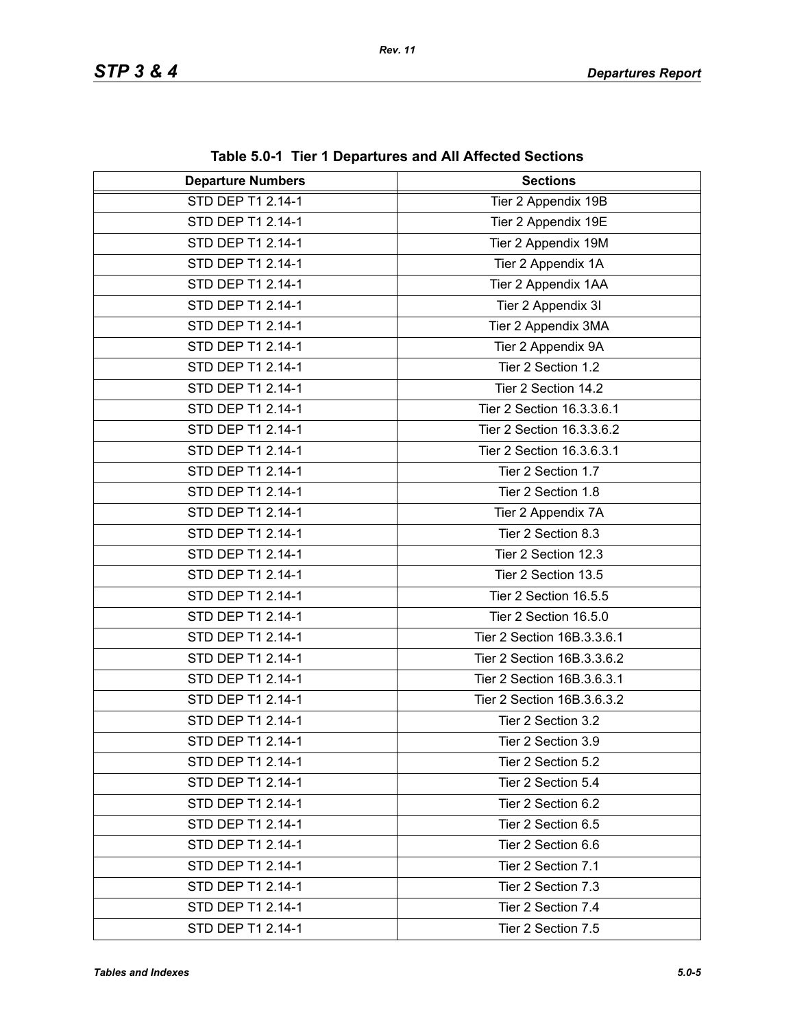**Table 5.0-1 Tier 1 Departures and All Affected Sections**

| Departure Numbers | Sections |
|---|---|
| STD DEP T1 2.14-1 | Tier 2 Appendix 19B |
| STD DEP T1 2.14-1 | Tier 2 Appendix 19E |
| STD DEP T1 2.14-1 | Tier 2 Appendix 19M |
| STD DEP T1 2.14-1 | Tier 2 Appendix 1A |
| STD DEP T1 2.14-1 | Tier 2 Appendix 1AA |
| STD DEP T1 2.14-1 | Tier 2 Appendix 3I |
| STD DEP T1 2.14-1 | Tier 2 Appendix 3MA |
| STD DEP T1 2.14-1 | Tier 2 Appendix 9A |
| STD DEP T1 2.14-1 | Tier 2 Section 1.2 |
| STD DEP T1 2.14-1 | Tier 2 Section 14.2 |
| STD DEP T1 2.14-1 | Tier 2 Section 16.3.3.6.1 |
| STD DEP T1 2.14-1 | Tier 2 Section 16.3.3.6.2 |
| STD DEP T1 2.14-1 | Tier 2 Section 16.3.6.3.1 |
| STD DEP T1 2.14-1 | Tier 2 Section 1.7 |
| STD DEP T1 2.14-1 | Tier 2 Section 1.8 |
| STD DEP T1 2.14-1 | Tier 2 Appendix 7A |
| STD DEP T1 2.14-1 | Tier 2 Section 8.3 |
| STD DEP T1 2.14-1 | Tier 2 Section 12.3 |
| STD DEP T1 2.14-1 | Tier 2 Section 13.5 |
| STD DEP T1 2.14-1 | Tier 2 Section 16.5.5 |
| STD DEP T1 2.14-1 | Tier 2 Section 16.5.0 |
| STD DEP T1 2.14-1 | Tier 2 Section 16B.3.3.6.1 |
| STD DEP T1 2.14-1 | Tier 2 Section 16B.3.3.6.2 |
| STD DEP T1 2.14-1 | Tier 2 Section 16B.3.6.3.1 |
| STD DEP T1 2.14-1 | Tier 2 Section 16B.3.6.3.2 |
| STD DEP T1 2.14-1 | Tier 2 Section 3.2 |
| STD DEP T1 2.14-1 | Tier 2 Section 3.9 |
| STD DEP T1 2.14-1 | Tier 2 Section 5.2 |
| STD DEP T1 2.14-1 | Tier 2 Section 5.4 |
| STD DEP T1 2.14-1 | Tier 2 Section 6.2 |
| STD DEP T1 2.14-1 | Tier 2 Section 6.5 |
| STD DEP T1 2.14-1 | Tier 2 Section 6.6 |
| STD DEP T1 2.14-1 | Tier 2 Section 7.1 |
| STD DEP T1 2.14-1 | Tier 2 Section 7.3 |
| STD DEP T1 2.14-1 | Tier 2 Section 7.4 |
| STD DEP T1 2.14-1 | Tier 2 Section 7.5 |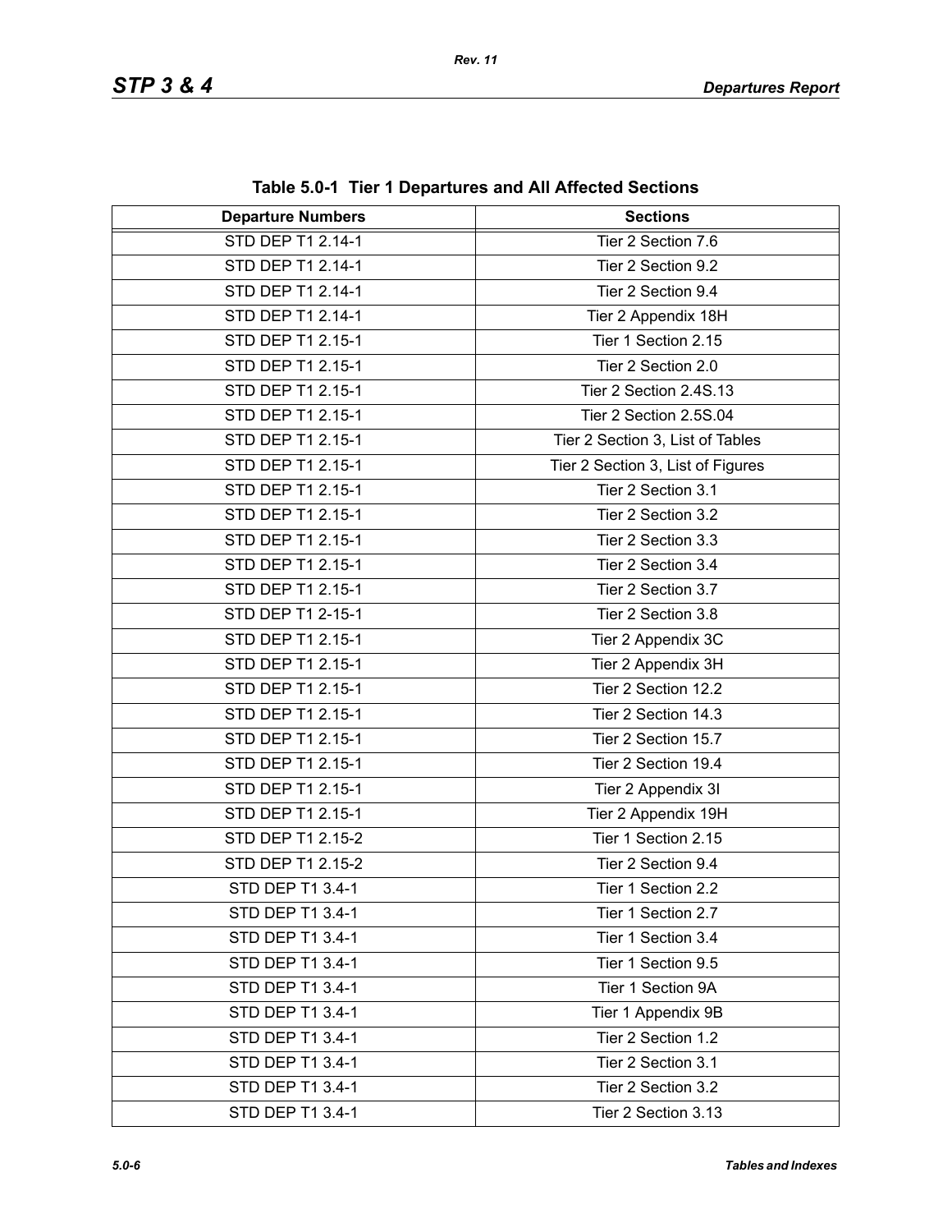**Table 5.0-1 Tier 1 Departures and All Affected Sections**

| Departure Numbers | Sections |
|---|---|
| STD DEP T1 2.14-1 | Tier 2 Section 7.6 |
| STD DEP T1 2.14-1 | Tier 2 Section 9.2 |
| STD DEP T1 2.14-1 | Tier 2 Section 9.4 |
| STD DEP T1 2.14-1 | Tier 2 Appendix 18H |
| STD DEP T1 2.15-1 | Tier 1 Section 2.15 |
| STD DEP T1 2.15-1 | Tier 2 Section 2.0 |
| STD DEP T1 2.15-1 | Tier 2 Section 2.4S.13 |
| STD DEP T1 2.15-1 | Tier 2 Section 2.5S.04 |
| STD DEP T1 2.15-1 | Tier 2 Section 3, List of Tables |
| STD DEP T1 2.15-1 | Tier 2 Section 3, List of Figures |
| STD DEP T1 2.15-1 | Tier 2 Section 3.1 |
| STD DEP T1 2.15-1 | Tier 2 Section 3.2 |
| STD DEP T1 2.15-1 | Tier 2 Section 3.3 |
| STD DEP T1 2.15-1 | Tier 2 Section 3.4 |
| STD DEP T1 2.15-1 | Tier 2 Section 3.7 |
| STD DEP T1 2-15-1 | Tier 2 Section 3.8 |
| STD DEP T1 2.15-1 | Tier 2 Appendix 3C |
| STD DEP T1 2.15-1 | Tier 2 Appendix 3H |
| STD DEP T1 2.15-1 | Tier 2 Section 12.2 |
| STD DEP T1 2.15-1 | Tier 2 Section 14.3 |
| STD DEP T1 2.15-1 | Tier 2 Section 15.7 |
| STD DEP T1 2.15-1 | Tier 2 Section 19.4 |
| STD DEP T1 2.15-1 | Tier 2 Appendix 3I |
| STD DEP T1 2.15-1 | Tier 2 Appendix 19H |
| STD DEP T1 2.15-2 | Tier 1 Section 2.15 |
| STD DEP T1 2.15-2 | Tier 2 Section 9.4 |
| STD DEP T1 3.4-1 | Tier 1 Section 2.2 |
| STD DEP T1 3.4-1 | Tier 1 Section 2.7 |
| STD DEP T1 3.4-1 | Tier 1 Section 3.4 |
| STD DEP T1 3.4-1 | Tier 1 Section 9.5 |
| STD DEP T1 3.4-1 | Tier 1 Section 9A |
| STD DEP T1 3.4-1 | Tier 1 Appendix 9B |
| STD DEP T1 3.4-1 | Tier 2 Section 1.2 |
| STD DEP T1 3.4-1 | Tier 2 Section 3.1 |
| STD DEP T1 3.4-1 | Tier 2 Section 3.2 |
| STD DEP T1 3.4-1 | Tier 2 Section 3.13 |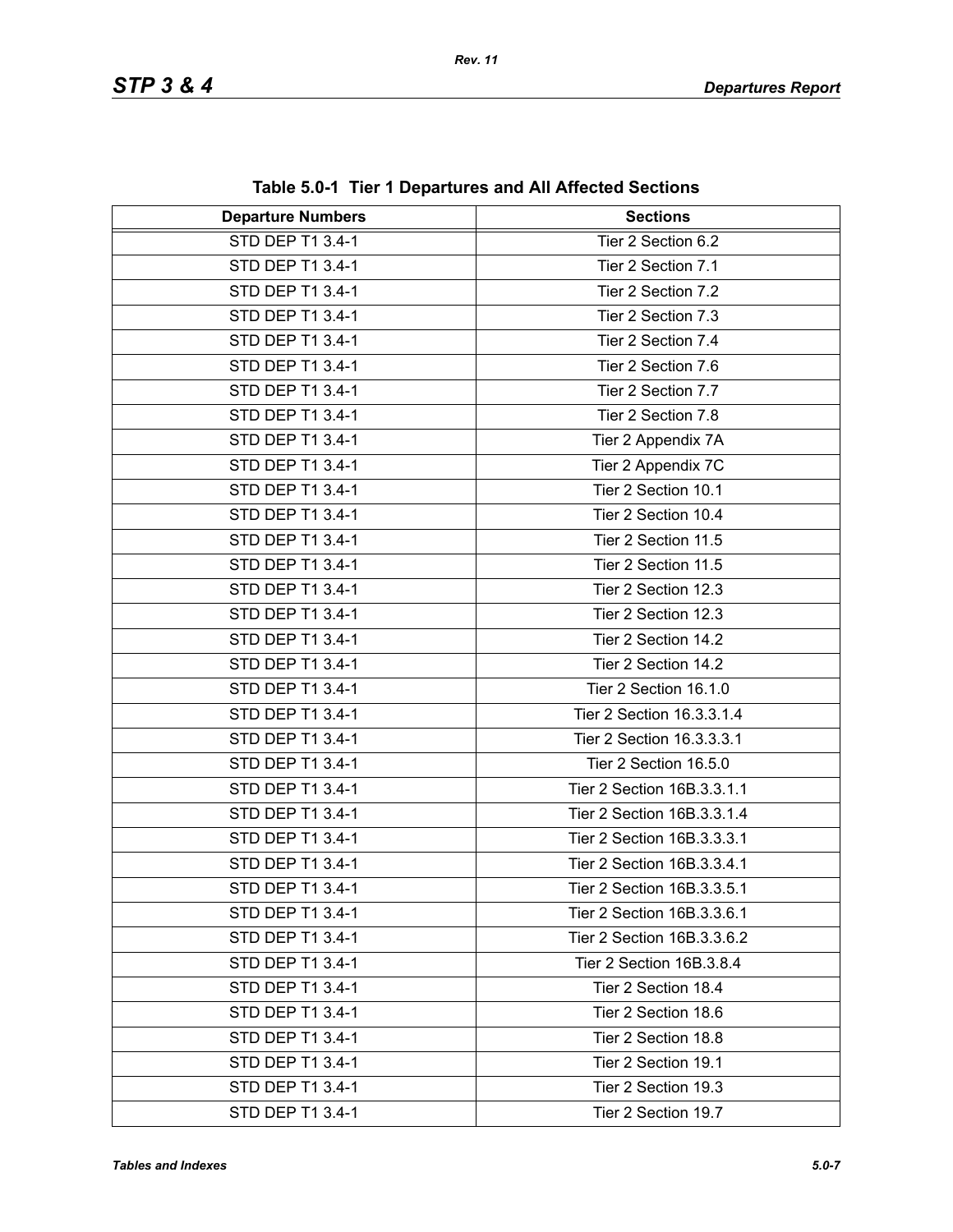**Table 5.0-1 Tier 1 Departures and All Affected Sections**

| Departure Numbers | Sections |
|---|---|
| STD DEP T1 3.4-1 | Tier 2 Section 6.2 |
| STD DEP T1 3.4-1 | Tier 2 Section 7.1 |
| STD DEP T1 3.4-1 | Tier 2 Section 7.2 |
| STD DEP T1 3.4-1 | Tier 2 Section 7.3 |
| STD DEP T1 3.4-1 | Tier 2 Section 7.4 |
| STD DEP T1 3.4-1 | Tier 2 Section 7.6 |
| STD DEP T1 3.4-1 | Tier 2 Section 7.7 |
| STD DEP T1 3.4-1 | Tier 2 Section 7.8 |
| STD DEP T1 3.4-1 | Tier 2 Appendix 7A |
| STD DEP T1 3.4-1 | Tier 2 Appendix 7C |
| STD DEP T1 3.4-1 | Tier 2 Section 10.1 |
| STD DEP T1 3.4-1 | Tier 2 Section 10.4 |
| STD DEP T1 3.4-1 | Tier 2 Section 11.5 |
| STD DEP T1 3.4-1 | Tier 2 Section 11.5 |
| STD DEP T1 3.4-1 | Tier 2 Section 12.3 |
| STD DEP T1 3.4-1 | Tier 2 Section 12.3 |
| STD DEP T1 3.4-1 | Tier 2 Section 14.2 |
| STD DEP T1 3.4-1 | Tier 2 Section 14.2 |
| STD DEP T1 3.4-1 | Tier 2 Section 16.1.0 |
| STD DEP T1 3.4-1 | Tier 2 Section 16.3.3.1.4 |
| STD DEP T1 3.4-1 | Tier 2 Section 16.3.3.3.1 |
| STD DEP T1 3.4-1 | Tier 2 Section 16.5.0 |
| STD DEP T1 3.4-1 | Tier 2 Section 16B.3.3.1.1 |
| STD DEP T1 3.4-1 | Tier 2 Section 16B.3.3.1.4 |
| STD DEP T1 3.4-1 | Tier 2 Section 16B.3.3.3.1 |
| STD DEP T1 3.4-1 | Tier 2 Section 16B.3.3.4.1 |
| STD DEP T1 3.4-1 | Tier 2 Section 16B.3.3.5.1 |
| STD DEP T1 3.4-1 | Tier 2 Section 16B.3.3.6.1 |
| STD DEP T1 3.4-1 | Tier 2 Section 16B.3.3.6.2 |
| STD DEP T1 3.4-1 | Tier 2 Section 16B.3.8.4 |
| STD DEP T1 3.4-1 | Tier 2 Section 18.4 |
| STD DEP T1 3.4-1 | Tier 2 Section 18.6 |
| STD DEP T1 3.4-1 | Tier 2 Section 18.8 |
| STD DEP T1 3.4-1 | Tier 2 Section 19.1 |
| STD DEP T1 3.4-1 | Tier 2 Section 19.3 |
| STD DEP T1 3.4-1 | Tier 2 Section 19.7 |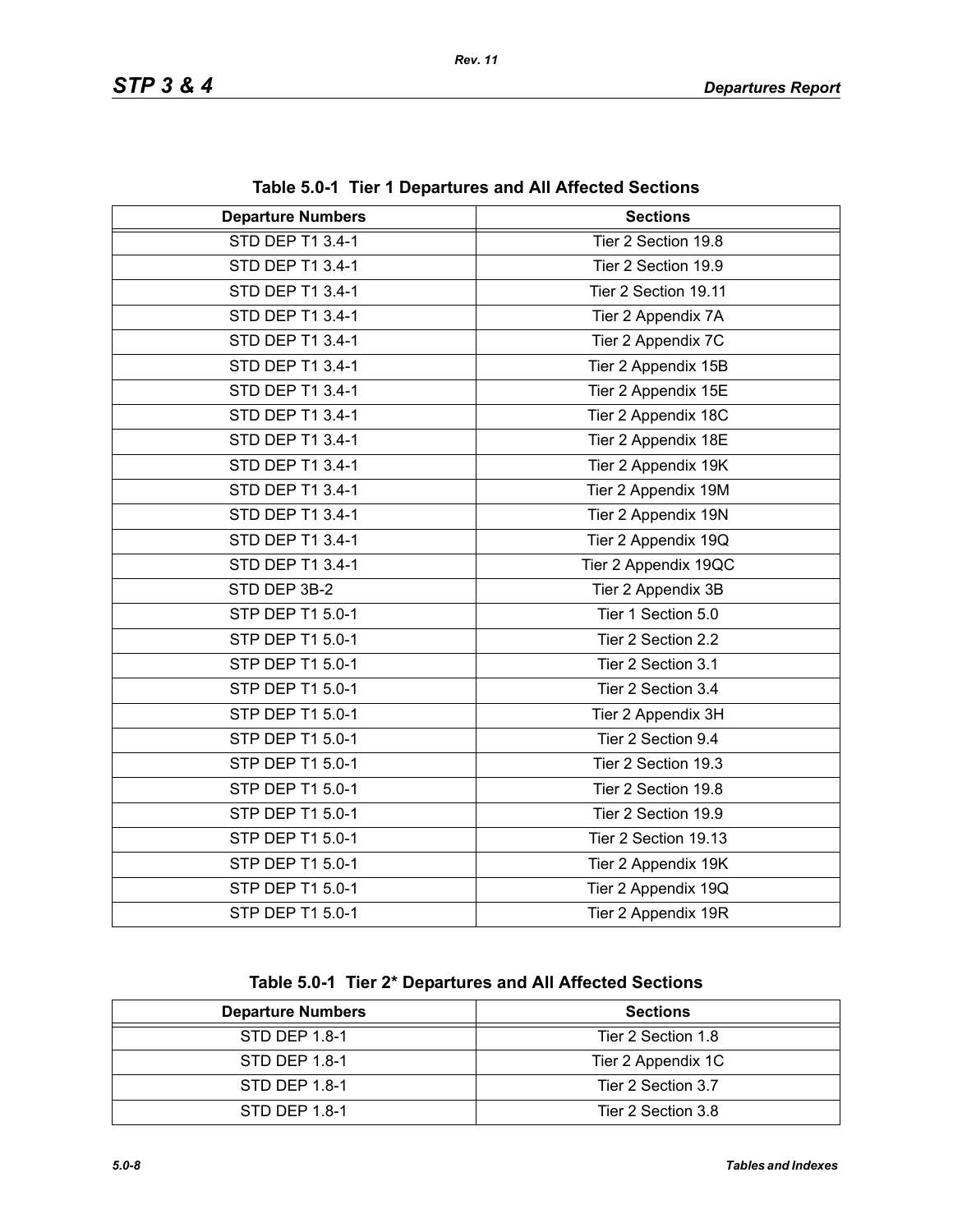**Table 5.0-1 Tier 1 Departures and All Affected Sections**

| Departure Numbers | Sections |
|---|---|
| STD DEP T1 3.4-1 | Tier 2 Section 19.8 |
| STD DEP T1 3.4-1 | Tier 2 Section 19.9 |
| STD DEP T1 3.4-1 | Tier 2 Section 19.11 |
| STD DEP T1 3.4-1 | Tier 2 Appendix 7A |
| STD DEP T1 3.4-1 | Tier 2 Appendix 7C |
| STD DEP T1 3.4-1 | Tier 2 Appendix 15B |
| STD DEP T1 3.4-1 | Tier 2 Appendix 15E |
| STD DEP T1 3.4-1 | Tier 2 Appendix 18C |
| STD DEP T1 3.4-1 | Tier 2 Appendix 18E |
| STD DEP T1 3.4-1 | Tier 2 Appendix 19K |
| STD DEP T1 3.4-1 | Tier 2 Appendix 19M |
| STD DEP T1 3.4-1 | Tier 2 Appendix 19N |
| STD DEP T1 3.4-1 | Tier 2 Appendix 19Q |
| STD DEP T1 3.4-1 | Tier 2 Appendix 19QC |
| STD DEP 3B-2 | Tier 2 Appendix 3B |
| STP DEP T1 5.0-1 | Tier 1 Section 5.0 |
| STP DEP T1 5.0-1 | Tier 2 Section 2.2 |
| STP DEP T1 5.0-1 | Tier 2 Section 3.1 |
| STP DEP T1 5.0-1 | Tier 2 Section 3.4 |
| STP DEP T1 5.0-1 | Tier 2 Appendix 3H |
| STP DEP T1 5.0-1 | Tier 2 Section 9.4 |
| STP DEP T1 5.0-1 | Tier 2 Section 19.3 |
| STP DEP T1 5.0-1 | Tier 2 Section 19.8 |
| STP DEP T1 5.0-1 | Tier 2 Section 19.9 |
| STP DEP T1 5.0-1 | Tier 2 Section 19.13 |
| STP DEP T1 5.0-1 | Tier 2 Appendix 19K |
| STP DEP T1 5.0-1 | Tier 2 Appendix 19Q |
| STP DEP T1 5.0-1 | Tier 2 Appendix 19R |

**Table 5.0-1 Tier 2* Departures and All Affected Sections**

| Departure Numbers | Sections |
|---|---|
| STD DEP 1.8-1 | Tier 2 Section 1.8 |
| STD DEP 1.8-1 | Tier 2 Appendix 1C |
| STD DEP 1.8-1 | Tier 2 Section 3.7 |
| STD DEP 1.8-1 | Tier 2 Section 3.8 |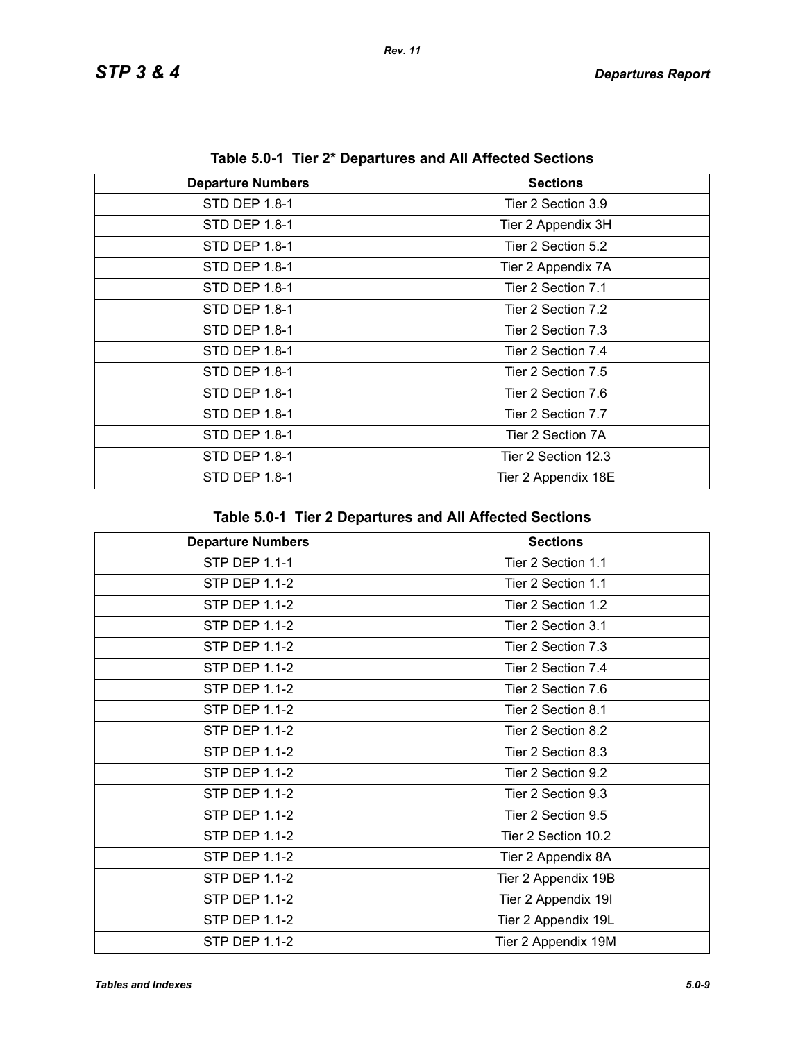**Table 5.0-1 Tier 2* Departures and All Affected Sections**

| Departure Numbers | Sections |
|---|---|
| STD DEP 1.8-1 | Tier 2 Section 3.9 |
| STD DEP 1.8-1 | Tier 2 Appendix 3H |
| STD DEP 1.8-1 | Tier 2 Section 5.2 |
| STD DEP 1.8-1 | Tier 2 Appendix 7A |
| STD DEP 1.8-1 | Tier 2 Section 7.1 |
| STD DEP 1.8-1 | Tier 2 Section 7.2 |
| STD DEP 1.8-1 | Tier 2 Section 7.3 |
| STD DEP 1.8-1 | Tier 2 Section 7.4 |
| STD DEP 1.8-1 | Tier 2 Section 7.5 |
| STD DEP 1.8-1 | Tier 2 Section 7.6 |
| STD DEP 1.8-1 | Tier 2 Section 7.7 |
| STD DEP 1.8-1 | Tier 2 Section 7A |
| STD DEP 1.8-1 | Tier 2 Section 12.3 |
| STD DEP 1.8-1 | Tier 2 Appendix 18E |

**Table 5.0-1 Tier 2 Departures and All Affected Sections**

| Departure Numbers | Sections |
|---|---|
| STP DEP 1.1-1 | Tier 2 Section 1.1 |
| STP DEP 1.1-2 | Tier 2 Section 1.1 |
| STP DEP 1.1-2 | Tier 2 Section 1.2 |
| STP DEP 1.1-2 | Tier 2 Section 3.1 |
| STP DEP 1.1-2 | Tier 2 Section 7.3 |
| STP DEP 1.1-2 | Tier 2 Section 7.4 |
| STP DEP 1.1-2 | Tier 2 Section 7.6 |
| STP DEP 1.1-2 | Tier 2 Section 8.1 |
| STP DEP 1.1-2 | Tier 2 Section 8.2 |
| STP DEP 1.1-2 | Tier 2 Section 8.3 |
| STP DEP 1.1-2 | Tier 2 Section 9.2 |
| STP DEP 1.1-2 | Tier 2 Section 9.3 |
| STP DEP 1.1-2 | Tier 2 Section 9.5 |
| STP DEP 1.1-2 | Tier 2 Section 10.2 |
| STP DEP 1.1-2 | Tier 2 Appendix 8A |
| STP DEP 1.1-2 | Tier 2 Appendix 19B |
| STP DEP 1.1-2 | Tier 2 Appendix 19I |
| STP DEP 1.1-2 | Tier 2 Appendix 19L |
| STP DEP 1.1-2 | Tier 2 Appendix 19M |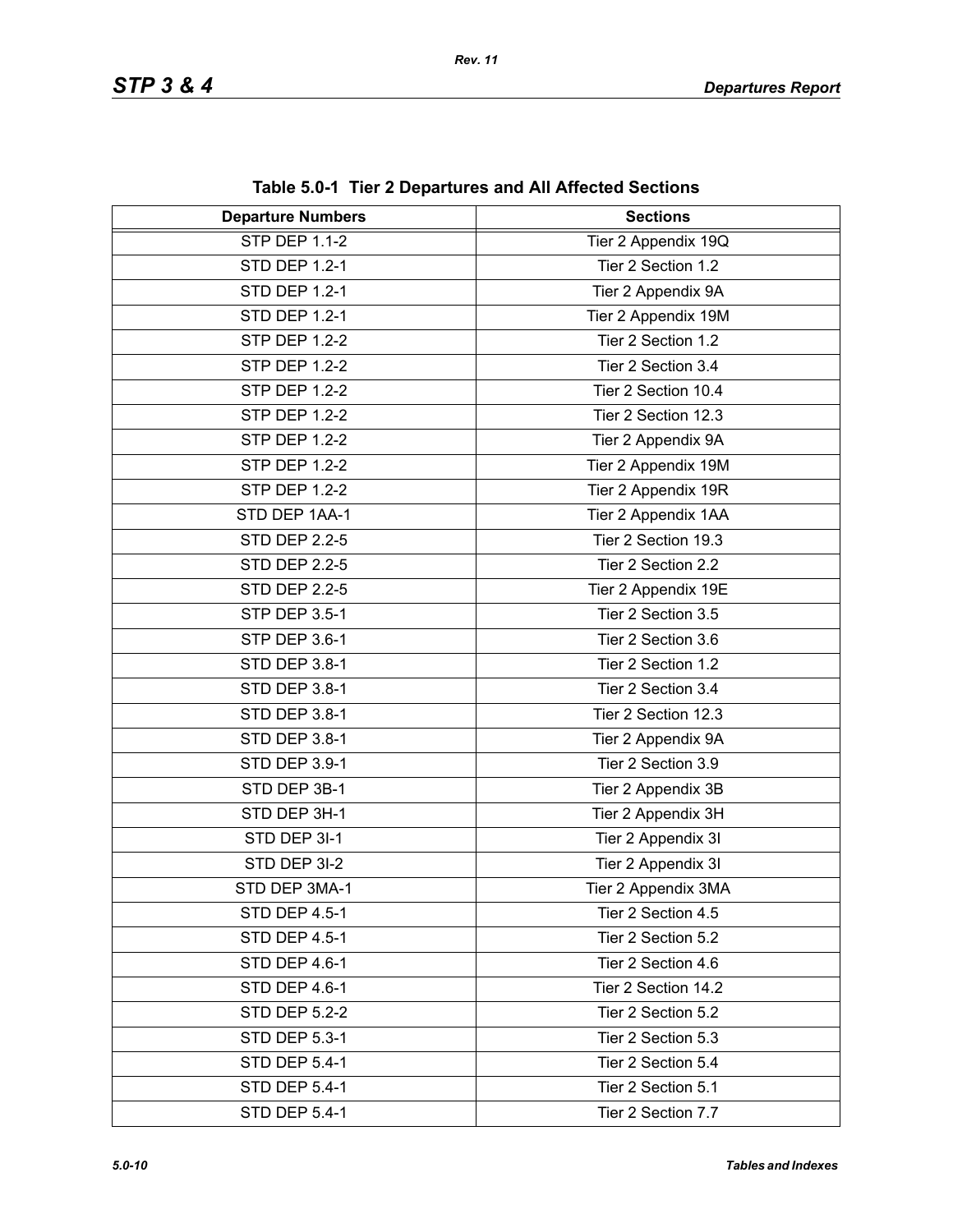**Table 5.0-1 Tier 2 Departures and All Affected Sections**

| Departure Numbers | Sections |
|---|---|
| STP DEP 1.1-2 | Tier 2 Appendix 19Q |
| STD DEP 1.2-1 | Tier 2 Section 1.2 |
| STD DEP 1.2-1 | Tier 2 Appendix 9A |
| STD DEP 1.2-1 | Tier 2 Appendix 19M |
| STP DEP 1.2-2 | Tier 2 Section 1.2 |
| STP DEP 1.2-2 | Tier 2 Section 3.4 |
| STP DEP 1.2-2 | Tier 2 Section 10.4 |
| STP DEP 1.2-2 | Tier 2 Section 12.3 |
| STP DEP 1.2-2 | Tier 2 Appendix 9A |
| STP DEP 1.2-2 | Tier 2 Appendix 19M |
| STP DEP 1.2-2 | Tier 2 Appendix 19R |
| STD DEP 1AA-1 | Tier 2 Appendix 1AA |
| STD DEP 2.2-5 | Tier 2 Section 19.3 |
| STD DEP 2.2-5 | Tier 2 Section 2.2 |
| STD DEP 2.2-5 | Tier 2 Appendix 19E |
| STP DEP 3.5-1 | Tier 2 Section 3.5 |
| STP DEP 3.6-1 | Tier 2 Section 3.6 |
| STD DEP 3.8-1 | Tier 2 Section 1.2 |
| STD DEP 3.8-1 | Tier 2 Section 3.4 |
| STD DEP 3.8-1 | Tier 2 Section 12.3 |
| STD DEP 3.8-1 | Tier 2 Appendix 9A |
| STD DEP 3.9-1 | Tier 2 Section 3.9 |
| STD DEP 3B-1 | Tier 2 Appendix 3B |
| STD DEP 3H-1 | Tier 2 Appendix 3H |
| STD DEP 3I-1 | Tier 2 Appendix 3I |
| STD DEP 3I-2 | Tier 2 Appendix 3I |
| STD DEP 3MA-1 | Tier 2 Appendix 3MA |
| STD DEP 4.5-1 | Tier 2 Section 4.5 |
| STD DEP 4.5-1 | Tier 2 Section 5.2 |
| STD DEP 4.6-1 | Tier 2 Section 4.6 |
| STD DEP 4.6-1 | Tier 2 Section 14.2 |
| STD DEP 5.2-2 | Tier 2 Section 5.2 |
| STD DEP 5.3-1 | Tier 2 Section 5.3 |
| STD DEP 5.4-1 | Tier 2 Section 5.4 |
| STD DEP 5.4-1 | Tier 2 Section 5.1 |
| STD DEP 5.4-1 | Tier 2 Section 7.7 |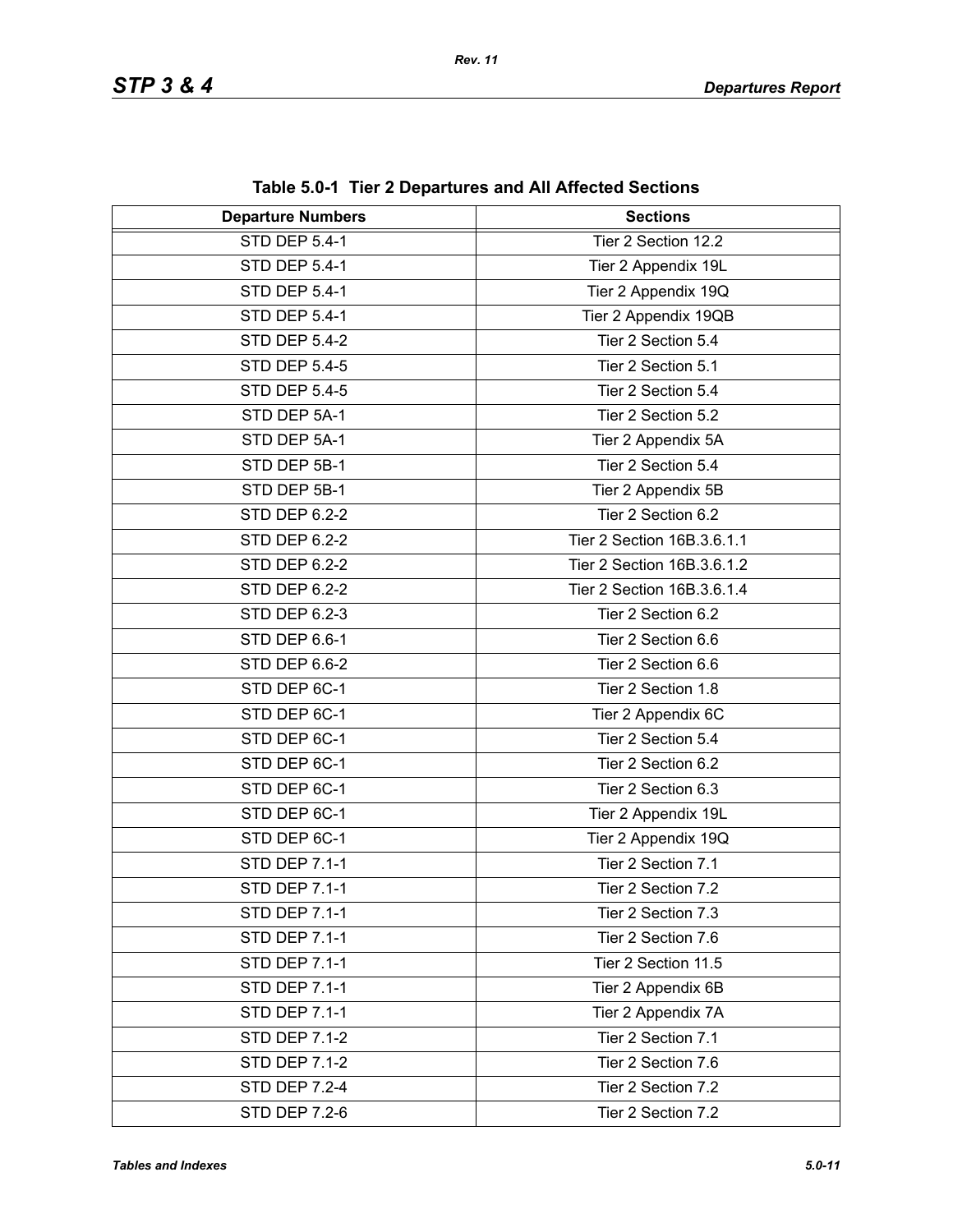**Table 5.0-1 Tier 2 Departures and All Affected Sections**

| Departure Numbers | Sections |
|---|---|
| STD DEP 5.4-1 | Tier 2 Section 12.2 |
| STD DEP 5.4-1 | Tier 2 Appendix 19L |
| STD DEP 5.4-1 | Tier 2 Appendix 19Q |
| STD DEP 5.4-1 | Tier 2 Appendix 19QB |
| STD DEP 5.4-2 | Tier 2 Section 5.4 |
| STD DEP 5.4-5 | Tier 2 Section 5.1 |
| STD DEP 5.4-5 | Tier 2 Section 5.4 |
| STD DEP 5A-1 | Tier 2 Section 5.2 |
| STD DEP 5A-1 | Tier 2 Appendix 5A |
| STD DEP 5B-1 | Tier 2 Section 5.4 |
| STD DEP 5B-1 | Tier 2 Appendix 5B |
| STD DEP 6.2-2 | Tier 2 Section 6.2 |
| STD DEP 6.2-2 | Tier 2 Section 16B.3.6.1.1 |
| STD DEP 6.2-2 | Tier 2 Section 16B.3.6.1.2 |
| STD DEP 6.2-2 | Tier 2 Section 16B.3.6.1.4 |
| STD DEP 6.2-3 | Tier 2 Section 6.2 |
| STD DEP 6.6-1 | Tier 2 Section 6.6 |
| STD DEP 6.6-2 | Tier 2 Section 6.6 |
| STD DEP 6C-1 | Tier 2 Section 1.8 |
| STD DEP 6C-1 | Tier 2 Appendix 6C |
| STD DEP 6C-1 | Tier 2 Section 5.4 |
| STD DEP 6C-1 | Tier 2 Section 6.2 |
| STD DEP 6C-1 | Tier 2 Section 6.3 |
| STD DEP 6C-1 | Tier 2 Appendix 19L |
| STD DEP 6C-1 | Tier 2 Appendix 19Q |
| STD DEP 7.1-1 | Tier 2 Section 7.1 |
| STD DEP 7.1-1 | Tier 2 Section 7.2 |
| STD DEP 7.1-1 | Tier 2 Section 7.3 |
| STD DEP 7.1-1 | Tier 2 Section 7.6 |
| STD DEP 7.1-1 | Tier 2 Section 11.5 |
| STD DEP 7.1-1 | Tier 2 Appendix 6B |
| STD DEP 7.1-1 | Tier 2 Appendix 7A |
| STD DEP 7.1-2 | Tier 2 Section 7.1 |
| STD DEP 7.1-2 | Tier 2 Section 7.6 |
| STD DEP 7.2-4 | Tier 2 Section 7.2 |
| STD DEP 7.2-6 | Tier 2 Section 7.2 |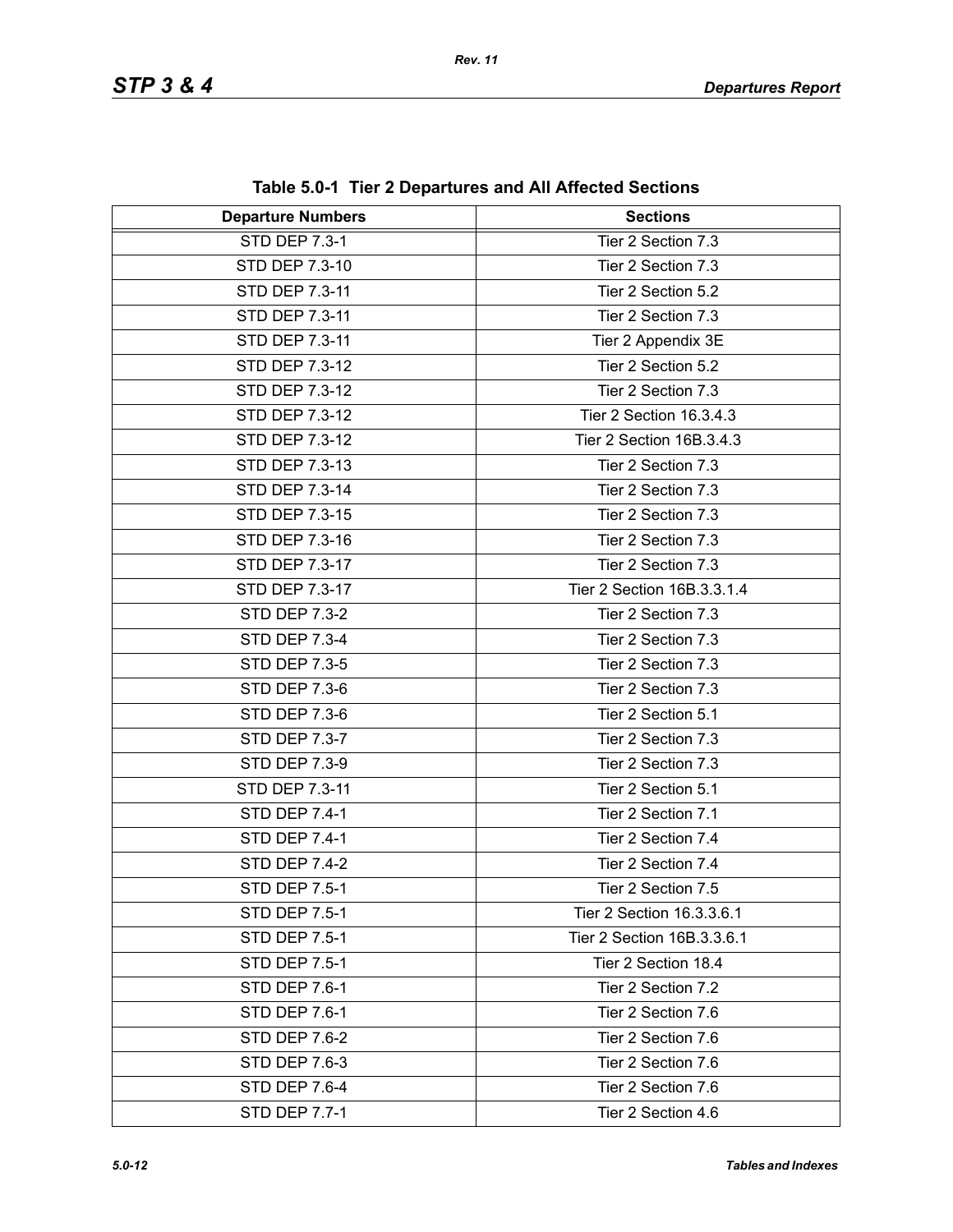**Table 5.0-1 Tier 2 Departures and All Affected Sections**

| Departure Numbers | Sections |
|---|---|
| STD DEP 7.3-1 | Tier 2 Section 7.3 |
| STD DEP 7.3-10 | Tier 2 Section 7.3 |
| STD DEP 7.3-11 | Tier 2 Section 5.2 |
| STD DEP 7.3-11 | Tier 2 Section 7.3 |
| STD DEP 7.3-11 | Tier 2 Appendix 3E |
| STD DEP 7.3-12 | Tier 2 Section 5.2 |
| STD DEP 7.3-12 | Tier 2 Section 7.3 |
| STD DEP 7.3-12 | Tier 2 Section 16.3.4.3 |
| STD DEP 7.3-12 | Tier 2 Section 16B.3.4.3 |
| STD DEP 7.3-13 | Tier 2 Section 7.3 |
| STD DEP 7.3-14 | Tier 2 Section 7.3 |
| STD DEP 7.3-15 | Tier 2 Section 7.3 |
| STD DEP 7.3-16 | Tier 2 Section 7.3 |
| STD DEP 7.3-17 | Tier 2 Section 7.3 |
| STD DEP 7.3-17 | Tier 2 Section 16B.3.3.1.4 |
| STD DEP 7.3-2 | Tier 2 Section 7.3 |
| STD DEP 7.3-4 | Tier 2 Section 7.3 |
| STD DEP 7.3-5 | Tier 2 Section 7.3 |
| STD DEP 7.3-6 | Tier 2 Section 7.3 |
| STD DEP 7.3-6 | Tier 2 Section 5.1 |
| STD DEP 7.3-7 | Tier 2 Section 7.3 |
| STD DEP 7.3-9 | Tier 2 Section 7.3 |
| STD DEP 7.3-11 | Tier 2 Section 5.1 |
| STD DEP 7.4-1 | Tier 2 Section 7.1 |
| STD DEP 7.4-1 | Tier 2 Section 7.4 |
| STD DEP 7.4-2 | Tier 2 Section 7.4 |
| STD DEP 7.5-1 | Tier 2 Section 7.5 |
| STD DEP 7.5-1 | Tier 2 Section 16.3.3.6.1 |
| STD DEP 7.5-1 | Tier 2 Section 16B.3.3.6.1 |
| STD DEP 7.5-1 | Tier 2 Section 18.4 |
| STD DEP 7.6-1 | Tier 2 Section 7.2 |
| STD DEP 7.6-1 | Tier 2 Section 7.6 |
| STD DEP 7.6-2 | Tier 2 Section 7.6 |
| STD DEP 7.6-3 | Tier 2 Section 7.6 |
| STD DEP 7.6-4 | Tier 2 Section 7.6 |
| STD DEP 7.7-1 | Tier 2 Section 4.6 |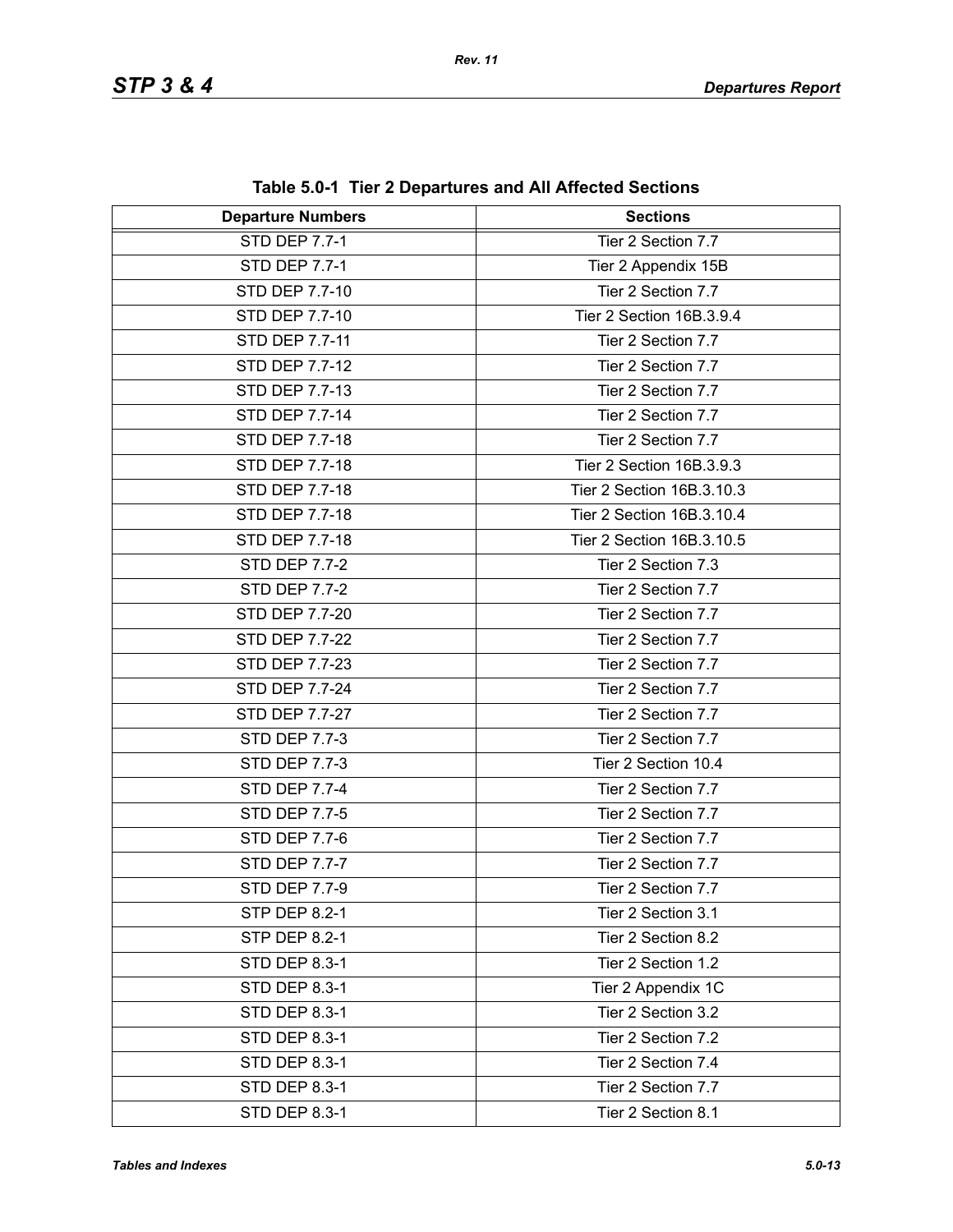**Table 5.0-1 Tier 2 Departures and All Affected Sections**

| Departure Numbers | Sections |
|---|---|
| STD DEP 7.7-1 | Tier 2 Section 7.7 |
| STD DEP 7.7-1 | Tier 2 Appendix 15B |
| STD DEP 7.7-10 | Tier 2 Section 7.7 |
| STD DEP 7.7-10 | Tier 2 Section 16B.3.9.4 |
| STD DEP 7.7-11 | Tier 2 Section 7.7 |
| STD DEP 7.7-12 | Tier 2 Section 7.7 |
| STD DEP 7.7-13 | Tier 2 Section 7.7 |
| STD DEP 7.7-14 | Tier 2 Section 7.7 |
| STD DEP 7.7-18 | Tier 2 Section 7.7 |
| STD DEP 7.7-18 | Tier 2 Section 16B.3.9.3 |
| STD DEP 7.7-18 | Tier 2 Section 16B.3.10.3 |
| STD DEP 7.7-18 | Tier 2 Section 16B.3.10.4 |
| STD DEP 7.7-18 | Tier 2 Section 16B.3.10.5 |
| STD DEP 7.7-2 | Tier 2 Section 7.3 |
| STD DEP 7.7-2 | Tier 2 Section 7.7 |
| STD DEP 7.7-20 | Tier 2 Section 7.7 |
| STD DEP 7.7-22 | Tier 2 Section 7.7 |
| STD DEP 7.7-23 | Tier 2 Section 7.7 |
| STD DEP 7.7-24 | Tier 2 Section 7.7 |
| STD DEP 7.7-27 | Tier 2 Section 7.7 |
| STD DEP 7.7-3 | Tier 2 Section 7.7 |
| STD DEP 7.7-3 | Tier 2 Section 10.4 |
| STD DEP 7.7-4 | Tier 2 Section 7.7 |
| STD DEP 7.7-5 | Tier 2 Section 7.7 |
| STD DEP 7.7-6 | Tier 2 Section 7.7 |
| STD DEP 7.7-7 | Tier 2 Section 7.7 |
| STD DEP 7.7-9 | Tier 2 Section 7.7 |
| STP DEP 8.2-1 | Tier 2 Section 3.1 |
| STP DEP 8.2-1 | Tier 2 Section 8.2 |
| STD DEP 8.3-1 | Tier 2 Section 1.2 |
| STD DEP 8.3-1 | Tier 2 Appendix 1C |
| STD DEP 8.3-1 | Tier 2 Section 3.2 |
| STD DEP 8.3-1 | Tier 2 Section 7.2 |
| STD DEP 8.3-1 | Tier 2 Section 7.4 |
| STD DEP 8.3-1 | Tier 2 Section 7.7 |
| STD DEP 8.3-1 | Tier 2 Section 8.1 |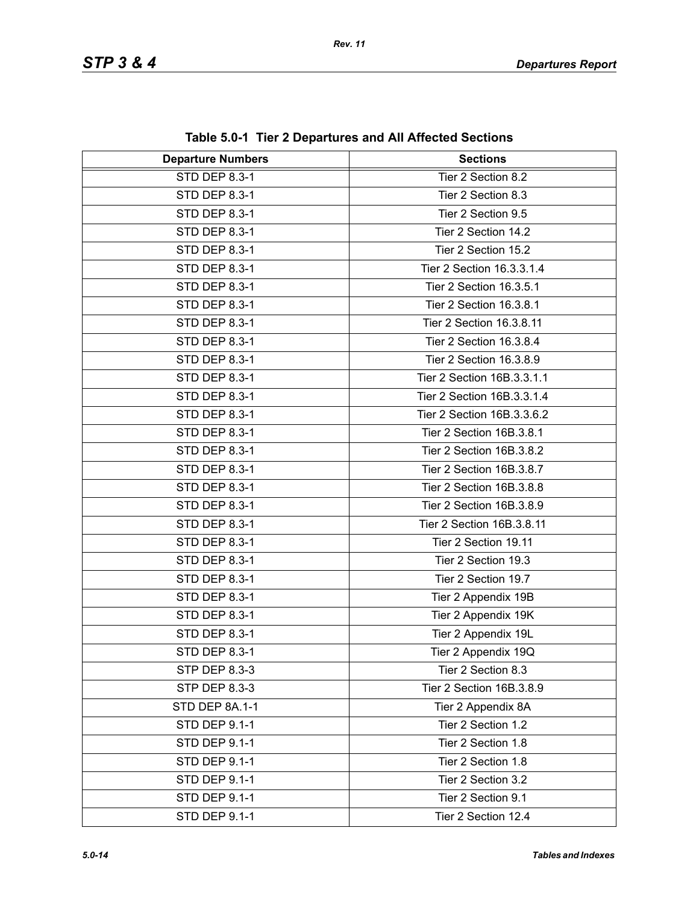**Table 5.0-1 Tier 2 Departures and All Affected Sections**

| Departure Numbers | Sections |
|---|---|
| STD DEP 8.3-1 | Tier 2 Section 8.2 |
| STD DEP 8.3-1 | Tier 2 Section 8.3 |
| STD DEP 8.3-1 | Tier 2 Section 9.5 |
| STD DEP 8.3-1 | Tier 2 Section 14.2 |
| STD DEP 8.3-1 | Tier 2 Section 15.2 |
| STD DEP 8.3-1 | Tier 2 Section 16.3.3.1.4 |
| STD DEP 8.3-1 | Tier 2 Section 16.3.5.1 |
| STD DEP 8.3-1 | Tier 2 Section 16.3.8.1 |
| STD DEP 8.3-1 | Tier 2 Section 16.3.8.11 |
| STD DEP 8.3-1 | Tier 2 Section 16.3.8.4 |
| STD DEP 8.3-1 | Tier 2 Section 16.3.8.9 |
| STD DEP 8.3-1 | Tier 2 Section 16B.3.3.1.1 |
| STD DEP 8.3-1 | Tier 2 Section 16B.3.3.1.4 |
| STD DEP 8.3-1 | Tier 2 Section 16B.3.3.6.2 |
| STD DEP 8.3-1 | Tier 2 Section 16B.3.8.1 |
| STD DEP 8.3-1 | Tier 2 Section 16B.3.8.2 |
| STD DEP 8.3-1 | Tier 2 Section 16B.3.8.7 |
| STD DEP 8.3-1 | Tier 2 Section 16B.3.8.8 |
| STD DEP 8.3-1 | Tier 2 Section 16B.3.8.9 |
| STD DEP 8.3-1 | Tier 2 Section 16B.3.8.11 |
| STD DEP 8.3-1 | Tier 2 Section 19.11 |
| STD DEP 8.3-1 | Tier 2 Section 19.3 |
| STD DEP 8.3-1 | Tier 2 Section 19.7 |
| STD DEP 8.3-1 | Tier 2 Appendix 19B |
| STD DEP 8.3-1 | Tier 2 Appendix 19K |
| STD DEP 8.3-1 | Tier 2 Appendix 19L |
| STD DEP 8.3-1 | Tier 2 Appendix 19Q |
| STP DEP 8.3-3 | Tier 2 Section 8.3 |
| STP DEP 8.3-3 | Tier 2 Section 16B.3.8.9 |
| STD DEP 8A.1-1 | Tier 2 Appendix 8A |
| STD DEP 9.1-1 | Tier 2 Section 1.2 |
| STD DEP 9.1-1 | Tier 2 Section 1.8 |
| STD DEP 9.1-1 | Tier 2 Section 1.8 |
| STD DEP 9.1-1 | Tier 2 Section 3.2 |
| STD DEP 9.1-1 | Tier 2 Section 9.1 |
| STD DEP 9.1-1 | Tier 2 Section 12.4 |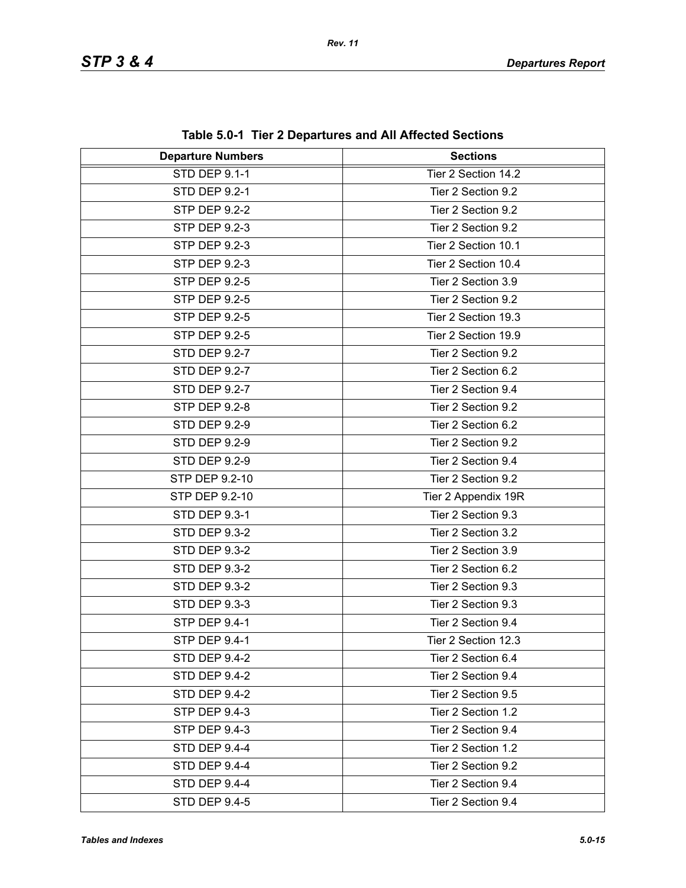**Table 5.0-1 Tier 2 Departures and All Affected Sections**

| Departure Numbers | Sections |
|---|---|
| STD DEP 9.1-1 | Tier 2 Section 14.2 |
| STD DEP 9.2-1 | Tier 2 Section 9.2 |
| STP DEP 9.2-2 | Tier 2 Section 9.2 |
| STP DEP 9.2-3 | Tier 2 Section 9.2 |
| STP DEP 9.2-3 | Tier 2 Section 10.1 |
| STP DEP 9.2-3 | Tier 2 Section 10.4 |
| STP DEP 9.2-5 | Tier 2 Section 3.9 |
| STP DEP 9.2-5 | Tier 2 Section 9.2 |
| STP DEP 9.2-5 | Tier 2 Section 19.3 |
| STP DEP 9.2-5 | Tier 2 Section 19.9 |
| STD DEP 9.2-7 | Tier 2 Section 9.2 |
| STD DEP 9.2-7 | Tier 2 Section 6.2 |
| STD DEP 9.2-7 | Tier 2 Section 9.4 |
| STP DEP 9.2-8 | Tier 2 Section 9.2 |
| STD DEP 9.2-9 | Tier 2 Section 6.2 |
| STD DEP 9.2-9 | Tier 2 Section 9.2 |
| STD DEP 9.2-9 | Tier 2 Section 9.4 |
| STP DEP 9.2-10 | Tier 2 Section 9.2 |
| STP DEP 9.2-10 | Tier 2 Appendix 19R |
| STD DEP 9.3-1 | Tier 2 Section 9.3 |
| STD DEP 9.3-2 | Tier 2 Section 3.2 |
| STD DEP 9.3-2 | Tier 2 Section 3.9 |
| STD DEP 9.3-2 | Tier 2 Section 6.2 |
| STD DEP 9.3-2 | Tier 2 Section 9.3 |
| STD DEP 9.3-3 | Tier 2 Section 9.3 |
| STP DEP 9.4-1 | Tier 2 Section 9.4 |
| STP DEP 9.4-1 | Tier 2 Section 12.3 |
| STD DEP 9.4-2 | Tier 2 Section 6.4 |
| STD DEP 9.4-2 | Tier 2 Section 9.4 |
| STD DEP 9.4-2 | Tier 2 Section 9.5 |
| STP DEP 9.4-3 | Tier 2 Section 1.2 |
| STP DEP 9.4-3 | Tier 2 Section 9.4 |
| STD DEP 9.4-4 | Tier 2 Section 1.2 |
| STD DEP 9.4-4 | Tier 2 Section 9.2 |
| STD DEP 9.4-4 | Tier 2 Section 9.4 |
| STD DEP 9.4-5 | Tier 2 Section 9.4 |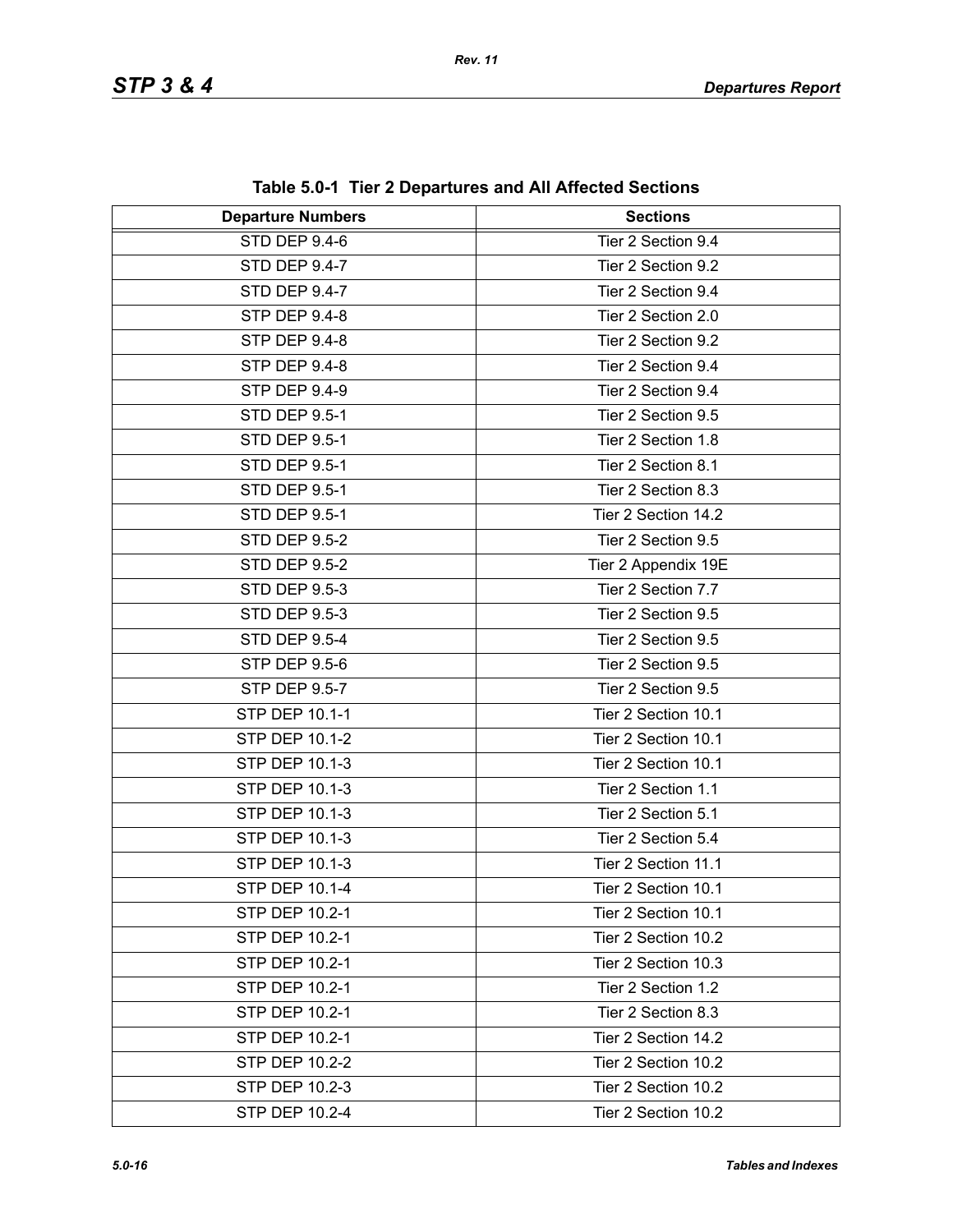**Table 5.0-1 Tier 2 Departures and All Affected Sections**

| Departure Numbers | Sections |
|---|---|
| STD DEP 9.4-6 | Tier 2 Section 9.4 |
| STD DEP 9.4-7 | Tier 2 Section 9.2 |
| STD DEP 9.4-7 | Tier 2 Section 9.4 |
| STP DEP 9.4-8 | Tier 2 Section 2.0 |
| STP DEP 9.4-8 | Tier 2 Section 9.2 |
| STP DEP 9.4-8 | Tier 2 Section 9.4 |
| STP DEP 9.4-9 | Tier 2 Section 9.4 |
| STD DEP 9.5-1 | Tier 2 Section 9.5 |
| STD DEP 9.5-1 | Tier 2 Section 1.8 |
| STD DEP 9.5-1 | Tier 2 Section 8.1 |
| STD DEP 9.5-1 | Tier 2 Section 8.3 |
| STD DEP 9.5-1 | Tier 2 Section 14.2 |
| STD DEP 9.5-2 | Tier 2 Section 9.5 |
| STD DEP 9.5-2 | Tier 2 Appendix 19E |
| STD DEP 9.5-3 | Tier 2 Section 7.7 |
| STD DEP 9.5-3 | Tier 2 Section 9.5 |
| STD DEP 9.5-4 | Tier 2 Section 9.5 |
| STP DEP 9.5-6 | Tier 2 Section 9.5 |
| STP DEP 9.5-7 | Tier 2 Section 9.5 |
| STP DEP 10.1-1 | Tier 2 Section 10.1 |
| STP DEP 10.1-2 | Tier 2 Section 10.1 |
| STP DEP 10.1-3 | Tier 2 Section 10.1 |
| STP DEP 10.1-3 | Tier 2 Section 1.1 |
| STP DEP 10.1-3 | Tier 2 Section 5.1 |
| STP DEP 10.1-3 | Tier 2 Section 5.4 |
| STP DEP 10.1-3 | Tier 2 Section 11.1 |
| STP DEP 10.1-4 | Tier 2 Section 10.1 |
| STP DEP 10.2-1 | Tier 2 Section 10.1 |
| STP DEP 10.2-1 | Tier 2 Section 10.2 |
| STP DEP 10.2-1 | Tier 2 Section 10.3 |
| STP DEP 10.2-1 | Tier 2 Section 1.2 |
| STP DEP 10.2-1 | Tier 2 Section 8.3 |
| STP DEP 10.2-1 | Tier 2 Section 14.2 |
| STP DEP 10.2-2 | Tier 2 Section 10.2 |
| STP DEP 10.2-3 | Tier 2 Section 10.2 |
| STP DEP 10.2-4 | Tier 2 Section 10.2 |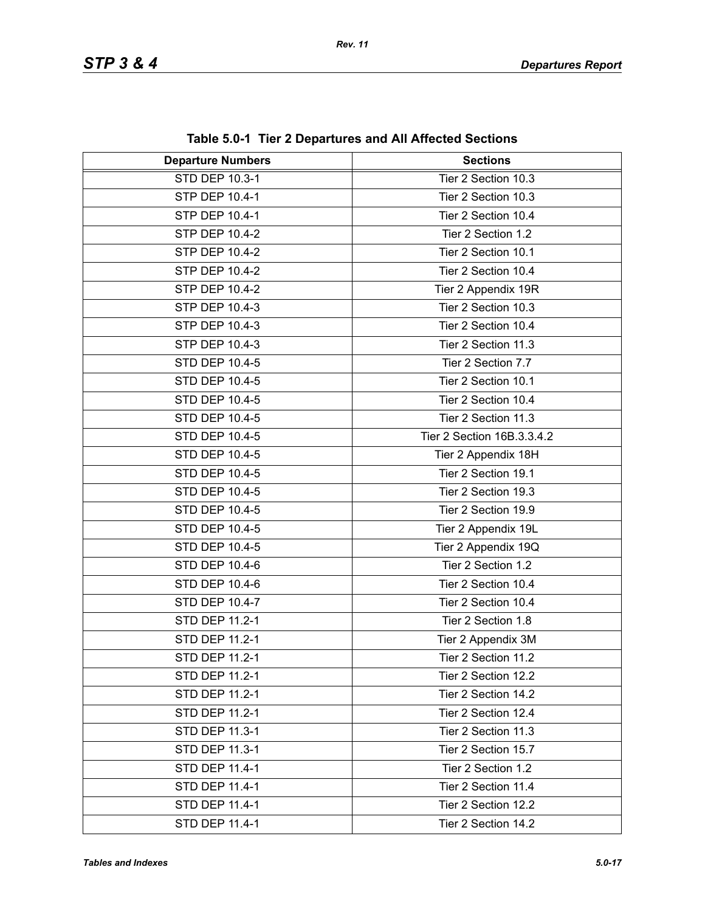**Table 5.0-1 Tier 2 Departures and All Affected Sections**

| Departure Numbers | Sections |
|---|---|
| STD DEP 10.3-1 | Tier 2 Section 10.3 |
| STP DEP 10.4-1 | Tier 2 Section 10.3 |
| STP DEP 10.4-1 | Tier 2 Section 10.4 |
| STP DEP 10.4-2 | Tier 2 Section 1.2 |
| STP DEP 10.4-2 | Tier 2 Section 10.1 |
| STP DEP 10.4-2 | Tier 2 Section 10.4 |
| STP DEP 10.4-2 | Tier 2 Appendix 19R |
| STP DEP 10.4-3 | Tier 2 Section 10.3 |
| STP DEP 10.4-3 | Tier 2 Section 10.4 |
| STP DEP 10.4-3 | Tier 2 Section 11.3 |
| STD DEP 10.4-5 | Tier 2 Section 7.7 |
| STD DEP 10.4-5 | Tier 2 Section 10.1 |
| STD DEP 10.4-5 | Tier 2 Section 10.4 |
| STD DEP 10.4-5 | Tier 2 Section 11.3 |
| STD DEP 10.4-5 | Tier 2 Section 16B.3.3.4.2 |
| STD DEP 10.4-5 | Tier 2 Appendix 18H |
| STD DEP 10.4-5 | Tier 2 Section 19.1 |
| STD DEP 10.4-5 | Tier 2 Section 19.3 |
| STD DEP 10.4-5 | Tier 2 Section 19.9 |
| STD DEP 10.4-5 | Tier 2 Appendix 19L |
| STD DEP 10.4-5 | Tier 2 Appendix 19Q |
| STD DEP 10.4-6 | Tier 2 Section 1.2 |
| STD DEP 10.4-6 | Tier 2 Section 10.4 |
| STD DEP 10.4-7 | Tier 2 Section 10.4 |
| STD DEP 11.2-1 | Tier 2 Section 1.8 |
| STD DEP 11.2-1 | Tier 2 Appendix 3M |
| STD DEP 11.2-1 | Tier 2 Section 11.2 |
| STD DEP 11.2-1 | Tier 2 Section 12.2 |
| STD DEP 11.2-1 | Tier 2 Section 14.2 |
| STD DEP 11.2-1 | Tier 2 Section 12.4 |
| STD DEP 11.3-1 | Tier 2 Section 11.3 |
| STD DEP 11.3-1 | Tier 2 Section 15.7 |
| STD DEP 11.4-1 | Tier 2 Section 1.2 |
| STD DEP 11.4-1 | Tier 2 Section 11.4 |
| STD DEP 11.4-1 | Tier 2 Section 12.2 |
| STD DEP 11.4-1 | Tier 2 Section 14.2 |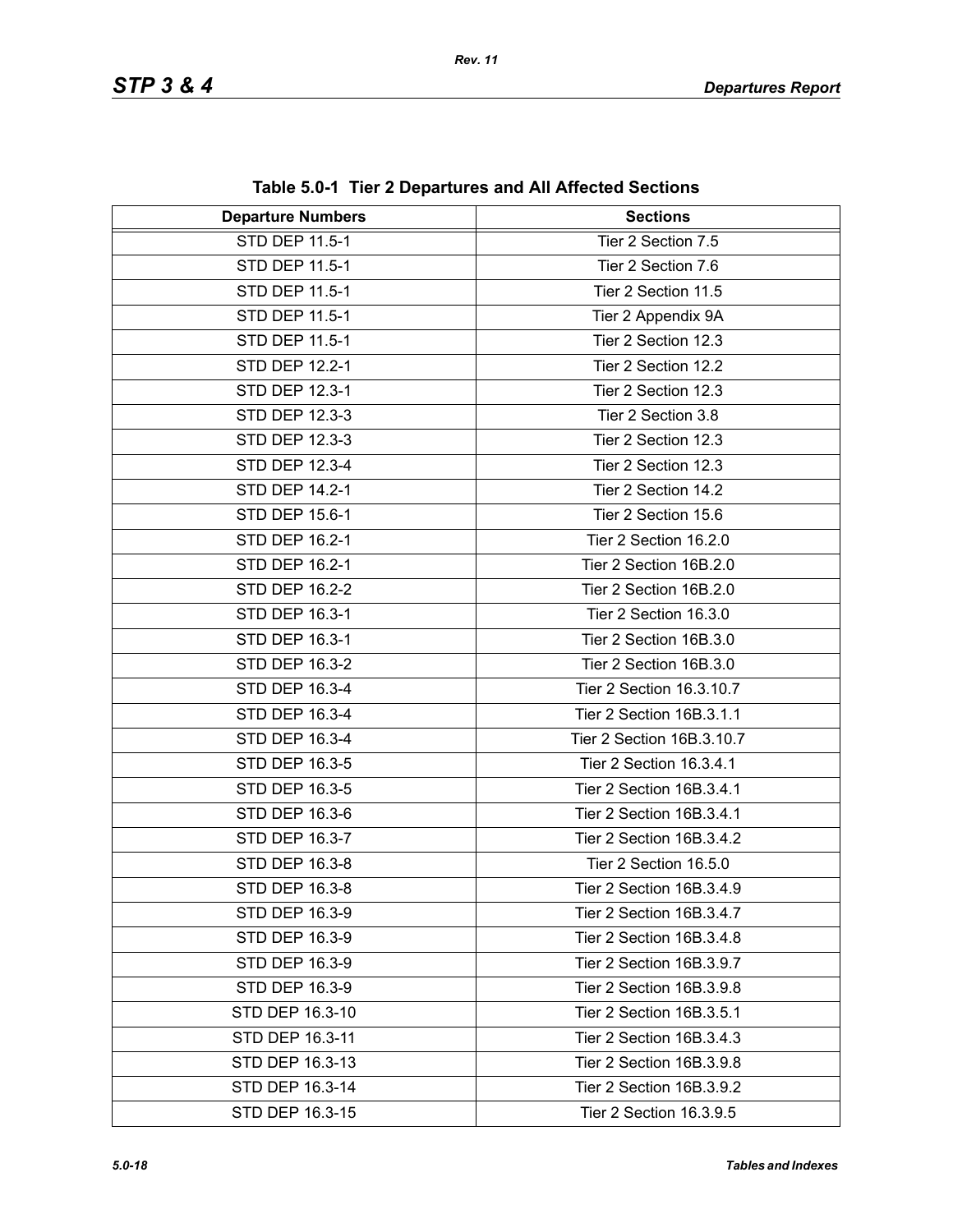**Table 5.0-1 Tier 2 Departures and All Affected Sections**

| Departure Numbers | Sections |
| --- | --- |
| STD DEP 11.5-1 | Tier 2 Section 7.5 |
| STD DEP 11.5-1 | Tier 2 Section 7.6 |
| STD DEP 11.5-1 | Tier 2 Section 11.5 |
| STD DEP 11.5-1 | Tier 2 Appendix 9A |
| STD DEP 11.5-1 | Tier 2 Section 12.3 |
| STD DEP 12.2-1 | Tier 2 Section 12.2 |
| STD DEP 12.3-1 | Tier 2 Section 12.3 |
| STD DEP 12.3-3 | Tier 2 Section 3.8 |
| STD DEP 12.3-3 | Tier 2 Section 12.3 |
| STD DEP 12.3-4 | Tier 2 Section 12.3 |
| STD DEP 14.2-1 | Tier 2 Section 14.2 |
| STD DEP 15.6-1 | Tier 2 Section 15.6 |
| STD DEP 16.2-1 | Tier 2 Section 16.2.0 |
| STD DEP 16.2-1 | Tier 2 Section 16B.2.0 |
| STD DEP 16.2-2 | Tier 2 Section 16B.2.0 |
| STD DEP 16.3-1 | Tier 2 Section 16.3.0 |
| STD DEP 16.3-1 | Tier 2 Section 16B.3.0 |
| STD DEP 16.3-2 | Tier 2 Section 16B.3.0 |
| STD DEP 16.3-4 | Tier 2 Section 16.3.10.7 |
| STD DEP 16.3-4 | Tier 2 Section 16B.3.1.1 |
| STD DEP 16.3-4 | Tier 2 Section 16B.3.10.7 |
| STD DEP 16.3-5 | Tier 2 Section 16.3.4.1 |
| STD DEP 16.3-5 | Tier 2 Section 16B.3.4.1 |
| STD DEP 16.3-6 | Tier 2 Section 16B.3.4.1 |
| STD DEP 16.3-7 | Tier 2 Section 16B.3.4.2 |
| STD DEP 16.3-8 | Tier 2 Section 16.5.0 |
| STD DEP 16.3-8 | Tier 2 Section 16B.3.4.9 |
| STD DEP 16.3-9 | Tier 2 Section 16B.3.4.7 |
| STD DEP 16.3-9 | Tier 2 Section 16B.3.4.8 |
| STD DEP 16.3-9 | Tier 2 Section 16B.3.9.7 |
| STD DEP 16.3-9 | Tier 2 Section 16B.3.9.8 |
| STD DEP 16.3-10 | Tier 2 Section 16B.3.5.1 |
| STD DEP 16.3-11 | Tier 2 Section 16B.3.4.3 |
| STD DEP 16.3-13 | Tier 2 Section 16B.3.9.8 |
| STD DEP 16.3-14 | Tier 2 Section 16B.3.9.2 |
| STD DEP 16.3-15 | Tier 2 Section 16.3.9.5 |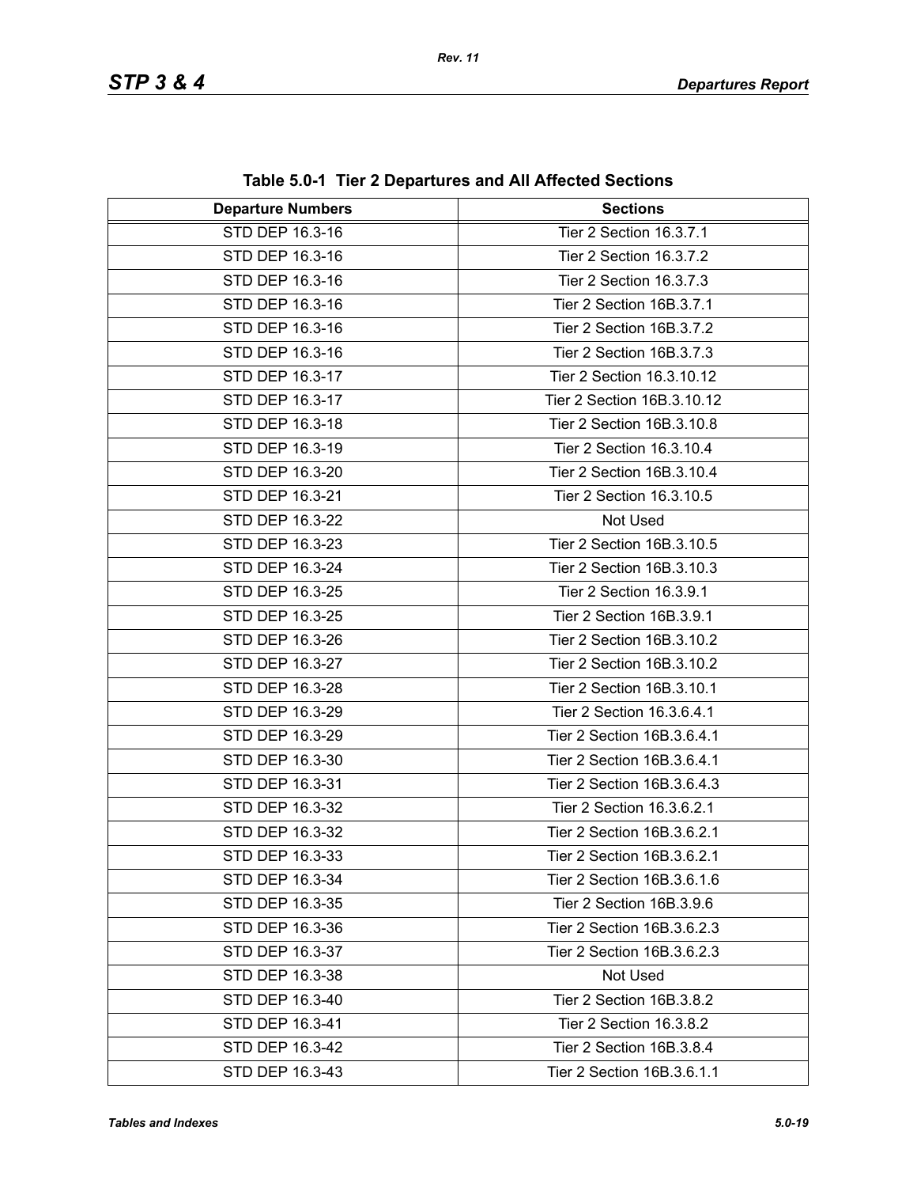**Table 5.0-1 Tier 2 Departures and All Affected Sections**

| Departure Numbers | Sections |
|---|---|
| STD DEP 16.3-16 | Tier 2 Section 16.3.7.1 |
| STD DEP 16.3-16 | Tier 2 Section 16.3.7.2 |
| STD DEP 16.3-16 | Tier 2 Section 16.3.7.3 |
| STD DEP 16.3-16 | Tier 2 Section 16B.3.7.1 |
| STD DEP 16.3-16 | Tier 2 Section 16B.3.7.2 |
| STD DEP 16.3-16 | Tier 2 Section 16B.3.7.3 |
| STD DEP 16.3-17 | Tier 2 Section 16.3.10.12 |
| STD DEP 16.3-17 | Tier 2 Section 16B.3.10.12 |
| STD DEP 16.3-18 | Tier 2 Section 16B.3.10.8 |
| STD DEP 16.3-19 | Tier 2 Section 16.3.10.4 |
| STD DEP 16.3-20 | Tier 2 Section 16B.3.10.4 |
| STD DEP 16.3-21 | Tier 2 Section 16.3.10.5 |
| STD DEP 16.3-22 | Not Used |
| STD DEP 16.3-23 | Tier 2 Section 16B.3.10.5 |
| STD DEP 16.3-24 | Tier 2 Section 16B.3.10.3 |
| STD DEP 16.3-25 | Tier 2 Section 16.3.9.1 |
| STD DEP 16.3-25 | Tier 2 Section 16B.3.9.1 |
| STD DEP 16.3-26 | Tier 2 Section 16B.3.10.2 |
| STD DEP 16.3-27 | Tier 2 Section 16B.3.10.2 |
| STD DEP 16.3-28 | Tier 2 Section 16B.3.10.1 |
| STD DEP 16.3-29 | Tier 2 Section 16.3.6.4.1 |
| STD DEP 16.3-29 | Tier 2 Section 16B.3.6.4.1 |
| STD DEP 16.3-30 | Tier 2 Section 16B.3.6.4.1 |
| STD DEP 16.3-31 | Tier 2 Section 16B.3.6.4.3 |
| STD DEP 16.3-32 | Tier 2 Section 16.3.6.2.1 |
| STD DEP 16.3-32 | Tier 2 Section 16B.3.6.2.1 |
| STD DEP 16.3-33 | Tier 2 Section 16B.3.6.2.1 |
| STD DEP 16.3-34 | Tier 2 Section 16B.3.6.1.6 |
| STD DEP 16.3-35 | Tier 2 Section 16B.3.9.6 |
| STD DEP 16.3-36 | Tier 2 Section 16B.3.6.2.3 |
| STD DEP 16.3-37 | Tier 2 Section 16B.3.6.2.3 |
| STD DEP 16.3-38 | Not Used |
| STD DEP 16.3-40 | Tier 2 Section 16B.3.8.2 |
| STD DEP 16.3-41 | Tier 2 Section 16.3.8.2 |
| STD DEP 16.3-42 | Tier 2 Section 16B.3.8.4 |
| STD DEP 16.3-43 | Tier 2 Section 16B.3.6.1.1 |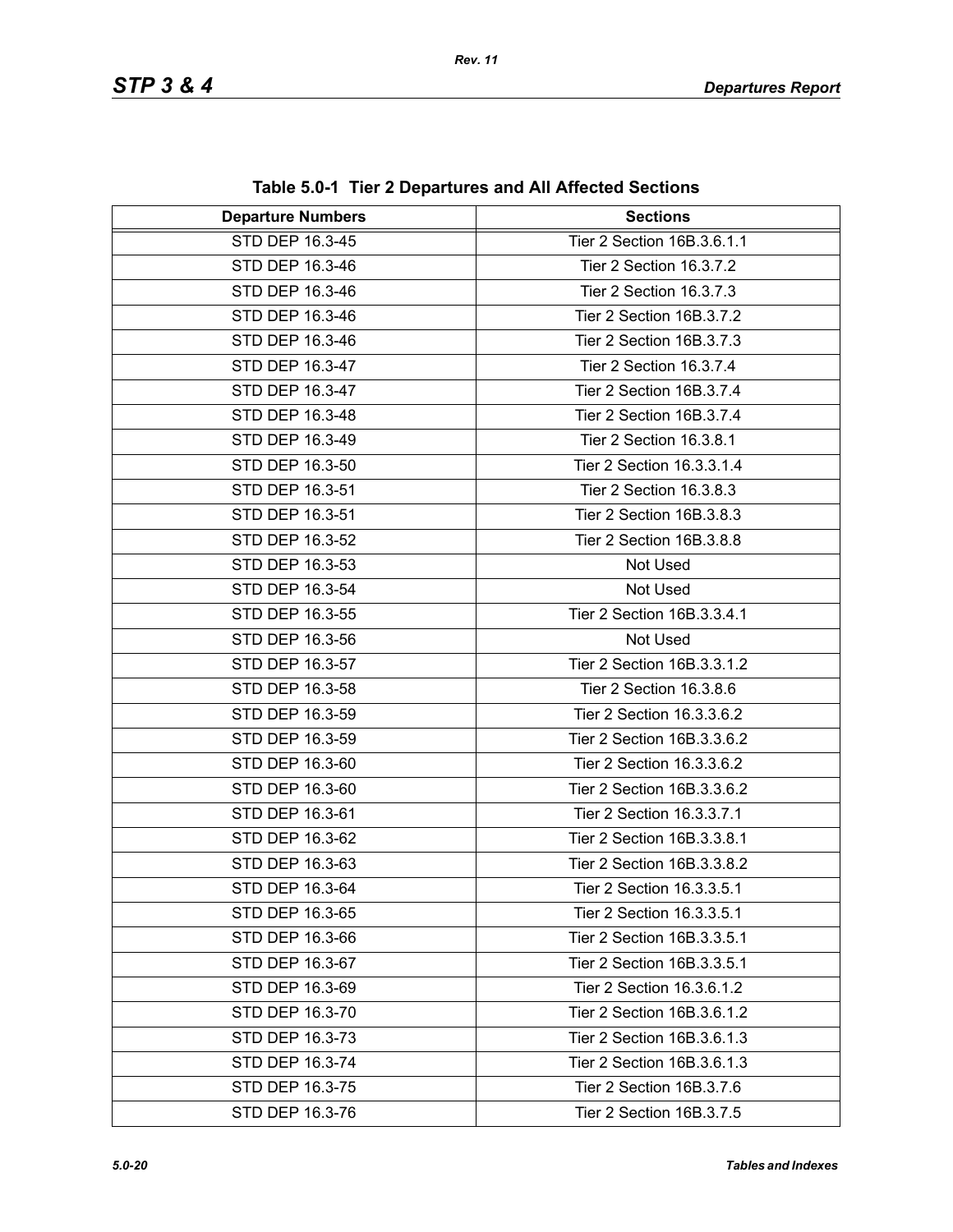**Table 5.0-1 Tier 2 Departures and All Affected Sections**

| Departure Numbers | Sections |
|---|---|
| STD DEP 16.3-45 | Tier 2 Section 16B.3.6.1.1 |
| STD DEP 16.3-46 | Tier 2 Section 16.3.7.2 |
| STD DEP 16.3-46 | Tier 2 Section 16.3.7.3 |
| STD DEP 16.3-46 | Tier 2 Section 16B.3.7.2 |
| STD DEP 16.3-46 | Tier 2 Section 16B.3.7.3 |
| STD DEP 16.3-47 | Tier 2 Section 16.3.7.4 |
| STD DEP 16.3-47 | Tier 2 Section 16B.3.7.4 |
| STD DEP 16.3-48 | Tier 2 Section 16B.3.7.4 |
| STD DEP 16.3-49 | Tier 2 Section 16.3.8.1 |
| STD DEP 16.3-50 | Tier 2 Section 16.3.3.1.4 |
| STD DEP 16.3-51 | Tier 2 Section 16.3.8.3 |
| STD DEP 16.3-51 | Tier 2 Section 16B.3.8.3 |
| STD DEP 16.3-52 | Tier 2 Section 16B.3.8.8 |
| STD DEP 16.3-53 | Not Used |
| STD DEP 16.3-54 | Not Used |
| STD DEP 16.3-55 | Tier 2 Section 16B.3.3.4.1 |
| STD DEP 16.3-56 | Not Used |
| STD DEP 16.3-57 | Tier 2 Section 16B.3.3.1.2 |
| STD DEP 16.3-58 | Tier 2 Section 16.3.8.6 |
| STD DEP 16.3-59 | Tier 2 Section 16.3.3.6.2 |
| STD DEP 16.3-59 | Tier 2 Section 16B.3.3.6.2 |
| STD DEP 16.3-60 | Tier 2 Section 16.3.3.6.2 |
| STD DEP 16.3-60 | Tier 2 Section 16B.3.3.6.2 |
| STD DEP 16.3-61 | Tier 2 Section 16.3.3.7.1 |
| STD DEP 16.3-62 | Tier 2 Section 16B.3.3.8.1 |
| STD DEP 16.3-63 | Tier 2 Section 16B.3.3.8.2 |
| STD DEP 16.3-64 | Tier 2 Section 16.3.3.5.1 |
| STD DEP 16.3-65 | Tier 2 Section 16.3.3.5.1 |
| STD DEP 16.3-66 | Tier 2 Section 16B.3.3.5.1 |
| STD DEP 16.3-67 | Tier 2 Section 16B.3.3.5.1 |
| STD DEP 16.3-69 | Tier 2 Section 16.3.6.1.2 |
| STD DEP 16.3-70 | Tier 2 Section 16B.3.6.1.2 |
| STD DEP 16.3-73 | Tier 2 Section 16B.3.6.1.3 |
| STD DEP 16.3-74 | Tier 2 Section 16B.3.6.1.3 |
| STD DEP 16.3-75 | Tier 2 Section 16B.3.7.6 |
| STD DEP 16.3-76 | Tier 2 Section 16B.3.7.5 |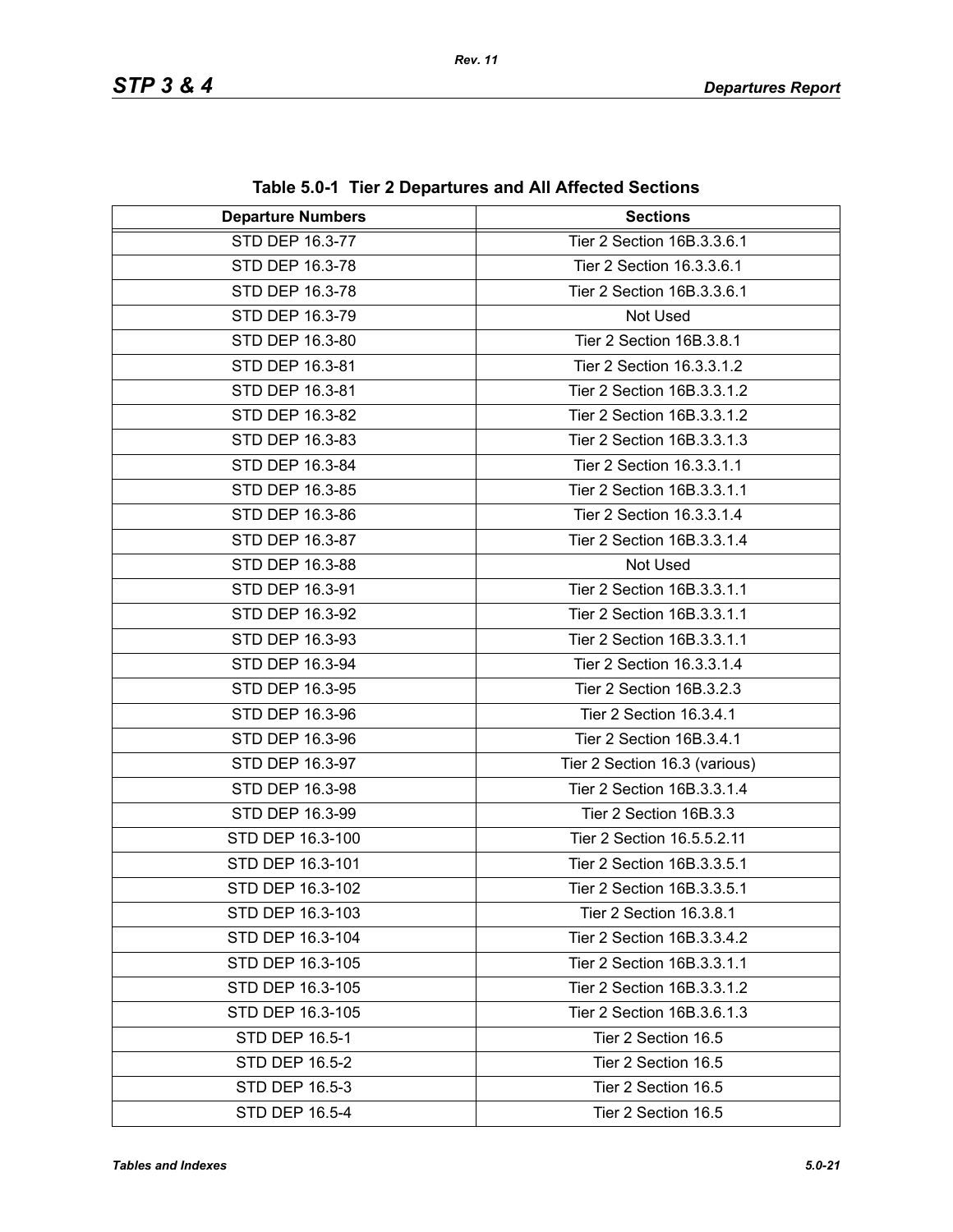**Table 5.0-1 Tier 2 Departures and All Affected Sections**

| Departure Numbers | Sections |
| --- | --- |
| STD DEP 16.3-77 | Tier 2 Section 16B.3.3.6.1 |
| STD DEP 16.3-78 | Tier 2 Section 16.3.3.6.1 |
| STD DEP 16.3-78 | Tier 2 Section 16B.3.3.6.1 |
| STD DEP 16.3-79 | Not Used |
| STD DEP 16.3-80 | Tier 2 Section 16B.3.8.1 |
| STD DEP 16.3-81 | Tier 2 Section 16.3.3.1.2 |
| STD DEP 16.3-81 | Tier 2 Section 16B.3.3.1.2 |
| STD DEP 16.3-82 | Tier 2 Section 16B.3.3.1.2 |
| STD DEP 16.3-83 | Tier 2 Section 16B.3.3.1.3 |
| STD DEP 16.3-84 | Tier 2 Section 16.3.3.1.1 |
| STD DEP 16.3-85 | Tier 2 Section 16B.3.3.1.1 |
| STD DEP 16.3-86 | Tier 2 Section 16.3.3.1.4 |
| STD DEP 16.3-87 | Tier 2 Section 16B.3.3.1.4 |
| STD DEP 16.3-88 | Not Used |
| STD DEP 16.3-91 | Tier 2 Section 16B.3.3.1.1 |
| STD DEP 16.3-92 | Tier 2 Section 16B.3.3.1.1 |
| STD DEP 16.3-93 | Tier 2 Section 16B.3.3.1.1 |
| STD DEP 16.3-94 | Tier 2 Section 16.3.3.1.4 |
| STD DEP 16.3-95 | Tier 2 Section 16B.3.2.3 |
| STD DEP 16.3-96 | Tier 2 Section 16.3.4.1 |
| STD DEP 16.3-96 | Tier 2 Section 16B.3.4.1 |
| STD DEP 16.3-97 | Tier 2 Section 16.3 (various) |
| STD DEP 16.3-98 | Tier 2 Section 16B.3.3.1.4 |
| STD DEP 16.3-99 | Tier 2 Section 16B.3.3 |
| STD DEP 16.3-100 | Tier 2 Section 16.5.5.2.11 |
| STD DEP 16.3-101 | Tier 2 Section 16B.3.3.5.1 |
| STD DEP 16.3-102 | Tier 2 Section 16B.3.3.5.1 |
| STD DEP 16.3-103 | Tier 2 Section 16.3.8.1 |
| STD DEP 16.3-104 | Tier 2 Section 16B.3.3.4.2 |
| STD DEP 16.3-105 | Tier 2 Section 16B.3.3.1.1 |
| STD DEP 16.3-105 | Tier 2 Section 16B.3.3.1.2 |
| STD DEP 16.3-105 | Tier 2 Section 16B.3.6.1.3 |
| STD DEP 16.5-1 | Tier 2 Section 16.5 |
| STD DEP 16.5-2 | Tier 2 Section 16.5 |
| STD DEP 16.5-3 | Tier 2 Section 16.5 |
| STD DEP 16.5-4 | Tier 2 Section 16.5 |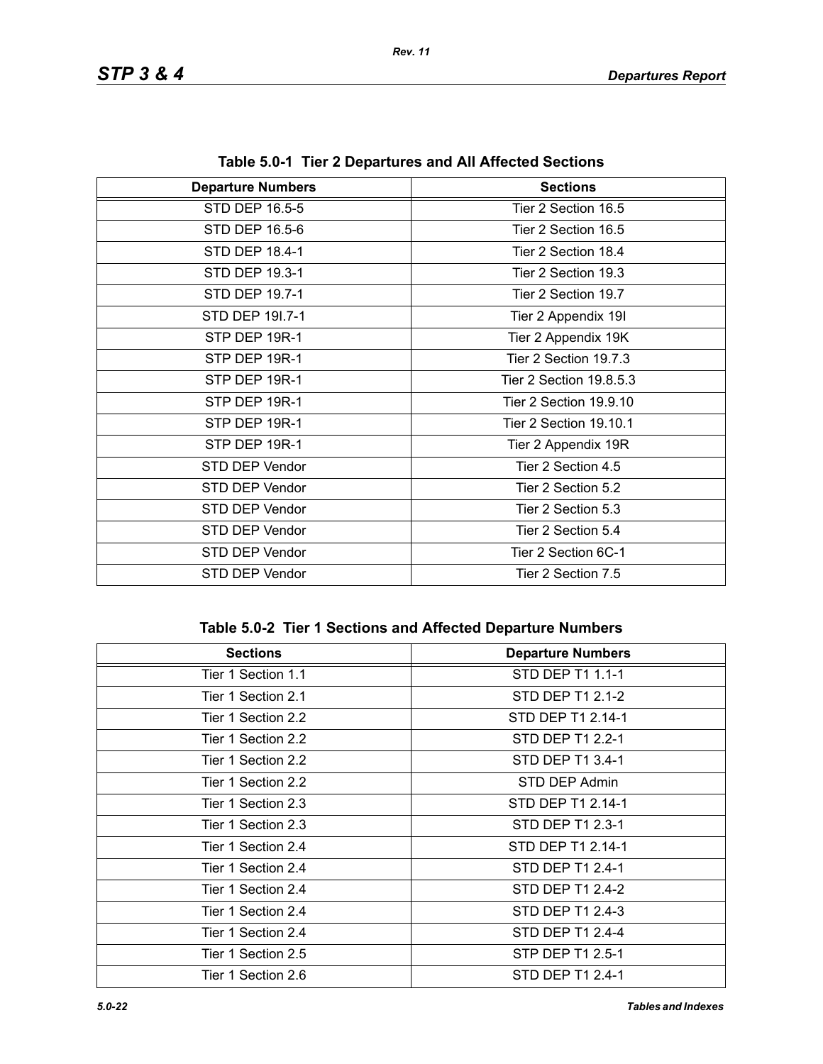**Table 5.0-1 Tier 2 Departures and All Affected Sections**

| Departure Numbers | Sections |
| --- | --- |
| STD DEP 16.5-5 | Tier 2 Section 16.5 |
| STD DEP 16.5-6 | Tier 2 Section 16.5 |
| STD DEP 18.4-1 | Tier 2 Section 18.4 |
| STD DEP 19.3-1 | Tier 2 Section 19.3 |
| STD DEP 19.7-1 | Tier 2 Section 19.7 |
| STD DEP 19I.7-1 | Tier 2 Appendix 19I |
| STP DEP 19R-1 | Tier 2 Appendix 19K |
| STP DEP 19R-1 | Tier 2 Section 19.7.3 |
| STP DEP 19R-1 | Tier 2 Section 19.8.5.3 |
| STP DEP 19R-1 | Tier 2 Section 19.9.10 |
| STP DEP 19R-1 | Tier 2 Section 19.10.1 |
| STP DEP 19R-1 | Tier 2 Appendix 19R |
| STD DEP Vendor | Tier 2 Section 4.5 |
| STD DEP Vendor | Tier 2 Section 5.2 |
| STD DEP Vendor | Tier 2 Section 5.3 |
| STD DEP Vendor | Tier 2 Section 5.4 |
| STD DEP Vendor | Tier 2 Section 6C-1 |
| STD DEP Vendor | Tier 2 Section 7.5 |

**Table 5.0-2 Tier 1 Sections and Affected Departure Numbers**

| Sections | Departure Numbers |
| --- | --- |
| Tier 1 Section 1.1 | STD DEP T1 1.1-1 |
| Tier 1 Section 2.1 | STD DEP T1 2.1-2 |
| Tier 1 Section 2.2 | STD DEP T1 2.14-1 |
| Tier 1 Section 2.2 | STD DEP T1 2.2-1 |
| Tier 1 Section 2.2 | STD DEP T1 3.4-1 |
| Tier 1 Section 2.2 | STD DEP Admin |
| Tier 1 Section 2.3 | STD DEP T1 2.14-1 |
| Tier 1 Section 2.3 | STD DEP T1 2.3-1 |
| Tier 1 Section 2.4 | STD DEP T1 2.14-1 |
| Tier 1 Section 2.4 | STD DEP T1 2.4-1 |
| Tier 1 Section 2.4 | STD DEP T1 2.4-2 |
| Tier 1 Section 2.4 | STD DEP T1 2.4-3 |
| Tier 1 Section 2.4 | STD DEP T1 2.4-4 |
| Tier 1 Section 2.5 | STP DEP T1 2.5-1 |
| Tier 1 Section 2.6 | STD DEP T1 2.4-1 |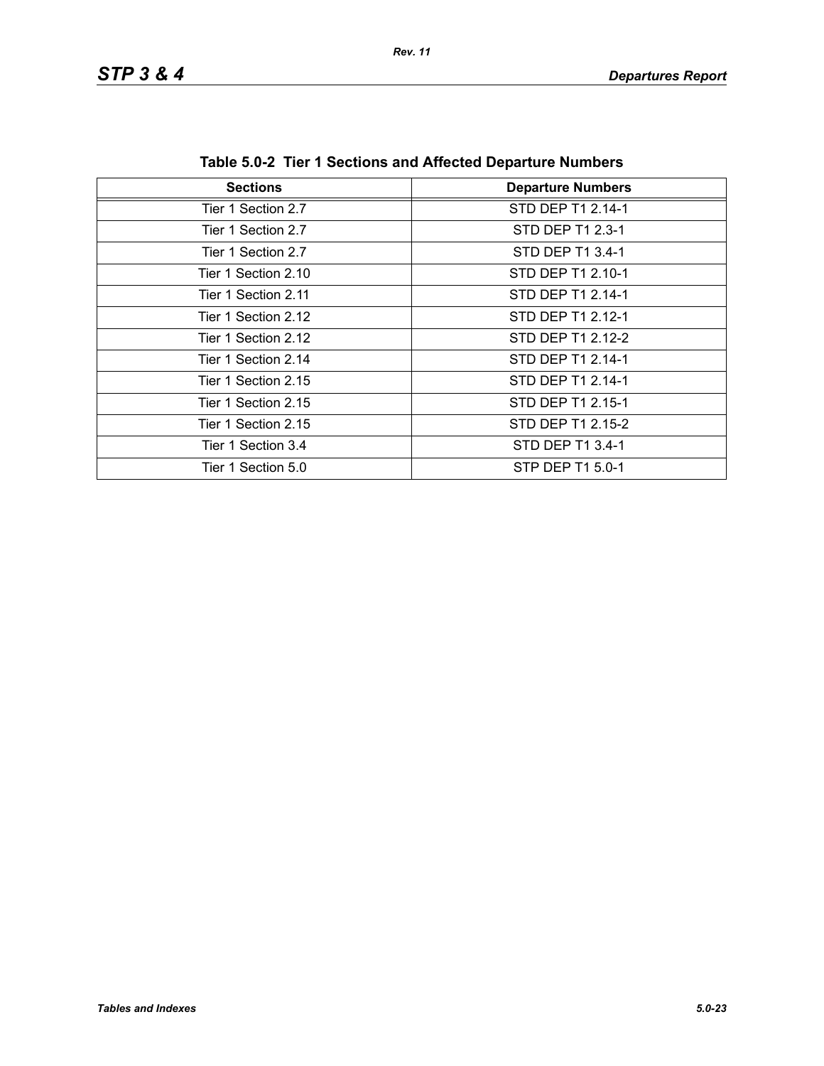**Table 5.0-2 Tier 1 Sections and Affected Departure Numbers**

| Sections | Departure Numbers |
|---|---|
| Tier 1 Section 2.7 | STD DEP T1 2.14-1 |
| Tier 1 Section 2.7 | STD DEP T1 2.3-1 |
| Tier 1 Section 2.7 | STD DEP T1 3.4-1 |
| Tier 1 Section 2.10 | STD DEP T1 2.10-1 |
| Tier 1 Section 2.11 | STD DEP T1 2.14-1 |
| Tier 1 Section 2.12 | STD DEP T1 2.12-1 |
| Tier 1 Section 2.12 | STD DEP T1 2.12-2 |
| Tier 1 Section 2.14 | STD DEP T1 2.14-1 |
| Tier 1 Section 2.15 | STD DEP T1 2.14-1 |
| Tier 1 Section 2.15 | STD DEP T1 2.15-1 |
| Tier 1 Section 2.15 | STD DEP T1 2.15-2 |
| Tier 1 Section 3.4 | STD DEP T1 3.4-1 |
| Tier 1 Section 5.0 | STP DEP T1 5.0-1 |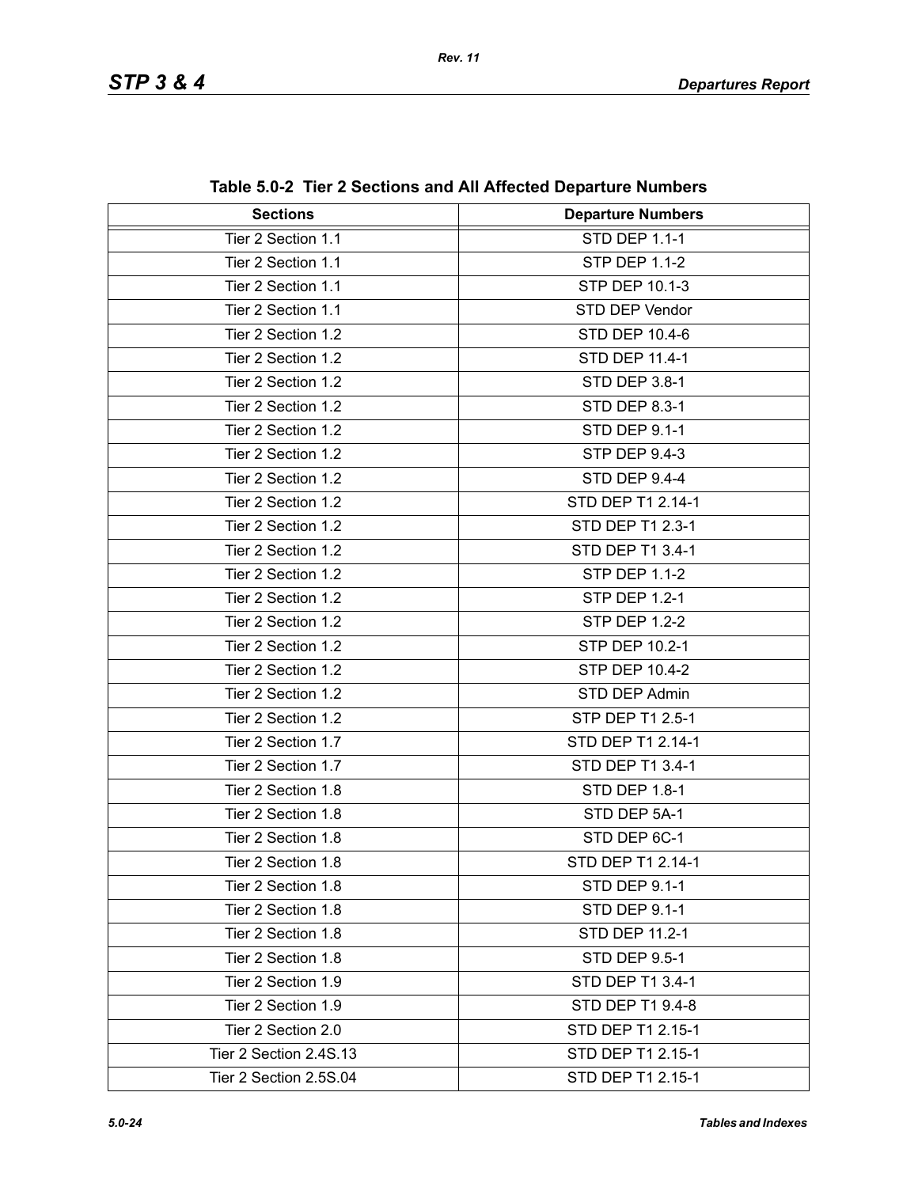**Table 5.0-2 Tier 2 Sections and All Affected Departure Numbers**

| Sections | Departure Numbers |
|---|---|
| Tier 2 Section 1.1 | STD DEP 1.1-1 |
| Tier 2 Section 1.1 | STP DEP 1.1-2 |
| Tier 2 Section 1.1 | STP DEP 10.1-3 |
| Tier 2 Section 1.1 | STD DEP Vendor |
| Tier 2 Section 1.2 | STD DEP 10.4-6 |
| Tier 2 Section 1.2 | STD DEP 11.4-1 |
| Tier 2 Section 1.2 | STD DEP 3.8-1 |
| Tier 2 Section 1.2 | STD DEP 8.3-1 |
| Tier 2 Section 1.2 | STD DEP 9.1-1 |
| Tier 2 Section 1.2 | STP DEP 9.4-3 |
| Tier 2 Section 1.2 | STD DEP 9.4-4 |
| Tier 2 Section 1.2 | STD DEP T1 2.14-1 |
| Tier 2 Section 1.2 | STD DEP T1 2.3-1 |
| Tier 2 Section 1.2 | STD DEP T1 3.4-1 |
| Tier 2 Section 1.2 | STP DEP 1.1-2 |
| Tier 2 Section 1.2 | STP DEP 1.2-1 |
| Tier 2 Section 1.2 | STP DEP 1.2-2 |
| Tier 2 Section 1.2 | STP DEP 10.2-1 |
| Tier 2 Section 1.2 | STP DEP 10.4-2 |
| Tier 2 Section 1.2 | STD DEP Admin |
| Tier 2 Section 1.2 | STP DEP T1 2.5-1 |
| Tier 2 Section 1.7 | STD DEP T1 2.14-1 |
| Tier 2 Section 1.7 | STD DEP T1 3.4-1 |
| Tier 2 Section 1.8 | STD DEP 1.8-1 |
| Tier 2 Section 1.8 | STD DEP 5A-1 |
| Tier 2 Section 1.8 | STD DEP 6C-1 |
| Tier 2 Section 1.8 | STD DEP T1 2.14-1 |
| Tier 2 Section 1.8 | STD DEP 9.1-1 |
| Tier 2 Section 1.8 | STD DEP 9.1-1 |
| Tier 2 Section 1.8 | STD DEP 11.2-1 |
| Tier 2 Section 1.8 | STD DEP 9.5-1 |
| Tier 2 Section 1.9 | STD DEP T1 3.4-1 |
| Tier 2 Section 1.9 | STD DEP T1 9.4-8 |
| Tier 2 Section 2.0 | STD DEP T1 2.15-1 |
| Tier 2 Section 2.4S.13 | STD DEP T1 2.15-1 |
| Tier 2 Section 2.5S.04 | STD DEP T1 2.15-1 |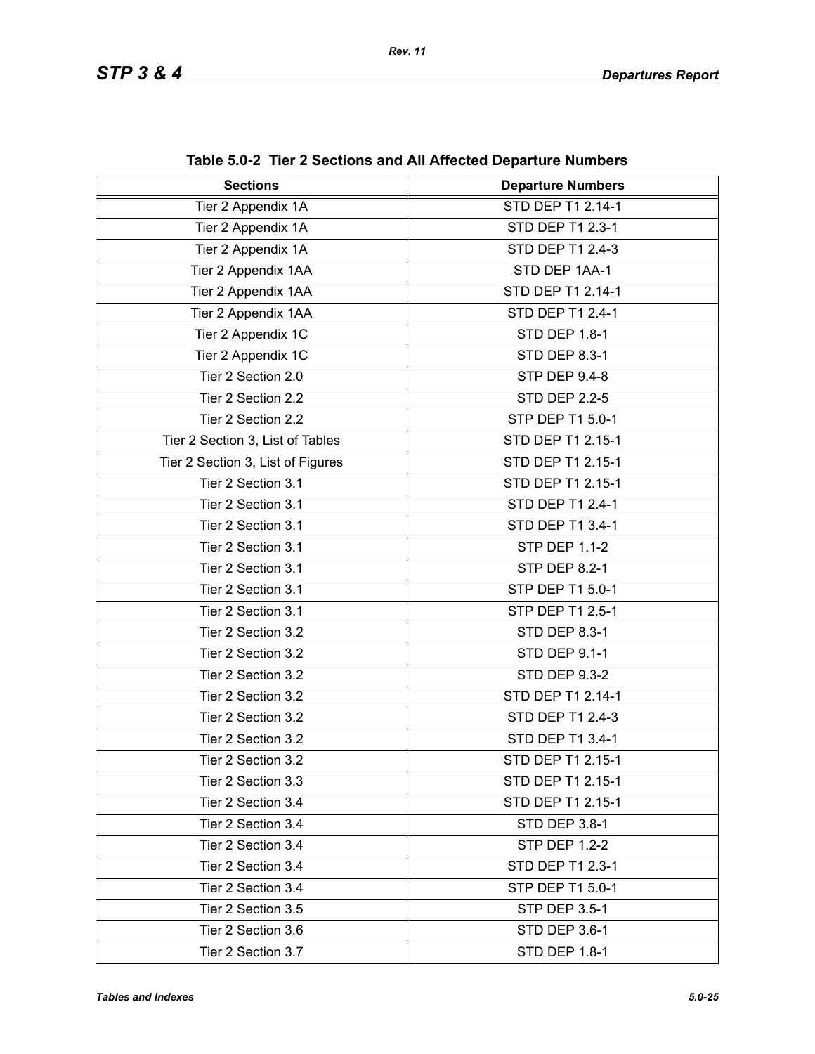**Table 5.0-2 Tier 2 Sections and All Affected Departure Numbers**

| Sections | Departure Numbers |
|---|---|
| Tier 2 Appendix 1A | STD DEP T1 2.14-1 |
| Tier 2 Appendix 1A | STD DEP T1 2.3-1 |
| Tier 2 Appendix 1A | STD DEP T1 2.4-3 |
| Tier 2 Appendix 1AA | STD DEP 1AA-1 |
| Tier 2 Appendix 1AA | STD DEP T1 2.14-1 |
| Tier 2 Appendix 1AA | STD DEP T1 2.4-1 |
| Tier 2 Appendix 1C | STD DEP 1.8-1 |
| Tier 2 Appendix 1C | STD DEP 8.3-1 |
| Tier 2 Section 2.0 | STP DEP 9.4-8 |
| Tier 2 Section 2.2 | STD DEP 2.2-5 |
| Tier 2 Section 2.2 | STP DEP T1 5.0-1 |
| Tier 2 Section 3, List of Tables | STD DEP T1 2.15-1 |
| Tier 2 Section 3, List of Figures | STD DEP T1 2.15-1 |
| Tier 2 Section 3.1 | STD DEP T1 2.15-1 |
| Tier 2 Section 3.1 | STD DEP T1 2.4-1 |
| Tier 2 Section 3.1 | STD DEP T1 3.4-1 |
| Tier 2 Section 3.1 | STP DEP 1.1-2 |
| Tier 2 Section 3.1 | STP DEP 8.2-1 |
| Tier 2 Section 3.1 | STP DEP T1 5.0-1 |
| Tier 2 Section 3.1 | STP DEP T1 2.5-1 |
| Tier 2 Section 3.2 | STD DEP 8.3-1 |
| Tier 2 Section 3.2 | STD DEP 9.1-1 |
| Tier 2 Section 3.2 | STD DEP 9.3-2 |
| Tier 2 Section 3.2 | STD DEP T1 2.14-1 |
| Tier 2 Section 3.2 | STD DEP T1 2.4-3 |
| Tier 2 Section 3.2 | STD DEP T1 3.4-1 |
| Tier 2 Section 3.2 | STD DEP T1 2.15-1 |
| Tier 2 Section 3.3 | STD DEP T1 2.15-1 |
| Tier 2 Section 3.4 | STD DEP T1 2.15-1 |
| Tier 2 Section 3.4 | STD DEP 3.8-1 |
| Tier 2 Section 3.4 | STP DEP 1.2-2 |
| Tier 2 Section 3.4 | STD DEP T1 2.3-1 |
| Tier 2 Section 3.4 | STP DEP T1 5.0-1 |
| Tier 2 Section 3.5 | STP DEP 3.5-1 |
| Tier 2 Section 3.6 | STD DEP 3.6-1 |
| Tier 2 Section 3.7 | STD DEP 1.8-1 |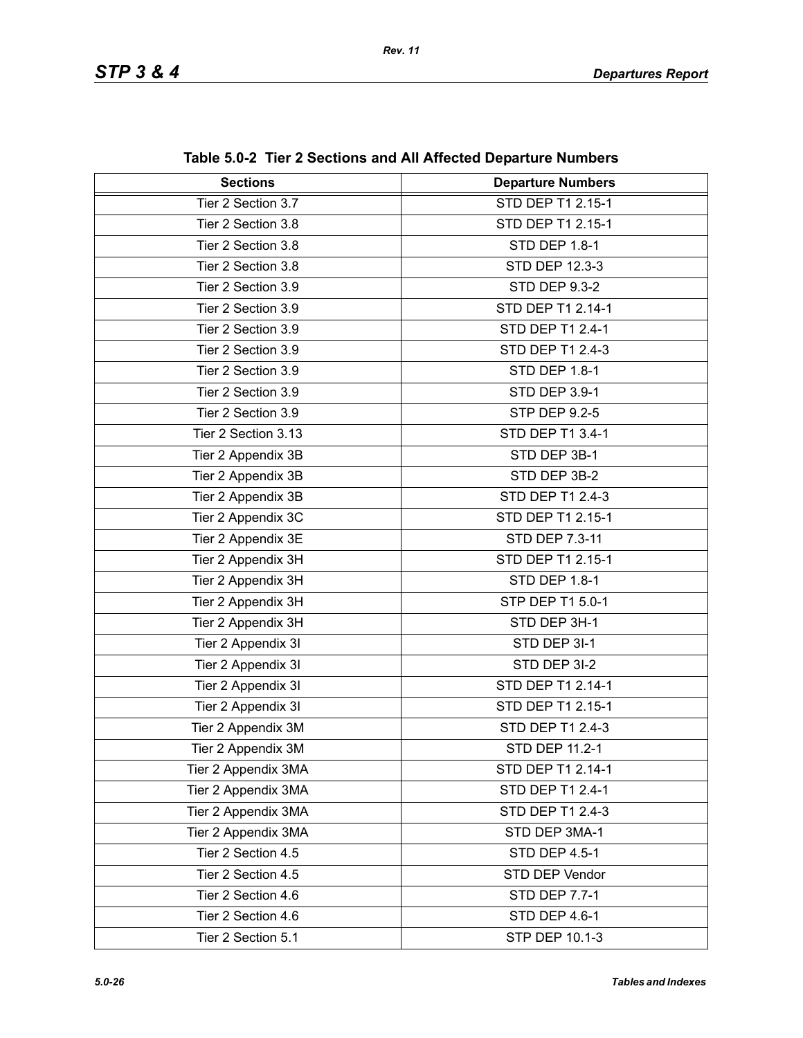**Table 5.0-2 Tier 2 Sections and All Affected Departure Numbers**

| Sections | Departure Numbers |
|---|---|
| Tier 2 Section 3.7 | STD DEP T1 2.15-1 |
| Tier 2 Section 3.8 | STD DEP T1 2.15-1 |
| Tier 2 Section 3.8 | STD DEP 1.8-1 |
| Tier 2 Section 3.8 | STD DEP 12.3-3 |
| Tier 2 Section 3.9 | STD DEP 9.3-2 |
| Tier 2 Section 3.9 | STD DEP T1 2.14-1 |
| Tier 2 Section 3.9 | STD DEP T1 2.4-1 |
| Tier 2 Section 3.9 | STD DEP T1 2.4-3 |
| Tier 2 Section 3.9 | STD DEP 1.8-1 |
| Tier 2 Section 3.9 | STD DEP 3.9-1 |
| Tier 2 Section 3.9 | STP DEP 9.2-5 |
| Tier 2 Section 3.13 | STD DEP T1 3.4-1 |
| Tier 2 Appendix 3B | STD DEP 3B-1 |
| Tier 2 Appendix 3B | STD DEP 3B-2 |
| Tier 2 Appendix 3B | STD DEP T1 2.4-3 |
| Tier 2 Appendix 3C | STD DEP T1 2.15-1 |
| Tier 2 Appendix 3E | STD DEP 7.3-11 |
| Tier 2 Appendix 3H | STD DEP T1 2.15-1 |
| Tier 2 Appendix 3H | STD DEP 1.8-1 |
| Tier 2 Appendix 3H | STP DEP T1 5.0-1 |
| Tier 2 Appendix 3H | STD DEP 3H-1 |
| Tier 2 Appendix 3I | STD DEP 3I-1 |
| Tier 2 Appendix 3I | STD DEP 3I-2 |
| Tier 2 Appendix 3I | STD DEP T1 2.14-1 |
| Tier 2 Appendix 3I | STD DEP T1 2.15-1 |
| Tier 2 Appendix 3M | STD DEP T1 2.4-3 |
| Tier 2 Appendix 3M | STD DEP 11.2-1 |
| Tier 2 Appendix 3MA | STD DEP T1 2.14-1 |
| Tier 2 Appendix 3MA | STD DEP T1 2.4-1 |
| Tier 2 Appendix 3MA | STD DEP T1 2.4-3 |
| Tier 2 Appendix 3MA | STD DEP 3MA-1 |
| Tier 2 Section 4.5 | STD DEP 4.5-1 |
| Tier 2 Section 4.5 | STD DEP Vendor |
| Tier 2 Section 4.6 | STD DEP 7.7-1 |
| Tier 2 Section 4.6 | STD DEP 4.6-1 |
| Tier 2 Section 5.1 | STP DEP 10.1-3 |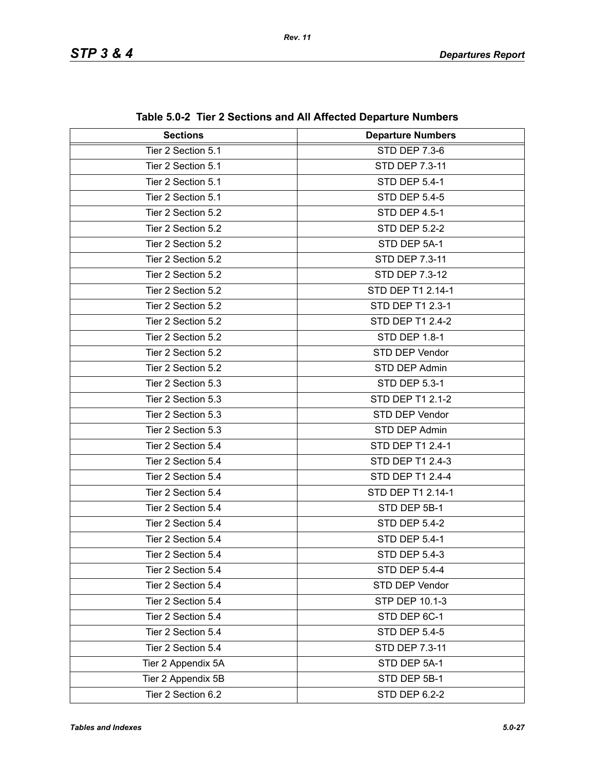**Table 5.0-2 Tier 2 Sections and All Affected Departure Numbers**

| Sections | Departure Numbers |
|---|---|
| Tier 2 Section 5.1 | STD DEP 7.3-6 |
| Tier 2 Section 5.1 | STD DEP 7.3-11 |
| Tier 2 Section 5.1 | STD DEP 5.4-1 |
| Tier 2 Section 5.1 | STD DEP 5.4-5 |
| Tier 2 Section 5.2 | STD DEP 4.5-1 |
| Tier 2 Section 5.2 | STD DEP 5.2-2 |
| Tier 2 Section 5.2 | STD DEP 5A-1 |
| Tier 2 Section 5.2 | STD DEP 7.3-11 |
| Tier 2 Section 5.2 | STD DEP 7.3-12 |
| Tier 2 Section 5.2 | STD DEP T1 2.14-1 |
| Tier 2 Section 5.2 | STD DEP T1 2.3-1 |
| Tier 2 Section 5.2 | STD DEP T1 2.4-2 |
| Tier 2 Section 5.2 | STD DEP 1.8-1 |
| Tier 2 Section 5.2 | STD DEP Vendor |
| Tier 2 Section 5.2 | STD DEP Admin |
| Tier 2 Section 5.3 | STD DEP 5.3-1 |
| Tier 2 Section 5.3 | STD DEP T1 2.1-2 |
| Tier 2 Section 5.3 | STD DEP Vendor |
| Tier 2 Section 5.3 | STD DEP Admin |
| Tier 2 Section 5.4 | STD DEP T1 2.4-1 |
| Tier 2 Section 5.4 | STD DEP T1 2.4-3 |
| Tier 2 Section 5.4 | STD DEP T1 2.4-4 |
| Tier 2 Section 5.4 | STD DEP T1 2.14-1 |
| Tier 2 Section 5.4 | STD DEP 5B-1 |
| Tier 2 Section 5.4 | STD DEP 5.4-2 |
| Tier 2 Section 5.4 | STD DEP 5.4-1 |
| Tier 2 Section 5.4 | STD DEP 5.4-3 |
| Tier 2 Section 5.4 | STD DEP 5.4-4 |
| Tier 2 Section 5.4 | STD DEP Vendor |
| Tier 2 Section 5.4 | STP DEP 10.1-3 |
| Tier 2 Section 5.4 | STD DEP 6C-1 |
| Tier 2 Section 5.4 | STD DEP 5.4-5 |
| Tier 2 Section 5.4 | STD DEP 7.3-11 |
| Tier 2 Appendix 5A | STD DEP 5A-1 |
| Tier 2 Appendix 5B | STD DEP 5B-1 |
| Tier 2 Section 6.2 | STD DEP 6.2-2 |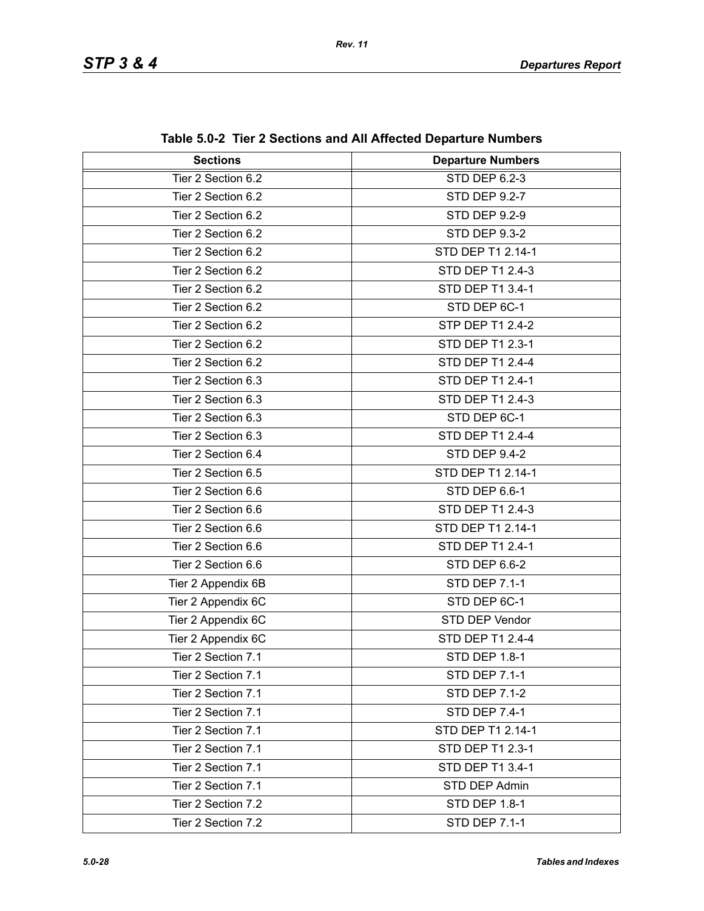**Table 5.0-2 Tier 2 Sections and All Affected Departure Numbers**

| Sections | Departure Numbers |
|---|---|
| Tier 2 Section 6.2 | STD DEP 6.2-3 |
| Tier 2 Section 6.2 | STD DEP 9.2-7 |
| Tier 2 Section 6.2 | STD DEP 9.2-9 |
| Tier 2 Section 6.2 | STD DEP 9.3-2 |
| Tier 2 Section 6.2 | STD DEP T1 2.14-1 |
| Tier 2 Section 6.2 | STD DEP T1 2.4-3 |
| Tier 2 Section 6.2 | STD DEP T1 3.4-1 |
| Tier 2 Section 6.2 | STD DEP 6C-1 |
| Tier 2 Section 6.2 | STP DEP T1 2.4-2 |
| Tier 2 Section 6.2 | STD DEP T1 2.3-1 |
| Tier 2 Section 6.2 | STD DEP T1 2.4-4 |
| Tier 2 Section 6.3 | STD DEP T1 2.4-1 |
| Tier 2 Section 6.3 | STD DEP T1 2.4-3 |
| Tier 2 Section 6.3 | STD DEP 6C-1 |
| Tier 2 Section 6.3 | STD DEP T1 2.4-4 |
| Tier 2 Section 6.4 | STD DEP 9.4-2 |
| Tier 2 Section 6.5 | STD DEP T1 2.14-1 |
| Tier 2 Section 6.6 | STD DEP 6.6-1 |
| Tier 2 Section 6.6 | STD DEP T1 2.4-3 |
| Tier 2 Section 6.6 | STD DEP T1 2.14-1 |
| Tier 2 Section 6.6 | STD DEP T1 2.4-1 |
| Tier 2 Section 6.6 | STD DEP 6.6-2 |
| Tier 2 Appendix 6B | STD DEP 7.1-1 |
| Tier 2 Appendix 6C | STD DEP 6C-1 |
| Tier 2 Appendix 6C | STD DEP Vendor |
| Tier 2 Appendix 6C | STD DEP T1 2.4-4 |
| Tier 2 Section 7.1 | STD DEP 1.8-1 |
| Tier 2 Section 7.1 | STD DEP 7.1-1 |
| Tier 2 Section 7.1 | STD DEP 7.1-2 |
| Tier 2 Section 7.1 | STD DEP 7.4-1 |
| Tier 2 Section 7.1 | STD DEP T1 2.14-1 |
| Tier 2 Section 7.1 | STD DEP T1 2.3-1 |
| Tier 2 Section 7.1 | STD DEP T1 3.4-1 |
| Tier 2 Section 7.1 | STD DEP Admin |
| Tier 2 Section 7.2 | STD DEP 1.8-1 |
| Tier 2 Section 7.2 | STD DEP 7.1-1 |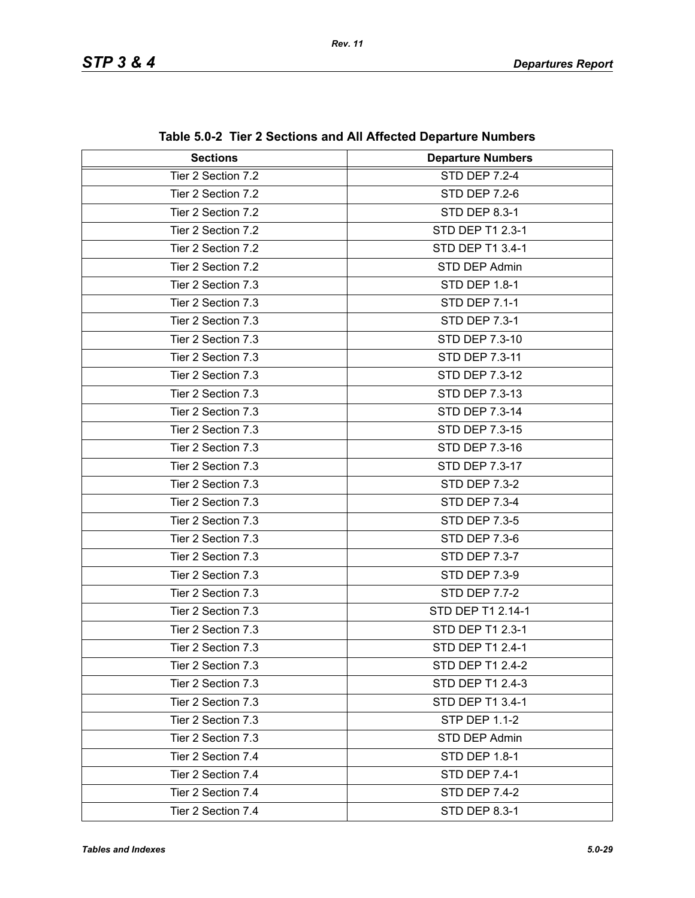**Table 5.0-2 Tier 2 Sections and All Affected Departure Numbers**

| Sections | Departure Numbers |
|---|---|
| Tier 2 Section 7.2 | STD DEP 7.2-4 |
| Tier 2 Section 7.2 | STD DEP 7.2-6 |
| Tier 2 Section 7.2 | STD DEP 8.3-1 |
| Tier 2 Section 7.2 | STD DEP T1 2.3-1 |
| Tier 2 Section 7.2 | STD DEP T1 3.4-1 |
| Tier 2 Section 7.2 | STD DEP Admin |
| Tier 2 Section 7.3 | STD DEP 1.8-1 |
| Tier 2 Section 7.3 | STD DEP 7.1-1 |
| Tier 2 Section 7.3 | STD DEP 7.3-1 |
| Tier 2 Section 7.3 | STD DEP 7.3-10 |
| Tier 2 Section 7.3 | STD DEP 7.3-11 |
| Tier 2 Section 7.3 | STD DEP 7.3-12 |
| Tier 2 Section 7.3 | STD DEP 7.3-13 |
| Tier 2 Section 7.3 | STD DEP 7.3-14 |
| Tier 2 Section 7.3 | STD DEP 7.3-15 |
| Tier 2 Section 7.3 | STD DEP 7.3-16 |
| Tier 2 Section 7.3 | STD DEP 7.3-17 |
| Tier 2 Section 7.3 | STD DEP 7.3-2 |
| Tier 2 Section 7.3 | STD DEP 7.3-4 |
| Tier 2 Section 7.3 | STD DEP 7.3-5 |
| Tier 2 Section 7.3 | STD DEP 7.3-6 |
| Tier 2 Section 7.3 | STD DEP 7.3-7 |
| Tier 2 Section 7.3 | STD DEP 7.3-9 |
| Tier 2 Section 7.3 | STD DEP 7.7-2 |
| Tier 2 Section 7.3 | STD DEP T1 2.14-1 |
| Tier 2 Section 7.3 | STD DEP T1 2.3-1 |
| Tier 2 Section 7.3 | STD DEP T1 2.4-1 |
| Tier 2 Section 7.3 | STD DEP T1 2.4-2 |
| Tier 2 Section 7.3 | STD DEP T1 2.4-3 |
| Tier 2 Section 7.3 | STD DEP T1 3.4-1 |
| Tier 2 Section 7.3 | STP DEP 1.1-2 |
| Tier 2 Section 7.3 | STD DEP Admin |
| Tier 2 Section 7.4 | STD DEP 1.8-1 |
| Tier 2 Section 7.4 | STD DEP 7.4-1 |
| Tier 2 Section 7.4 | STD DEP 7.4-2 |
| Tier 2 Section 7.4 | STD DEP 8.3-1 |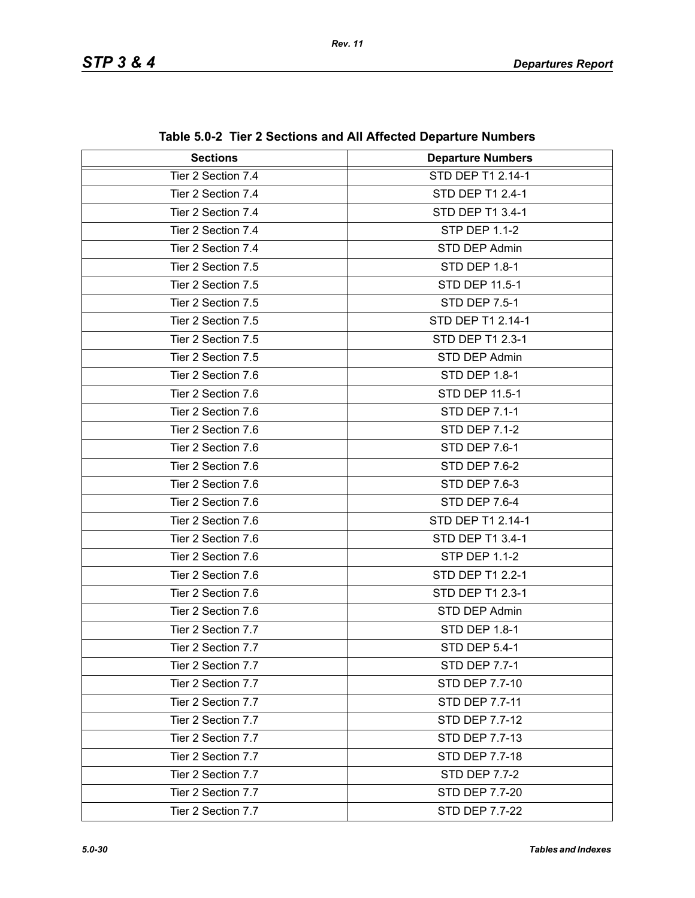**Table 5.0-2 Tier 2 Sections and All Affected Departure Numbers**

| Sections | Departure Numbers |
|---|---|
| Tier 2 Section 7.4 | STD DEP T1 2.14-1 |
| Tier 2 Section 7.4 | STD DEP T1 2.4-1 |
| Tier 2 Section 7.4 | STD DEP T1 3.4-1 |
| Tier 2 Section 7.4 | STP DEP 1.1-2 |
| Tier 2 Section 7.4 | STD DEP Admin |
| Tier 2 Section 7.5 | STD DEP 1.8-1 |
| Tier 2 Section 7.5 | STD DEP 11.5-1 |
| Tier 2 Section 7.5 | STD DEP 7.5-1 |
| Tier 2 Section 7.5 | STD DEP T1 2.14-1 |
| Tier 2 Section 7.5 | STD DEP T1 2.3-1 |
| Tier 2 Section 7.5 | STD DEP Admin |
| Tier 2 Section 7.6 | STD DEP 1.8-1 |
| Tier 2 Section 7.6 | STD DEP 11.5-1 |
| Tier 2 Section 7.6 | STD DEP 7.1-1 |
| Tier 2 Section 7.6 | STD DEP 7.1-2 |
| Tier 2 Section 7.6 | STD DEP 7.6-1 |
| Tier 2 Section 7.6 | STD DEP 7.6-2 |
| Tier 2 Section 7.6 | STD DEP 7.6-3 |
| Tier 2 Section 7.6 | STD DEP 7.6-4 |
| Tier 2 Section 7.6 | STD DEP T1 2.14-1 |
| Tier 2 Section 7.6 | STD DEP T1 3.4-1 |
| Tier 2 Section 7.6 | STP DEP 1.1-2 |
| Tier 2 Section 7.6 | STD DEP T1 2.2-1 |
| Tier 2 Section 7.6 | STD DEP T1 2.3-1 |
| Tier 2 Section 7.6 | STD DEP Admin |
| Tier 2 Section 7.7 | STD DEP 1.8-1 |
| Tier 2 Section 7.7 | STD DEP 5.4-1 |
| Tier 2 Section 7.7 | STD DEP 7.7-1 |
| Tier 2 Section 7.7 | STD DEP 7.7-10 |
| Tier 2 Section 7.7 | STD DEP 7.7-11 |
| Tier 2 Section 7.7 | STD DEP 7.7-12 |
| Tier 2 Section 7.7 | STD DEP 7.7-13 |
| Tier 2 Section 7.7 | STD DEP 7.7-18 |
| Tier 2 Section 7.7 | STD DEP 7.7-2 |
| Tier 2 Section 7.7 | STD DEP 7.7-20 |
| Tier 2 Section 7.7 | STD DEP 7.7-22 |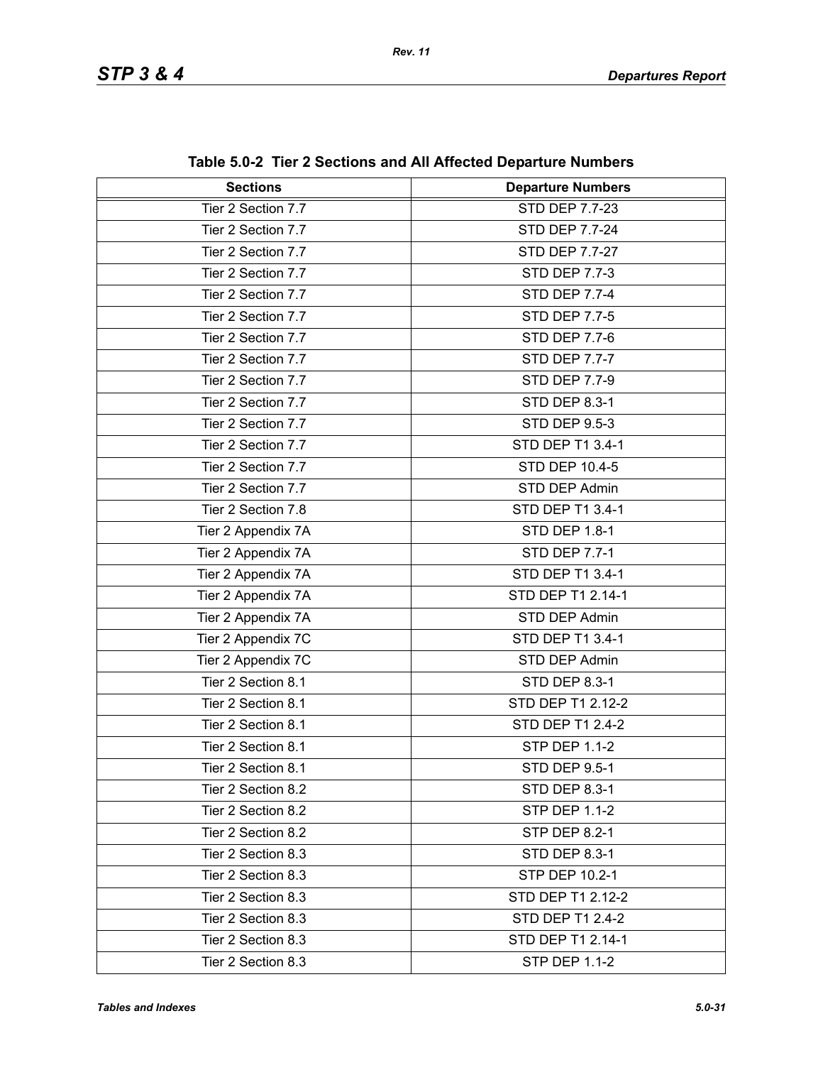**Table 5.0-2 Tier 2 Sections and All Affected Departure Numbers**

| Sections | Departure Numbers |
|---|---|
| Tier 2 Section 7.7 | STD DEP 7.7-23 |
| Tier 2 Section 7.7 | STD DEP 7.7-24 |
| Tier 2 Section 7.7 | STD DEP 7.7-27 |
| Tier 2 Section 7.7 | STD DEP 7.7-3 |
| Tier 2 Section 7.7 | STD DEP 7.7-4 |
| Tier 2 Section 7.7 | STD DEP 7.7-5 |
| Tier 2 Section 7.7 | STD DEP 7.7-6 |
| Tier 2 Section 7.7 | STD DEP 7.7-7 |
| Tier 2 Section 7.7 | STD DEP 7.7-9 |
| Tier 2 Section 7.7 | STD DEP 8.3-1 |
| Tier 2 Section 7.7 | STD DEP 9.5-3 |
| Tier 2 Section 7.7 | STD DEP T1 3.4-1 |
| Tier 2 Section 7.7 | STD DEP 10.4-5 |
| Tier 2 Section 7.7 | STD DEP Admin |
| Tier 2 Section 7.8 | STD DEP T1 3.4-1 |
| Tier 2 Appendix 7A | STD DEP 1.8-1 |
| Tier 2 Appendix 7A | STD DEP 7.7-1 |
| Tier 2 Appendix 7A | STD DEP T1 3.4-1 |
| Tier 2 Appendix 7A | STD DEP T1 2.14-1 |
| Tier 2 Appendix 7A | STD DEP Admin |
| Tier 2 Appendix 7C | STD DEP T1 3.4-1 |
| Tier 2 Appendix 7C | STD DEP Admin |
| Tier 2 Section 8.1 | STD DEP 8.3-1 |
| Tier 2 Section 8.1 | STD DEP T1 2.12-2 |
| Tier 2 Section 8.1 | STD DEP T1 2.4-2 |
| Tier 2 Section 8.1 | STP DEP 1.1-2 |
| Tier 2 Section 8.1 | STD DEP 9.5-1 |
| Tier 2 Section 8.2 | STD DEP 8.3-1 |
| Tier 2 Section 8.2 | STP DEP 1.1-2 |
| Tier 2 Section 8.2 | STP DEP 8.2-1 |
| Tier 2 Section 8.3 | STD DEP 8.3-1 |
| Tier 2 Section 8.3 | STP DEP 10.2-1 |
| Tier 2 Section 8.3 | STD DEP T1 2.12-2 |
| Tier 2 Section 8.3 | STD DEP T1 2.4-2 |
| Tier 2 Section 8.3 | STD DEP T1 2.14-1 |
| Tier 2 Section 8.3 | STP DEP 1.1-2 |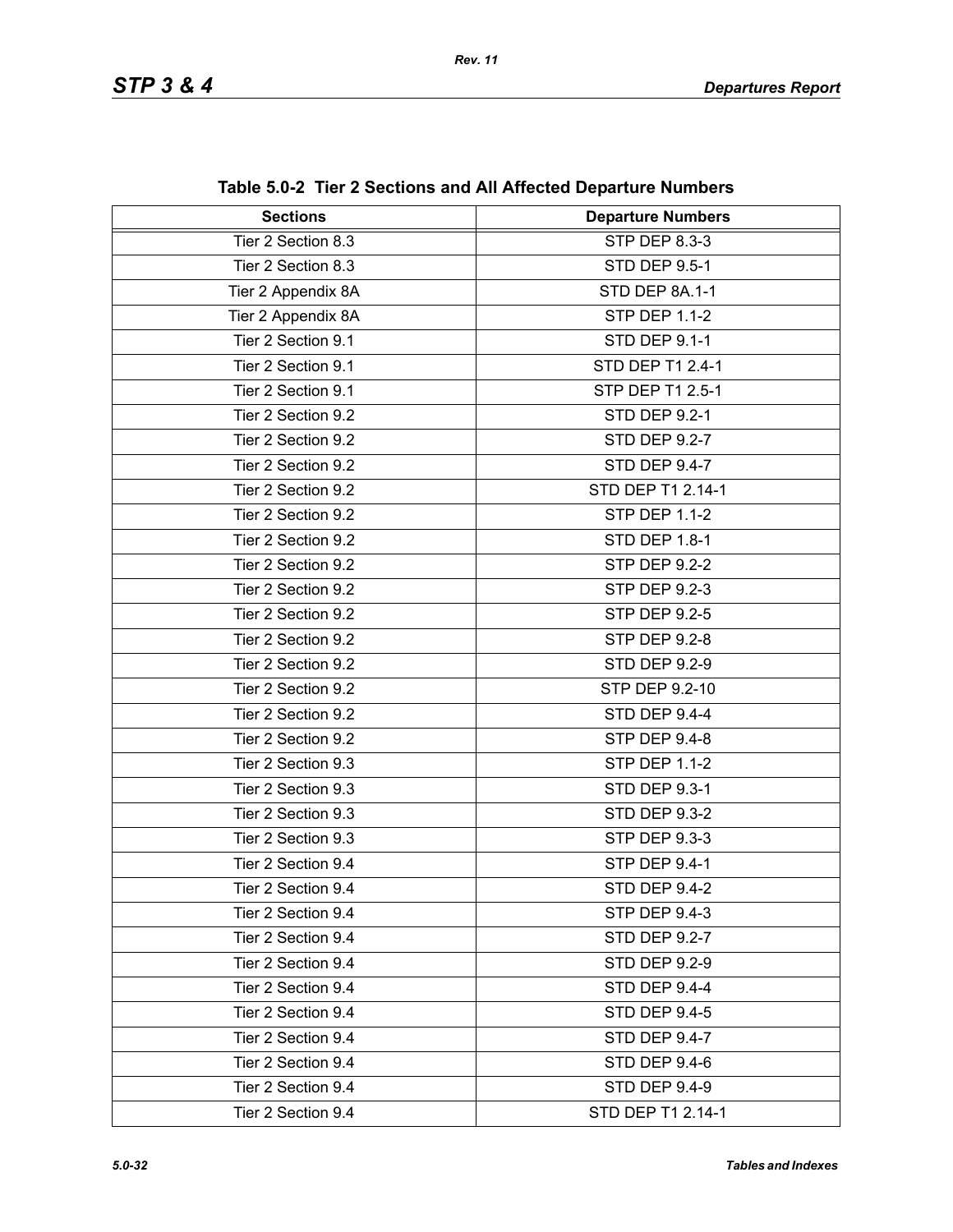**Table 5.0-2 Tier 2 Sections and All Affected Departure Numbers**

| Sections | Departure Numbers |
|---|---|
| Tier 2 Section 8.3 | STP DEP 8.3-3 |
| Tier 2 Section 8.3 | STD DEP 9.5-1 |
| Tier 2 Appendix 8A | STD DEP 8A.1-1 |
| Tier 2 Appendix 8A | STP DEP 1.1-2 |
| Tier 2 Section 9.1 | STD DEP 9.1-1 |
| Tier 2 Section 9.1 | STD DEP T1 2.4-1 |
| Tier 2 Section 9.1 | STP DEP T1 2.5-1 |
| Tier 2 Section 9.2 | STD DEP 9.2-1 |
| Tier 2 Section 9.2 | STD DEP 9.2-7 |
| Tier 2 Section 9.2 | STD DEP 9.4-7 |
| Tier 2 Section 9.2 | STD DEP T1 2.14-1 |
| Tier 2 Section 9.2 | STP DEP 1.1-2 |
| Tier 2 Section 9.2 | STD DEP 1.8-1 |
| Tier 2 Section 9.2 | STP DEP 9.2-2 |
| Tier 2 Section 9.2 | STP DEP 9.2-3 |
| Tier 2 Section 9.2 | STP DEP 9.2-5 |
| Tier 2 Section 9.2 | STP DEP 9.2-8 |
| Tier 2 Section 9.2 | STD DEP 9.2-9 |
| Tier 2 Section 9.2 | STP DEP 9.2-10 |
| Tier 2 Section 9.2 | STD DEP 9.4-4 |
| Tier 2 Section 9.2 | STP DEP 9.4-8 |
| Tier 2 Section 9.3 | STP DEP 1.1-2 |
| Tier 2 Section 9.3 | STD DEP 9.3-1 |
| Tier 2 Section 9.3 | STD DEP 9.3-2 |
| Tier 2 Section 9.3 | STP DEP 9.3-3 |
| Tier 2 Section 9.4 | STP DEP 9.4-1 |
| Tier 2 Section 9.4 | STD DEP 9.4-2 |
| Tier 2 Section 9.4 | STP DEP 9.4-3 |
| Tier 2 Section 9.4 | STD DEP 9.2-7 |
| Tier 2 Section 9.4 | STD DEP 9.2-9 |
| Tier 2 Section 9.4 | STD DEP 9.4-4 |
| Tier 2 Section 9.4 | STD DEP 9.4-5 |
| Tier 2 Section 9.4 | STD DEP 9.4-7 |
| Tier 2 Section 9.4 | STD DEP 9.4-6 |
| Tier 2 Section 9.4 | STD DEP 9.4-9 |
| Tier 2 Section 9.4 | STD DEP T1 2.14-1 |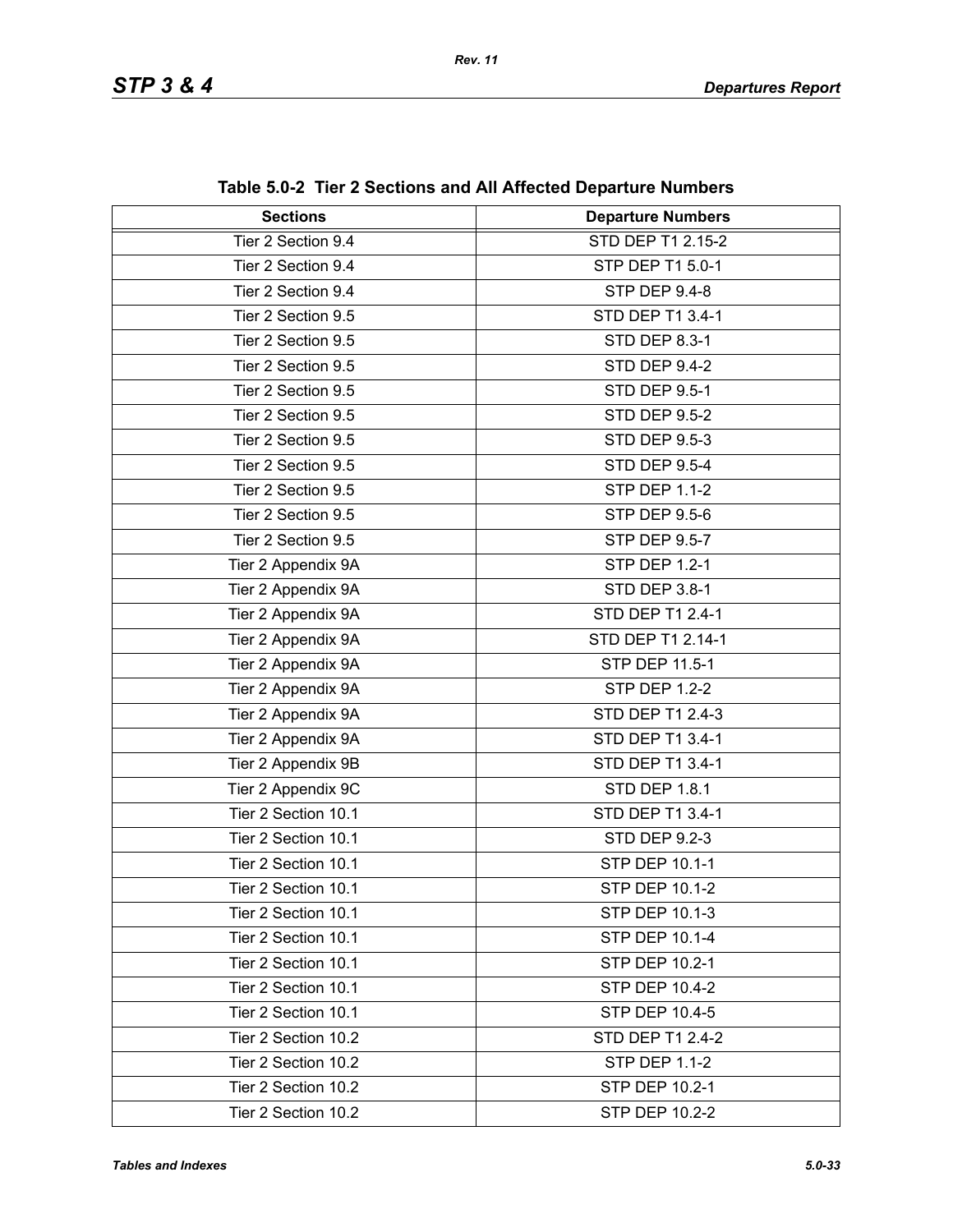**Table 5.0-2 Tier 2 Sections and All Affected Departure Numbers**

| Sections | Departure Numbers |
|---|---|
| Tier 2 Section 9.4 | STD DEP T1 2.15-2 |
| Tier 2 Section 9.4 | STP DEP T1 5.0-1 |
| Tier 2 Section 9.4 | STP DEP 9.4-8 |
| Tier 2 Section 9.5 | STD DEP T1 3.4-1 |
| Tier 2 Section 9.5 | STD DEP 8.3-1 |
| Tier 2 Section 9.5 | STD DEP 9.4-2 |
| Tier 2 Section 9.5 | STD DEP 9.5-1 |
| Tier 2 Section 9.5 | STD DEP 9.5-2 |
| Tier 2 Section 9.5 | STD DEP 9.5-3 |
| Tier 2 Section 9.5 | STD DEP 9.5-4 |
| Tier 2 Section 9.5 | STP DEP 1.1-2 |
| Tier 2 Section 9.5 | STP DEP 9.5-6 |
| Tier 2 Section 9.5 | STP DEP 9.5-7 |
| Tier 2 Appendix 9A | STP DEP 1.2-1 |
| Tier 2 Appendix 9A | STD DEP 3.8-1 |
| Tier 2 Appendix 9A | STD DEP T1 2.4-1 |
| Tier 2 Appendix 9A | STD DEP T1 2.14-1 |
| Tier 2 Appendix 9A | STP DEP 11.5-1 |
| Tier 2 Appendix 9A | STP DEP 1.2-2 |
| Tier 2 Appendix 9A | STD DEP T1 2.4-3 |
| Tier 2 Appendix 9A | STD DEP T1 3.4-1 |
| Tier 2 Appendix 9B | STD DEP T1 3.4-1 |
| Tier 2 Appendix 9C | STD DEP 1.8.1 |
| Tier 2 Section 10.1 | STD DEP T1 3.4-1 |
| Tier 2 Section 10.1 | STD DEP 9.2-3 |
| Tier 2 Section 10.1 | STP DEP 10.1-1 |
| Tier 2 Section 10.1 | STP DEP 10.1-2 |
| Tier 2 Section 10.1 | STP DEP 10.1-3 |
| Tier 2 Section 10.1 | STP DEP 10.1-4 |
| Tier 2 Section 10.1 | STP DEP 10.2-1 |
| Tier 2 Section 10.1 | STP DEP 10.4-2 |
| Tier 2 Section 10.1 | STP DEP 10.4-5 |
| Tier 2 Section 10.2 | STD DEP T1 2.4-2 |
| Tier 2 Section 10.2 | STP DEP 1.1-2 |
| Tier 2 Section 10.2 | STP DEP 10.2-1 |
| Tier 2 Section 10.2 | STP DEP 10.2-2 |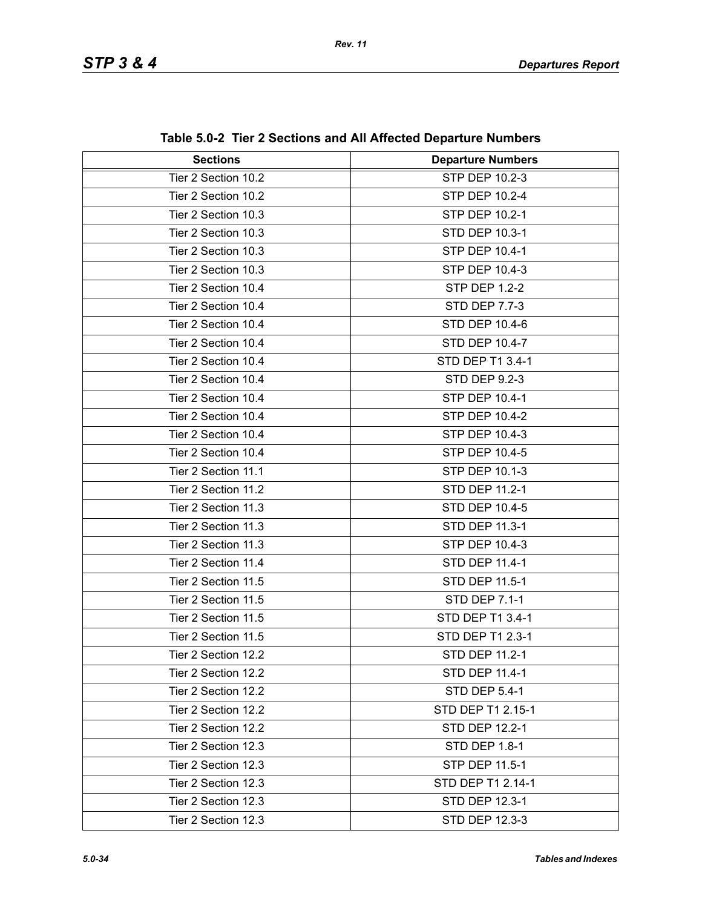**Table 5.0-2 Tier 2 Sections and All Affected Departure Numbers**

| Sections | Departure Numbers |
|---|---|
| Tier 2 Section 10.2 | STP DEP 10.2-3 |
| Tier 2 Section 10.2 | STP DEP 10.2-4 |
| Tier 2 Section 10.3 | STP DEP 10.2-1 |
| Tier 2 Section 10.3 | STD DEP 10.3-1 |
| Tier 2 Section 10.3 | STP DEP 10.4-1 |
| Tier 2 Section 10.3 | STP DEP 10.4-3 |
| Tier 2 Section 10.4 | STP DEP 1.2-2 |
| Tier 2 Section 10.4 | STD DEP 7.7-3 |
| Tier 2 Section 10.4 | STD DEP 10.4-6 |
| Tier 2 Section 10.4 | STD DEP 10.4-7 |
| Tier 2 Section 10.4 | STD DEP T1 3.4-1 |
| Tier 2 Section 10.4 | STD DEP 9.2-3 |
| Tier 2 Section 10.4 | STP DEP 10.4-1 |
| Tier 2 Section 10.4 | STP DEP 10.4-2 |
| Tier 2 Section 10.4 | STP DEP 10.4-3 |
| Tier 2 Section 10.4 | STP DEP 10.4-5 |
| Tier 2 Section 11.1 | STP DEP 10.1-3 |
| Tier 2 Section 11.2 | STD DEP 11.2-1 |
| Tier 2 Section 11.3 | STD DEP 10.4-5 |
| Tier 2 Section 11.3 | STD DEP 11.3-1 |
| Tier 2 Section 11.3 | STP DEP 10.4-3 |
| Tier 2 Section 11.4 | STD DEP 11.4-1 |
| Tier 2 Section 11.5 | STD DEP 11.5-1 |
| Tier 2 Section 11.5 | STD DEP 7.1-1 |
| Tier 2 Section 11.5 | STD DEP T1 3.4-1 |
| Tier 2 Section 11.5 | STD DEP T1 2.3-1 |
| Tier 2 Section 12.2 | STD DEP 11.2-1 |
| Tier 2 Section 12.2 | STD DEP 11.4-1 |
| Tier 2 Section 12.2 | STD DEP 5.4-1 |
| Tier 2 Section 12.2 | STD DEP T1 2.15-1 |
| Tier 2 Section 12.2 | STD DEP 12.2-1 |
| Tier 2 Section 12.3 | STD DEP 1.8-1 |
| Tier 2 Section 12.3 | STP DEP 11.5-1 |
| Tier 2 Section 12.3 | STD DEP T1 2.14-1 |
| Tier 2 Section 12.3 | STD DEP 12.3-1 |
| Tier 2 Section 12.3 | STD DEP 12.3-3 |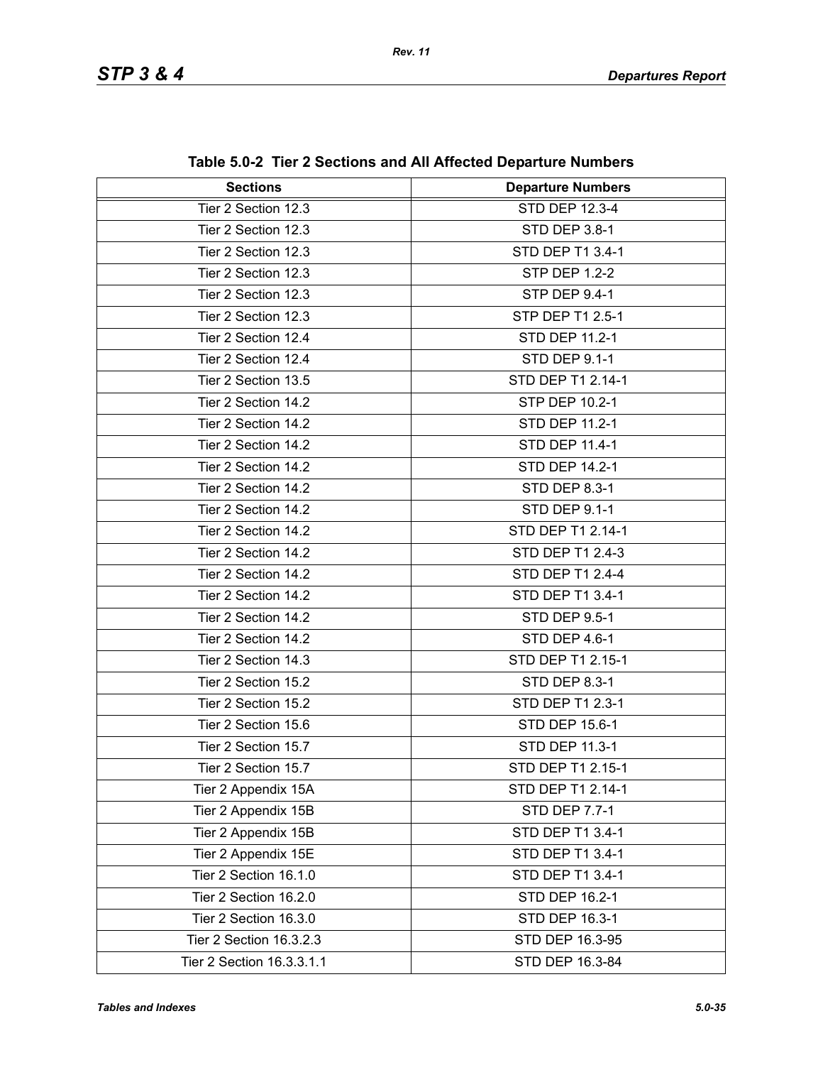**Table 5.0-2 Tier 2 Sections and All Affected Departure Numbers**

| Sections | Departure Numbers |
|---|---|
| Tier 2 Section 12.3 | STD DEP 12.3-4 |
| Tier 2 Section 12.3 | STD DEP 3.8-1 |
| Tier 2 Section 12.3 | STD DEP T1 3.4-1 |
| Tier 2 Section 12.3 | STP DEP 1.2-2 |
| Tier 2 Section 12.3 | STP DEP 9.4-1 |
| Tier 2 Section 12.3 | STP DEP T1 2.5-1 |
| Tier 2 Section 12.4 | STD DEP 11.2-1 |
| Tier 2 Section 12.4 | STD DEP 9.1-1 |
| Tier 2 Section 13.5 | STD DEP T1 2.14-1 |
| Tier 2 Section 14.2 | STP DEP 10.2-1 |
| Tier 2 Section 14.2 | STD DEP 11.2-1 |
| Tier 2 Section 14.2 | STD DEP 11.4-1 |
| Tier 2 Section 14.2 | STD DEP 14.2-1 |
| Tier 2 Section 14.2 | STD DEP 8.3-1 |
| Tier 2 Section 14.2 | STD DEP 9.1-1 |
| Tier 2 Section 14.2 | STD DEP T1 2.14-1 |
| Tier 2 Section 14.2 | STD DEP T1 2.4-3 |
| Tier 2 Section 14.2 | STD DEP T1 2.4-4 |
| Tier 2 Section 14.2 | STD DEP T1 3.4-1 |
| Tier 2 Section 14.2 | STD DEP 9.5-1 |
| Tier 2 Section 14.2 | STD DEP 4.6-1 |
| Tier 2 Section 14.3 | STD DEP T1 2.15-1 |
| Tier 2 Section 15.2 | STD DEP 8.3-1 |
| Tier 2 Section 15.2 | STD DEP T1 2.3-1 |
| Tier 2 Section 15.6 | STD DEP 15.6-1 |
| Tier 2 Section 15.7 | STD DEP 11.3-1 |
| Tier 2 Section 15.7 | STD DEP T1 2.15-1 |
| Tier 2 Appendix 15A | STD DEP T1 2.14-1 |
| Tier 2 Appendix 15B | STD DEP 7.7-1 |
| Tier 2 Appendix 15B | STD DEP T1 3.4-1 |
| Tier 2 Appendix 15E | STD DEP T1 3.4-1 |
| Tier 2 Section 16.1.0 | STD DEP T1 3.4-1 |
| Tier 2 Section 16.2.0 | STD DEP 16.2-1 |
| Tier 2 Section 16.3.0 | STD DEP 16.3-1 |
| Tier 2 Section 16.3.2.3 | STD DEP 16.3-95 |
| Tier 2 Section 16.3.3.1.1 | STD DEP 16.3-84 |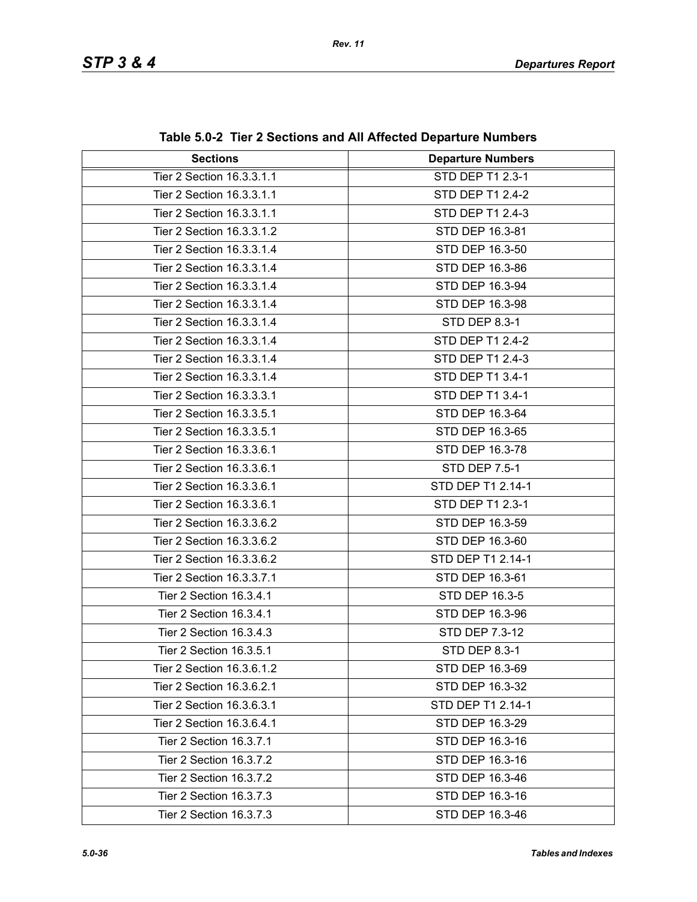**Table 5.0-2 Tier 2 Sections and All Affected Departure Numbers**

| Sections | Departure Numbers |
|---|---|
| Tier 2 Section 16.3.3.1.1 | STD DEP T1 2.3-1 |
| Tier 2 Section 16.3.3.1.1 | STD DEP T1 2.4-2 |
| Tier 2 Section 16.3.3.1.1 | STD DEP T1 2.4-3 |
| Tier 2 Section 16.3.3.1.2 | STD DEP 16.3-81 |
| Tier 2 Section 16.3.3.1.4 | STD DEP 16.3-50 |
| Tier 2 Section 16.3.3.1.4 | STD DEP 16.3-86 |
| Tier 2 Section 16.3.3.1.4 | STD DEP 16.3-94 |
| Tier 2 Section 16.3.3.1.4 | STD DEP 16.3-98 |
| Tier 2 Section 16.3.3.1.4 | STD DEP 8.3-1 |
| Tier 2 Section 16.3.3.1.4 | STD DEP T1 2.4-2 |
| Tier 2 Section 16.3.3.1.4 | STD DEP T1 2.4-3 |
| Tier 2 Section 16.3.3.1.4 | STD DEP T1 3.4-1 |
| Tier 2 Section 16.3.3.3.1 | STD DEP T1 3.4-1 |
| Tier 2 Section 16.3.3.5.1 | STD DEP 16.3-64 |
| Tier 2 Section 16.3.3.5.1 | STD DEP 16.3-65 |
| Tier 2 Section 16.3.3.6.1 | STD DEP 16.3-78 |
| Tier 2 Section 16.3.3.6.1 | STD DEP 7.5-1 |
| Tier 2 Section 16.3.3.6.1 | STD DEP T1 2.14-1 |
| Tier 2 Section 16.3.3.6.1 | STD DEP T1 2.3-1 |
| Tier 2 Section 16.3.3.6.2 | STD DEP 16.3-59 |
| Tier 2 Section 16.3.3.6.2 | STD DEP 16.3-60 |
| Tier 2 Section 16.3.3.6.2 | STD DEP T1 2.14-1 |
| Tier 2 Section 16.3.3.7.1 | STD DEP 16.3-61 |
| Tier 2 Section 16.3.4.1 | STD DEP 16.3-5 |
| Tier 2 Section 16.3.4.1 | STD DEP 16.3-96 |
| Tier 2 Section 16.3.4.3 | STD DEP 7.3-12 |
| Tier 2 Section 16.3.5.1 | STD DEP 8.3-1 |
| Tier 2 Section 16.3.6.1.2 | STD DEP 16.3-69 |
| Tier 2 Section 16.3.6.2.1 | STD DEP 16.3-32 |
| Tier 2 Section 16.3.6.3.1 | STD DEP T1 2.14-1 |
| Tier 2 Section 16.3.6.4.1 | STD DEP 16.3-29 |
| Tier 2 Section 16.3.7.1 | STD DEP 16.3-16 |
| Tier 2 Section 16.3.7.2 | STD DEP 16.3-16 |
| Tier 2 Section 16.3.7.2 | STD DEP 16.3-46 |
| Tier 2 Section 16.3.7.3 | STD DEP 16.3-16 |
| Tier 2 Section 16.3.7.3 | STD DEP 16.3-46 |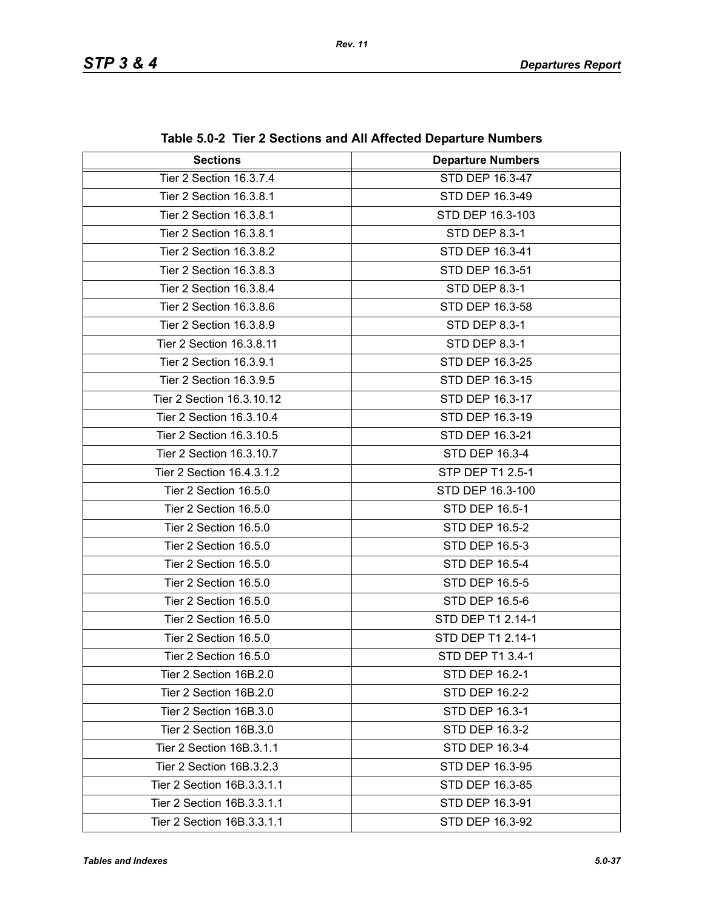**Table 5.0-2 Tier 2 Sections and All Affected Departure Numbers**

| Sections | Departure Numbers |
|---|---|
| Tier 2 Section 16.3.7.4 | STD DEP 16.3-47 |
| Tier 2 Section 16.3.8.1 | STD DEP 16.3-49 |
| Tier 2 Section 16.3.8.1 | STD DEP 16.3-103 |
| Tier 2 Section 16.3.8.1 | STD DEP 8.3-1 |
| Tier 2 Section 16.3.8.2 | STD DEP 16.3-41 |
| Tier 2 Section 16.3.8.3 | STD DEP 16.3-51 |
| Tier 2 Section 16.3.8.4 | STD DEP 8.3-1 |
| Tier 2 Section 16.3.8.6 | STD DEP 16.3-58 |
| Tier 2 Section 16.3.8.9 | STD DEP 8.3-1 |
| Tier 2 Section 16.3.8.11 | STD DEP 8.3-1 |
| Tier 2 Section 16.3.9.1 | STD DEP 16.3-25 |
| Tier 2 Section 16.3.9.5 | STD DEP 16.3-15 |
| Tier 2 Section 16.3.10.12 | STD DEP 16.3-17 |
| Tier 2 Section 16.3.10.4 | STD DEP 16.3-19 |
| Tier 2 Section 16.3.10.5 | STD DEP 16.3-21 |
| Tier 2 Section 16.3.10.7 | STD DEP 16.3-4 |
| Tier 2 Section 16.4.3.1.2 | STP DEP T1 2.5-1 |
| Tier 2 Section 16.5.0 | STD DEP 16.3-100 |
| Tier 2 Section 16.5.0 | STD DEP 16.5-1 |
| Tier 2 Section 16.5.0 | STD DEP 16.5-2 |
| Tier 2 Section 16.5.0 | STD DEP 16.5-3 |
| Tier 2 Section 16.5.0 | STD DEP 16.5-4 |
| Tier 2 Section 16.5.0 | STD DEP 16.5-5 |
| Tier 2 Section 16.5.0 | STD DEP 16.5-6 |
| Tier 2 Section 16.5.0 | STD DEP T1 2.14-1 |
| Tier 2 Section 16.5.0 | STD DEP T1 2.14-1 |
| Tier 2 Section 16.5.0 | STD DEP T1 3.4-1 |
| Tier 2 Section 16B.2.0 | STD DEP 16.2-1 |
| Tier 2 Section 16B.2.0 | STD DEP 16.2-2 |
| Tier 2 Section 16B.3.0 | STD DEP 16.3-1 |
| Tier 2 Section 16B.3.0 | STD DEP 16.3-2 |
| Tier 2 Section 16B.3.1.1 | STD DEP 16.3-4 |
| Tier 2 Section 16B.3.2.3 | STD DEP 16.3-95 |
| Tier 2 Section 16B.3.3.1.1 | STD DEP 16.3-85 |
| Tier 2 Section 16B.3.3.1.1 | STD DEP 16.3-91 |
| Tier 2 Section 16B.3.3.1.1 | STD DEP 16.3-92 |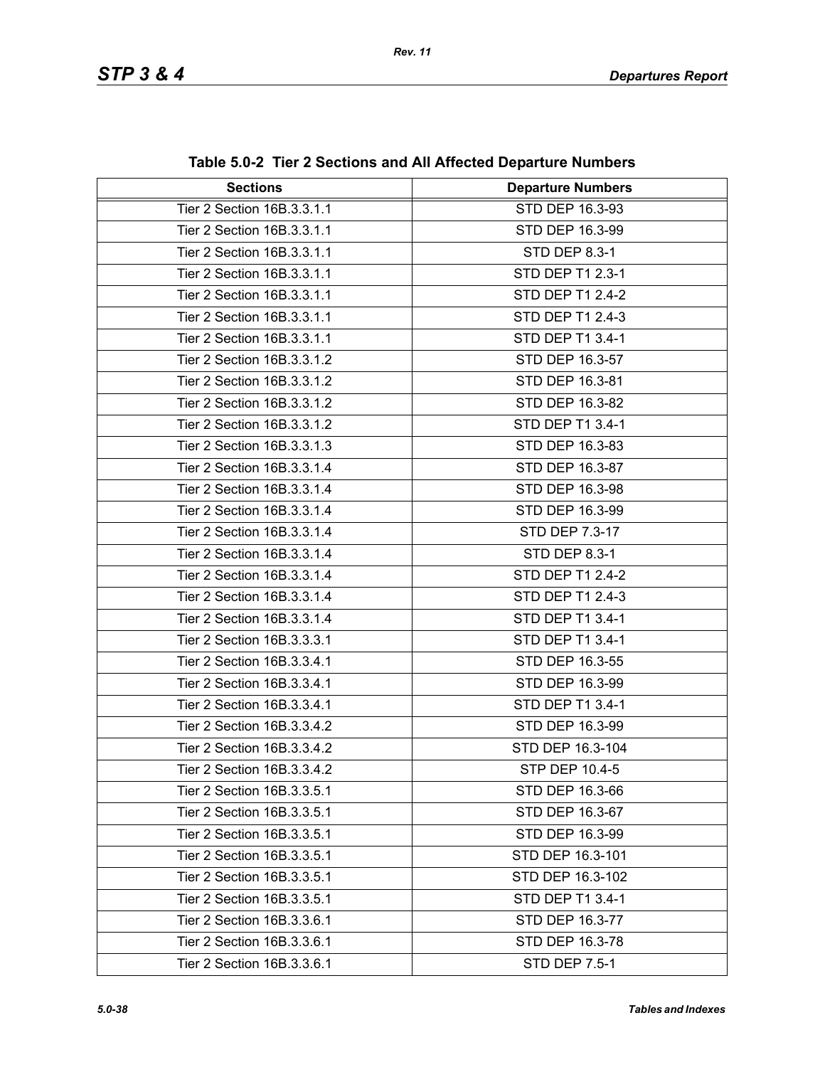**Table 5.0-2 Tier 2 Sections and All Affected Departure Numbers**

| Sections | Departure Numbers |
|---|---|
| Tier 2 Section 16B.3.3.1.1 | STD DEP 16.3-93 |
| Tier 2 Section 16B.3.3.1.1 | STD DEP 16.3-99 |
| Tier 2 Section 16B.3.3.1.1 | STD DEP 8.3-1 |
| Tier 2 Section 16B.3.3.1.1 | STD DEP T1 2.3-1 |
| Tier 2 Section 16B.3.3.1.1 | STD DEP T1 2.4-2 |
| Tier 2 Section 16B.3.3.1.1 | STD DEP T1 2.4-3 |
| Tier 2 Section 16B.3.3.1.1 | STD DEP T1 3.4-1 |
| Tier 2 Section 16B.3.3.1.2 | STD DEP 16.3-57 |
| Tier 2 Section 16B.3.3.1.2 | STD DEP 16.3-81 |
| Tier 2 Section 16B.3.3.1.2 | STD DEP 16.3-82 |
| Tier 2 Section 16B.3.3.1.2 | STD DEP T1 3.4-1 |
| Tier 2 Section 16B.3.3.1.3 | STD DEP 16.3-83 |
| Tier 2 Section 16B.3.3.1.4 | STD DEP 16.3-87 |
| Tier 2 Section 16B.3.3.1.4 | STD DEP 16.3-98 |
| Tier 2 Section 16B.3.3.1.4 | STD DEP 16.3-99 |
| Tier 2 Section 16B.3.3.1.4 | STD DEP 7.3-17 |
| Tier 2 Section 16B.3.3.1.4 | STD DEP 8.3-1 |
| Tier 2 Section 16B.3.3.1.4 | STD DEP T1 2.4-2 |
| Tier 2 Section 16B.3.3.1.4 | STD DEP T1 2.4-3 |
| Tier 2 Section 16B.3.3.1.4 | STD DEP T1 3.4-1 |
| Tier 2 Section 16B.3.3.3.1 | STD DEP T1 3.4-1 |
| Tier 2 Section 16B.3.3.4.1 | STD DEP 16.3-55 |
| Tier 2 Section 16B.3.3.4.1 | STD DEP 16.3-99 |
| Tier 2 Section 16B.3.3.4.1 | STD DEP T1 3.4-1 |
| Tier 2 Section 16B.3.3.4.2 | STD DEP 16.3-99 |
| Tier 2 Section 16B.3.3.4.2 | STD DEP 16.3-104 |
| Tier 2 Section 16B.3.3.4.2 | STP DEP 10.4-5 |
| Tier 2 Section 16B.3.3.5.1 | STD DEP 16.3-66 |
| Tier 2 Section 16B.3.3.5.1 | STD DEP 16.3-67 |
| Tier 2 Section 16B.3.3.5.1 | STD DEP 16.3-99 |
| Tier 2 Section 16B.3.3.5.1 | STD DEP 16.3-101 |
| Tier 2 Section 16B.3.3.5.1 | STD DEP 16.3-102 |
| Tier 2 Section 16B.3.3.5.1 | STD DEP T1 3.4-1 |
| Tier 2 Section 16B.3.3.6.1 | STD DEP 16.3-77 |
| Tier 2 Section 16B.3.3.6.1 | STD DEP 16.3-78 |
| Tier 2 Section 16B.3.3.6.1 | STD DEP 7.5-1 |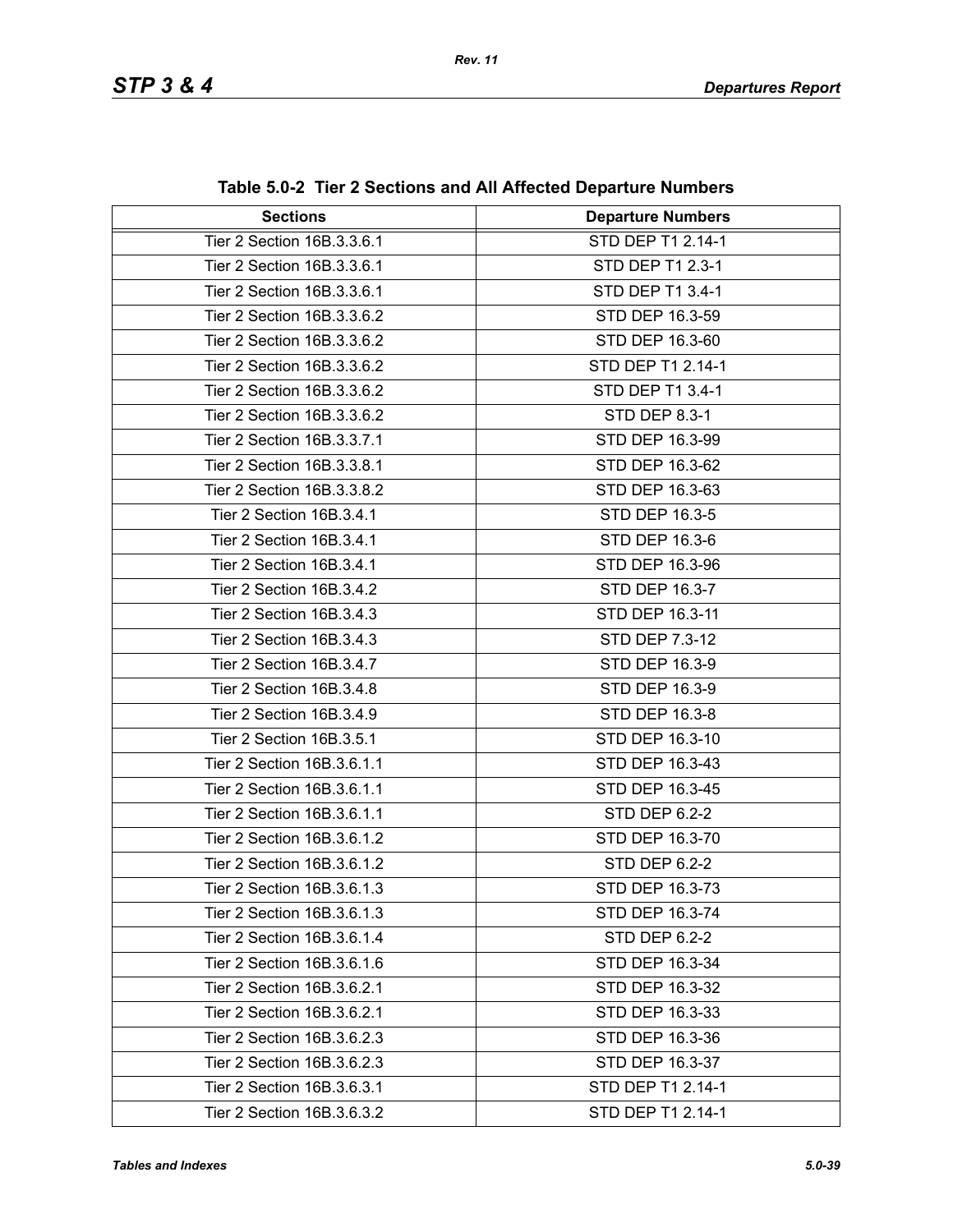**Table 5.0-2 Tier 2 Sections and All Affected Departure Numbers**

| Sections | Departure Numbers |
|---|---|
| Tier 2 Section 16B.3.3.6.1 | STD DEP T1 2.14-1 |
| Tier 2 Section 16B.3.3.6.1 | STD DEP T1 2.3-1 |
| Tier 2 Section 16B.3.3.6.1 | STD DEP T1 3.4-1 |
| Tier 2 Section 16B.3.3.6.2 | STD DEP 16.3-59 |
| Tier 2 Section 16B.3.3.6.2 | STD DEP 16.3-60 |
| Tier 2 Section 16B.3.3.6.2 | STD DEP T1 2.14-1 |
| Tier 2 Section 16B.3.3.6.2 | STD DEP T1 3.4-1 |
| Tier 2 Section 16B.3.3.6.2 | STD DEP 8.3-1 |
| Tier 2 Section 16B.3.3.7.1 | STD DEP 16.3-99 |
| Tier 2 Section 16B.3.3.8.1 | STD DEP 16.3-62 |
| Tier 2 Section 16B.3.3.8.2 | STD DEP 16.3-63 |
| Tier 2 Section 16B.3.4.1 | STD DEP 16.3-5 |
| Tier 2 Section 16B.3.4.1 | STD DEP 16.3-6 |
| Tier 2 Section 16B.3.4.1 | STD DEP 16.3-96 |
| Tier 2 Section 16B.3.4.2 | STD DEP 16.3-7 |
| Tier 2 Section 16B.3.4.3 | STD DEP 16.3-11 |
| Tier 2 Section 16B.3.4.3 | STD DEP 7.3-12 |
| Tier 2 Section 16B.3.4.7 | STD DEP 16.3-9 |
| Tier 2 Section 16B.3.4.8 | STD DEP 16.3-9 |
| Tier 2 Section 16B.3.4.9 | STD DEP 16.3-8 |
| Tier 2 Section 16B.3.5.1 | STD DEP 16.3-10 |
| Tier 2 Section 16B.3.6.1.1 | STD DEP 16.3-43 |
| Tier 2 Section 16B.3.6.1.1 | STD DEP 16.3-45 |
| Tier 2 Section 16B.3.6.1.1 | STD DEP 6.2-2 |
| Tier 2 Section 16B.3.6.1.2 | STD DEP 16.3-70 |
| Tier 2 Section 16B.3.6.1.2 | STD DEP 6.2-2 |
| Tier 2 Section 16B.3.6.1.3 | STD DEP 16.3-73 |
| Tier 2 Section 16B.3.6.1.3 | STD DEP 16.3-74 |
| Tier 2 Section 16B.3.6.1.4 | STD DEP 6.2-2 |
| Tier 2 Section 16B.3.6.1.6 | STD DEP 16.3-34 |
| Tier 2 Section 16B.3.6.2.1 | STD DEP 16.3-32 |
| Tier 2 Section 16B.3.6.2.1 | STD DEP 16.3-33 |
| Tier 2 Section 16B.3.6.2.3 | STD DEP 16.3-36 |
| Tier 2 Section 16B.3.6.2.3 | STD DEP 16.3-37 |
| Tier 2 Section 16B.3.6.3.1 | STD DEP T1 2.14-1 |
| Tier 2 Section 16B.3.6.3.2 | STD DEP T1 2.14-1 |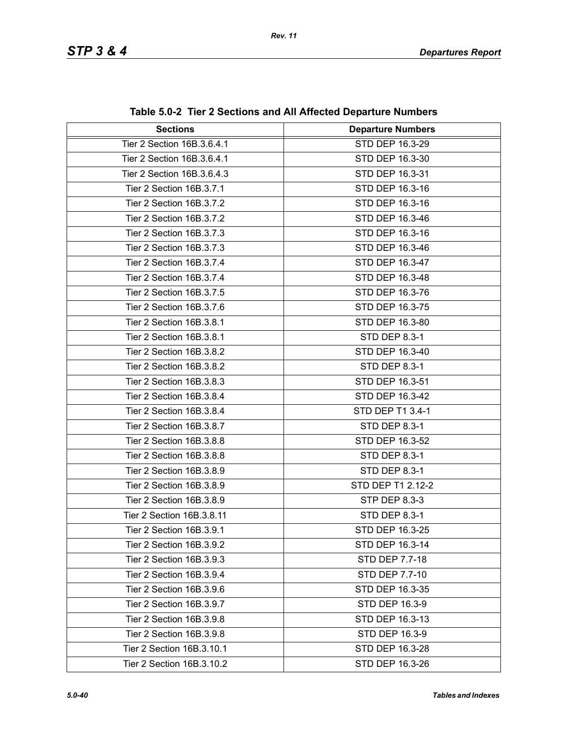**Table 5.0-2 Tier 2 Sections and All Affected Departure Numbers**

| Sections | Departure Numbers |
|---|---|
| Tier 2 Section 16B.3.6.4.1 | STD DEP 16.3-29 |
| Tier 2 Section 16B.3.6.4.1 | STD DEP 16.3-30 |
| Tier 2 Section 16B.3.6.4.3 | STD DEP 16.3-31 |
| Tier 2 Section 16B.3.7.1 | STD DEP 16.3-16 |
| Tier 2 Section 16B.3.7.2 | STD DEP 16.3-16 |
| Tier 2 Section 16B.3.7.2 | STD DEP 16.3-46 |
| Tier 2 Section 16B.3.7.3 | STD DEP 16.3-16 |
| Tier 2 Section 16B.3.7.3 | STD DEP 16.3-46 |
| Tier 2 Section 16B.3.7.4 | STD DEP 16.3-47 |
| Tier 2 Section 16B.3.7.4 | STD DEP 16.3-48 |
| Tier 2 Section 16B.3.7.5 | STD DEP 16.3-76 |
| Tier 2 Section 16B.3.7.6 | STD DEP 16.3-75 |
| Tier 2 Section 16B.3.8.1 | STD DEP 16.3-80 |
| Tier 2 Section 16B.3.8.1 | STD DEP 8.3-1 |
| Tier 2 Section 16B.3.8.2 | STD DEP 16.3-40 |
| Tier 2 Section 16B.3.8.2 | STD DEP 8.3-1 |
| Tier 2 Section 16B.3.8.3 | STD DEP 16.3-51 |
| Tier 2 Section 16B.3.8.4 | STD DEP 16.3-42 |
| Tier 2 Section 16B.3.8.4 | STD DEP T1 3.4-1 |
| Tier 2 Section 16B.3.8.7 | STD DEP 8.3-1 |
| Tier 2 Section 16B.3.8.8 | STD DEP 16.3-52 |
| Tier 2 Section 16B.3.8.8 | STD DEP 8.3-1 |
| Tier 2 Section 16B.3.8.9 | STD DEP 8.3-1 |
| Tier 2 Section 16B.3.8.9 | STD DEP T1 2.12-2 |
| Tier 2 Section 16B.3.8.9 | STP DEP 8.3-3 |
| Tier 2 Section 16B.3.8.11 | STD DEP 8.3-1 |
| Tier 2 Section 16B.3.9.1 | STD DEP 16.3-25 |
| Tier 2 Section 16B.3.9.2 | STD DEP 16.3-14 |
| Tier 2 Section 16B.3.9.3 | STD DEP 7.7-18 |
| Tier 2 Section 16B.3.9.4 | STD DEP 7.7-10 |
| Tier 2 Section 16B.3.9.6 | STD DEP 16.3-35 |
| Tier 2 Section 16B.3.9.7 | STD DEP 16.3-9 |
| Tier 2 Section 16B.3.9.8 | STD DEP 16.3-13 |
| Tier 2 Section 16B.3.9.8 | STD DEP 16.3-9 |
| Tier 2 Section 16B.3.10.1 | STD DEP 16.3-28 |
| Tier 2 Section 16B.3.10.2 | STD DEP 16.3-26 |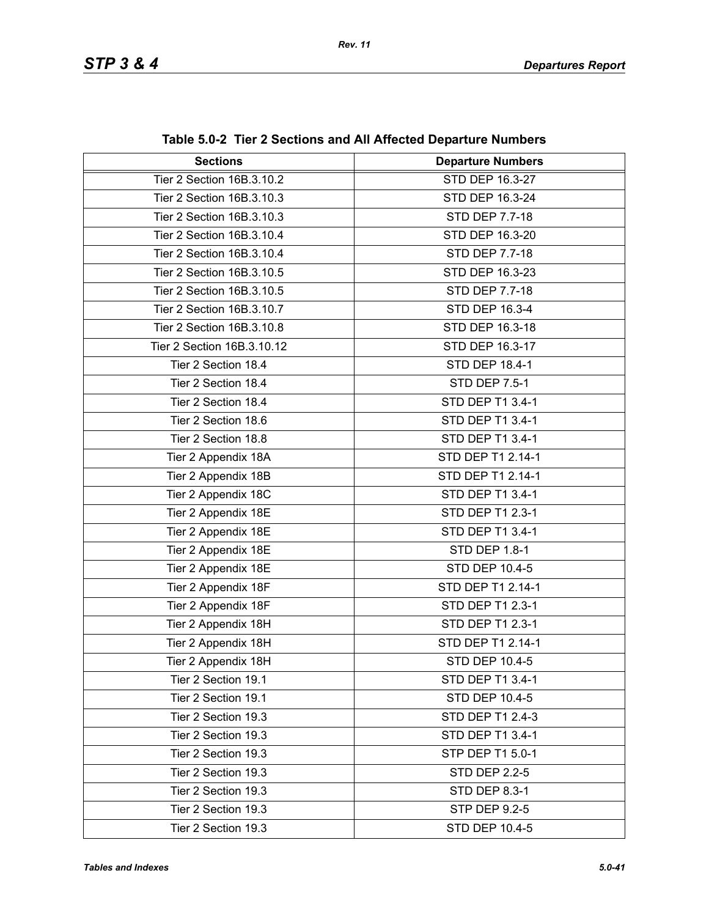**Table 5.0-2 Tier 2 Sections and All Affected Departure Numbers**

| Sections | Departure Numbers |
|---|---|
| Tier 2 Section 16B.3.10.2 | STD DEP 16.3-27 |
| Tier 2 Section 16B.3.10.3 | STD DEP 16.3-24 |
| Tier 2 Section 16B.3.10.3 | STD DEP 7.7-18 |
| Tier 2 Section 16B.3.10.4 | STD DEP 16.3-20 |
| Tier 2 Section 16B.3.10.4 | STD DEP 7.7-18 |
| Tier 2 Section 16B.3.10.5 | STD DEP 16.3-23 |
| Tier 2 Section 16B.3.10.5 | STD DEP 7.7-18 |
| Tier 2 Section 16B.3.10.7 | STD DEP 16.3-4 |
| Tier 2 Section 16B.3.10.8 | STD DEP 16.3-18 |
| Tier 2 Section 16B.3.10.12 | STD DEP 16.3-17 |
| Tier 2 Section 18.4 | STD DEP 18.4-1 |
| Tier 2 Section 18.4 | STD DEP 7.5-1 |
| Tier 2 Section 18.4 | STD DEP T1 3.4-1 |
| Tier 2 Section 18.6 | STD DEP T1 3.4-1 |
| Tier 2 Section 18.8 | STD DEP T1 3.4-1 |
| Tier 2 Appendix 18A | STD DEP T1 2.14-1 |
| Tier 2 Appendix 18B | STD DEP T1 2.14-1 |
| Tier 2 Appendix 18C | STD DEP T1 3.4-1 |
| Tier 2 Appendix 18E | STD DEP T1 2.3-1 |
| Tier 2 Appendix 18E | STD DEP T1 3.4-1 |
| Tier 2 Appendix 18E | STD DEP 1.8-1 |
| Tier 2 Appendix 18E | STD DEP 10.4-5 |
| Tier 2 Appendix 18F | STD DEP T1 2.14-1 |
| Tier 2 Appendix 18F | STD DEP T1 2.3-1 |
| Tier 2 Appendix 18H | STD DEP T1 2.3-1 |
| Tier 2 Appendix 18H | STD DEP T1 2.14-1 |
| Tier 2 Appendix 18H | STD DEP 10.4-5 |
| Tier 2 Section 19.1 | STD DEP T1 3.4-1 |
| Tier 2 Section 19.1 | STD DEP 10.4-5 |
| Tier 2 Section 19.3 | STD DEP T1 2.4-3 |
| Tier 2 Section 19.3 | STD DEP T1 3.4-1 |
| Tier 2 Section 19.3 | STP DEP T1 5.0-1 |
| Tier 2 Section 19.3 | STD DEP 2.2-5 |
| Tier 2 Section 19.3 | STD DEP 8.3-1 |
| Tier 2 Section 19.3 | STP DEP 9.2-5 |
| Tier 2 Section 19.3 | STD DEP 10.4-5 |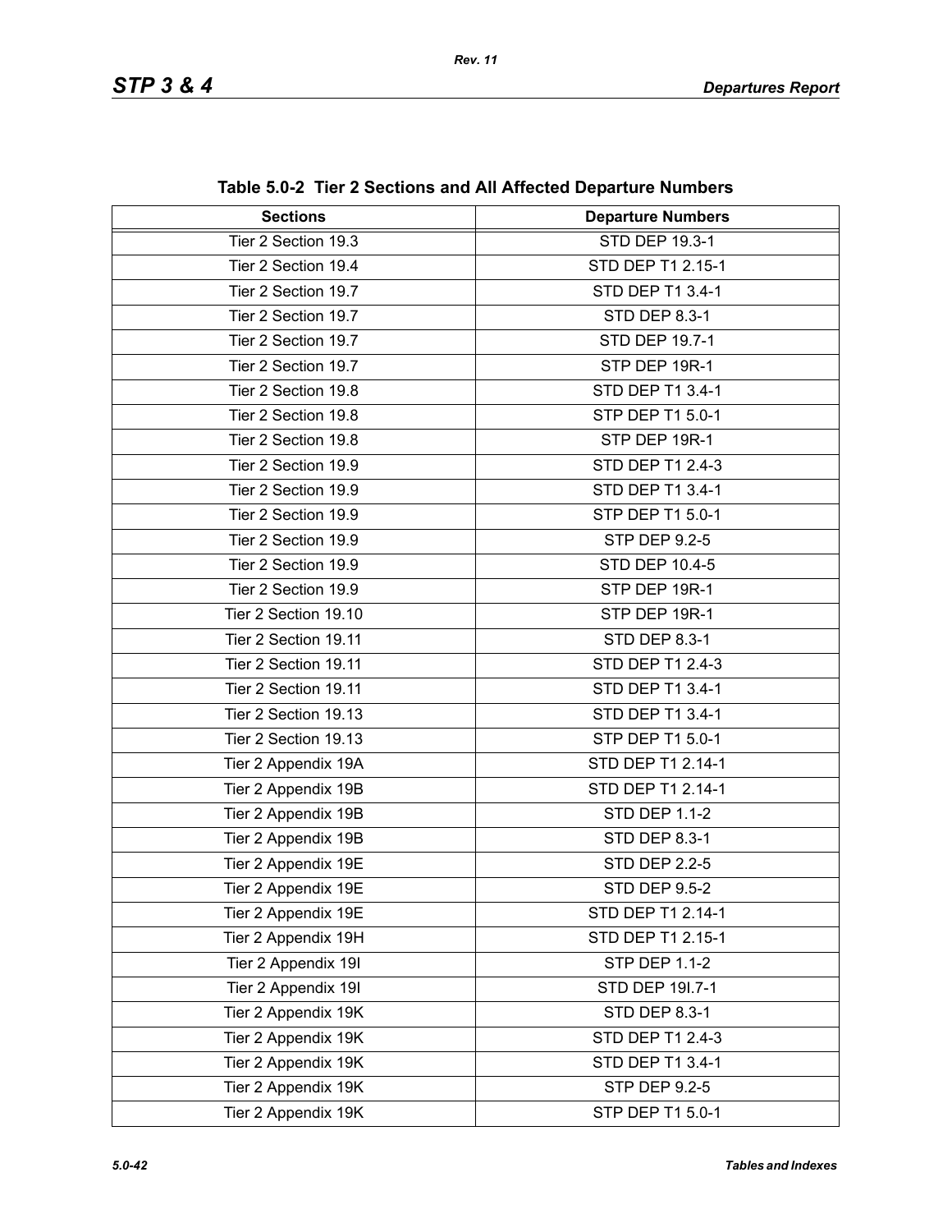**Table 5.0-2 Tier 2 Sections and All Affected Departure Numbers**

| Sections | Departure Numbers |
|---|---|
| Tier 2 Section 19.3 | STD DEP 19.3-1 |
| Tier 2 Section 19.4 | STD DEP T1 2.15-1 |
| Tier 2 Section 19.7 | STD DEP T1 3.4-1 |
| Tier 2 Section 19.7 | STD DEP 8.3-1 |
| Tier 2 Section 19.7 | STD DEP 19.7-1 |
| Tier 2 Section 19.7 | STP DEP 19R-1 |
| Tier 2 Section 19.8 | STD DEP T1 3.4-1 |
| Tier 2 Section 19.8 | STP DEP T1 5.0-1 |
| Tier 2 Section 19.8 | STP DEP 19R-1 |
| Tier 2 Section 19.9 | STD DEP T1 2.4-3 |
| Tier 2 Section 19.9 | STD DEP T1 3.4-1 |
| Tier 2 Section 19.9 | STP DEP T1 5.0-1 |
| Tier 2 Section 19.9 | STP DEP 9.2-5 |
| Tier 2 Section 19.9 | STD DEP 10.4-5 |
| Tier 2 Section 19.9 | STP DEP 19R-1 |
| Tier 2 Section 19.10 | STP DEP 19R-1 |
| Tier 2 Section 19.11 | STD DEP 8.3-1 |
| Tier 2 Section 19.11 | STD DEP T1 2.4-3 |
| Tier 2 Section 19.11 | STD DEP T1 3.4-1 |
| Tier 2 Section 19.13 | STD DEP T1 3.4-1 |
| Tier 2 Section 19.13 | STP DEP T1 5.0-1 |
| Tier 2 Appendix 19A | STD DEP T1 2.14-1 |
| Tier 2 Appendix 19B | STD DEP T1 2.14-1 |
| Tier 2 Appendix 19B | STD DEP 1.1-2 |
| Tier 2 Appendix 19B | STD DEP 8.3-1 |
| Tier 2 Appendix 19E | STD DEP 2.2-5 |
| Tier 2 Appendix 19E | STD DEP 9.5-2 |
| Tier 2 Appendix 19E | STD DEP T1 2.14-1 |
| Tier 2 Appendix 19H | STD DEP T1 2.15-1 |
| Tier 2 Appendix 19I | STP DEP 1.1-2 |
| Tier 2 Appendix 19I | STD DEP 19I.7-1 |
| Tier 2 Appendix 19K | STD DEP 8.3-1 |
| Tier 2 Appendix 19K | STD DEP T1 2.4-3 |
| Tier 2 Appendix 19K | STD DEP T1 3.4-1 |
| Tier 2 Appendix 19K | STP DEP 9.2-5 |
| Tier 2 Appendix 19K | STP DEP T1 5.0-1 |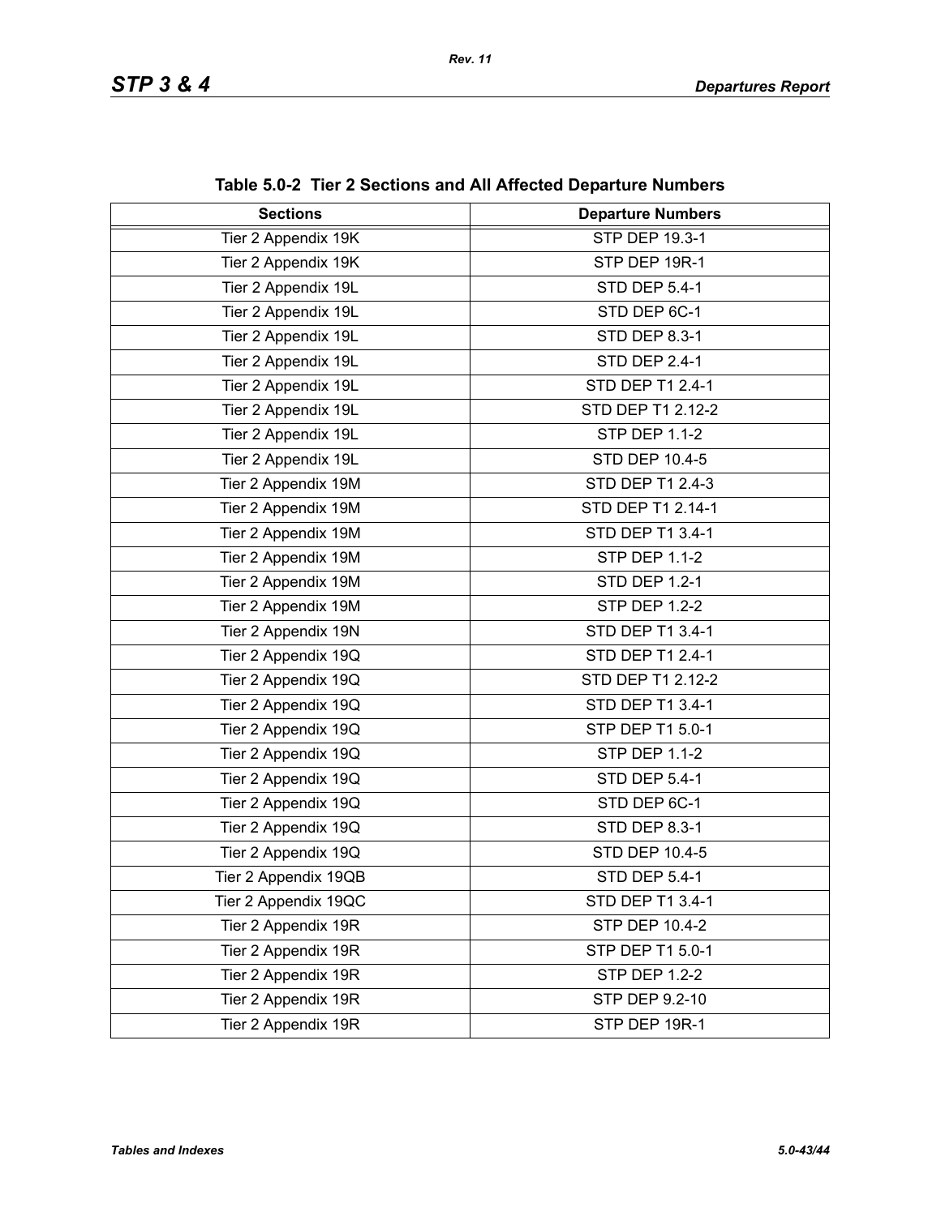**Table 5.0-2 Tier 2 Sections and All Affected Departure Numbers**

| Sections | Departure Numbers |
|---|---|
| Tier 2 Appendix 19K | STP DEP 19.3-1 |
| Tier 2 Appendix 19K | STP DEP 19R-1 |
| Tier 2 Appendix 19L | STD DEP 5.4-1 |
| Tier 2 Appendix 19L | STD DEP 6C-1 |
| Tier 2 Appendix 19L | STD DEP 8.3-1 |
| Tier 2 Appendix 19L | STD DEP 2.4-1 |
| Tier 2 Appendix 19L | STD DEP T1 2.4-1 |
| Tier 2 Appendix 19L | STD DEP T1 2.12-2 |
| Tier 2 Appendix 19L | STP DEP 1.1-2 |
| Tier 2 Appendix 19L | STD DEP 10.4-5 |
| Tier 2 Appendix 19M | STD DEP T1 2.4-3 |
| Tier 2 Appendix 19M | STD DEP T1 2.14-1 |
| Tier 2 Appendix 19M | STD DEP T1 3.4-1 |
| Tier 2 Appendix 19M | STP DEP 1.1-2 |
| Tier 2 Appendix 19M | STD DEP 1.2-1 |
| Tier 2 Appendix 19M | STP DEP 1.2-2 |
| Tier 2 Appendix 19N | STD DEP T1 3.4-1 |
| Tier 2 Appendix 19Q | STD DEP T1 2.4-1 |
| Tier 2 Appendix 19Q | STD DEP T1 2.12-2 |
| Tier 2 Appendix 19Q | STD DEP T1 3.4-1 |
| Tier 2 Appendix 19Q | STP DEP T1 5.0-1 |
| Tier 2 Appendix 19Q | STP DEP 1.1-2 |
| Tier 2 Appendix 19Q | STD DEP 5.4-1 |
| Tier 2 Appendix 19Q | STD DEP 6C-1 |
| Tier 2 Appendix 19Q | STD DEP 8.3-1 |
| Tier 2 Appendix 19Q | STD DEP 10.4-5 |
| Tier 2 Appendix 19QB | STD DEP 5.4-1 |
| Tier 2 Appendix 19QC | STD DEP T1 3.4-1 |
| Tier 2 Appendix 19R | STP DEP 10.4-2 |
| Tier 2 Appendix 19R | STP DEP T1 5.0-1 |
| Tier 2 Appendix 19R | STP DEP 1.2-2 |
| Tier 2 Appendix 19R | STP DEP 9.2-10 |
| Tier 2 Appendix 19R | STP DEP 19R-1 |